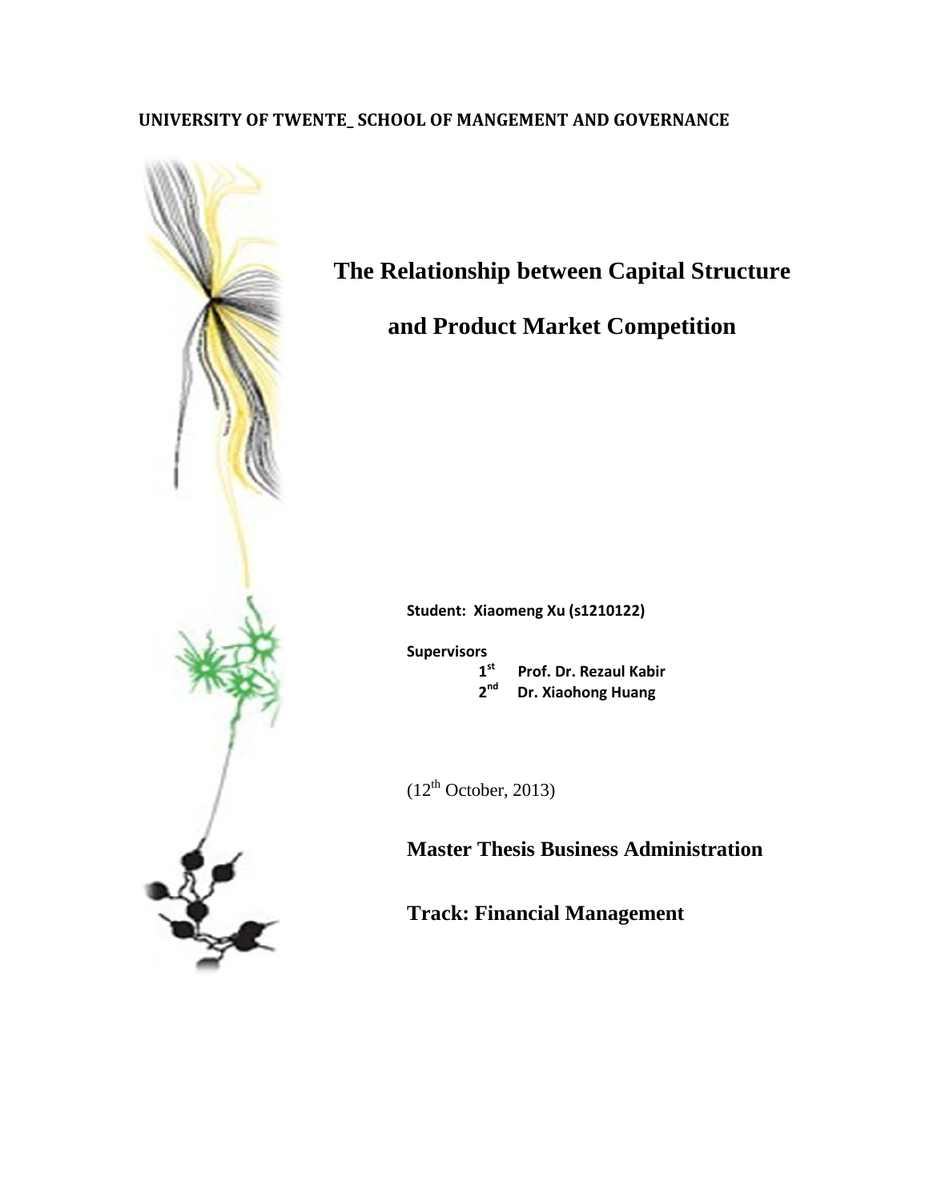**UNIVERSITY OF TWENTE_ SCHOOL OF MANGEMENT AND GOVERNANCE**

# The Relationship between Capital Structure and Product Market Competition

**Student: Xiaomeng Xu (s1210122)**

**Supervisors**

**1st Prof. Dr. Rezaul Kabir**

**2nd Dr. Xiaohong Huang**

(12th October, 2013)

**Master Thesis Business Administration**

**Track: Financial Management**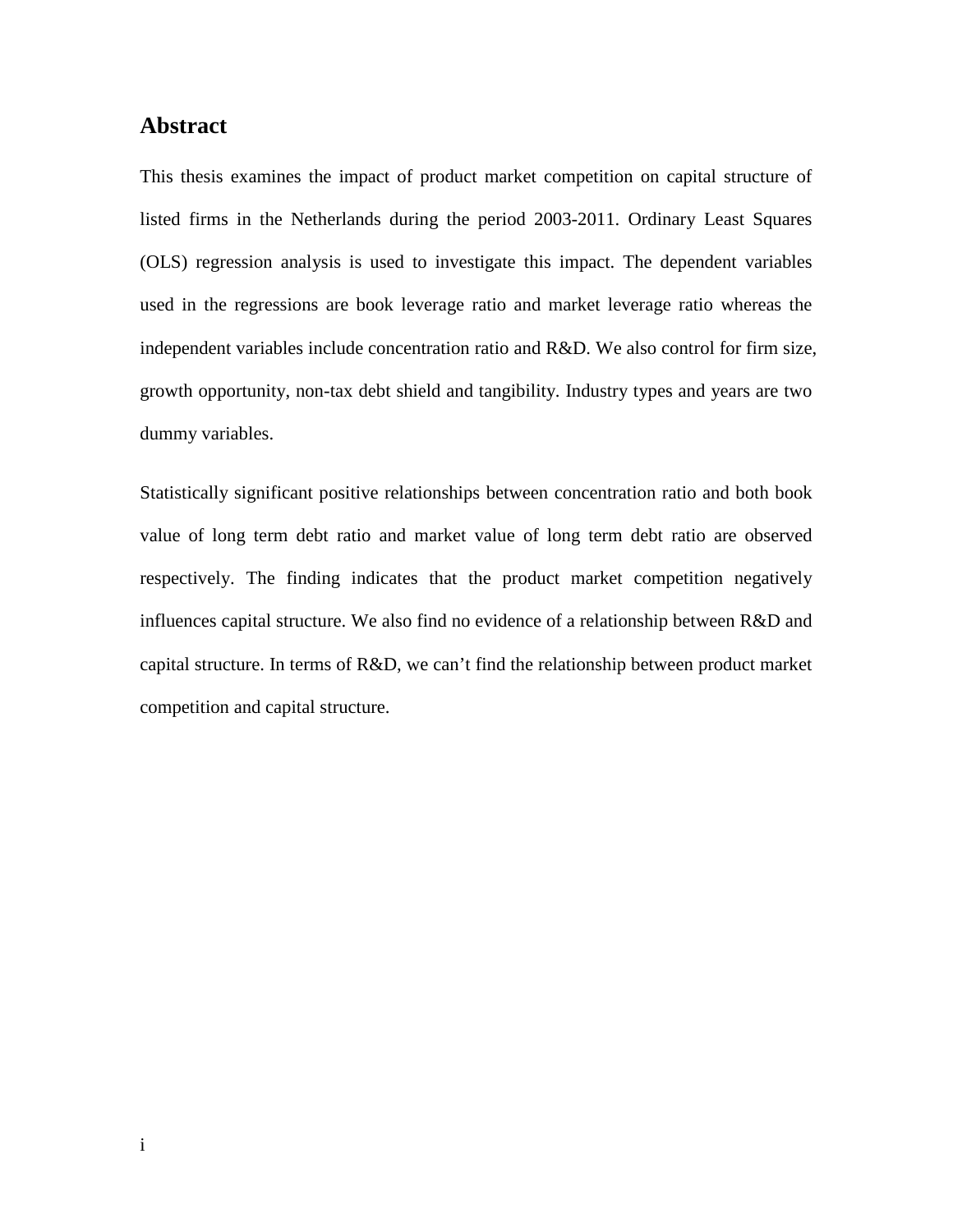## Abstract

This thesis examines the impact of product market competition on capital structure of listed firms in the Netherlands during the period 2003-2011. Ordinary Least Squares (OLS) regression analysis is used to investigate this impact. The dependent variables used in the regressions are book leverage ratio and market leverage ratio whereas the independent variables include concentration ratio and R&D. We also control for firm size, growth opportunity, non-tax debt shield and tangibility. Industry types and years are two dummy variables.

Statistically significant positive relationships between concentration ratio and both book value of long term debt ratio and market value of long term debt ratio are observed respectively. The finding indicates that the product market competition negatively influences capital structure. We also find no evidence of a relationship between R&D and capital structure. In terms of R&D, we can't find the relationship between product market competition and capital structure.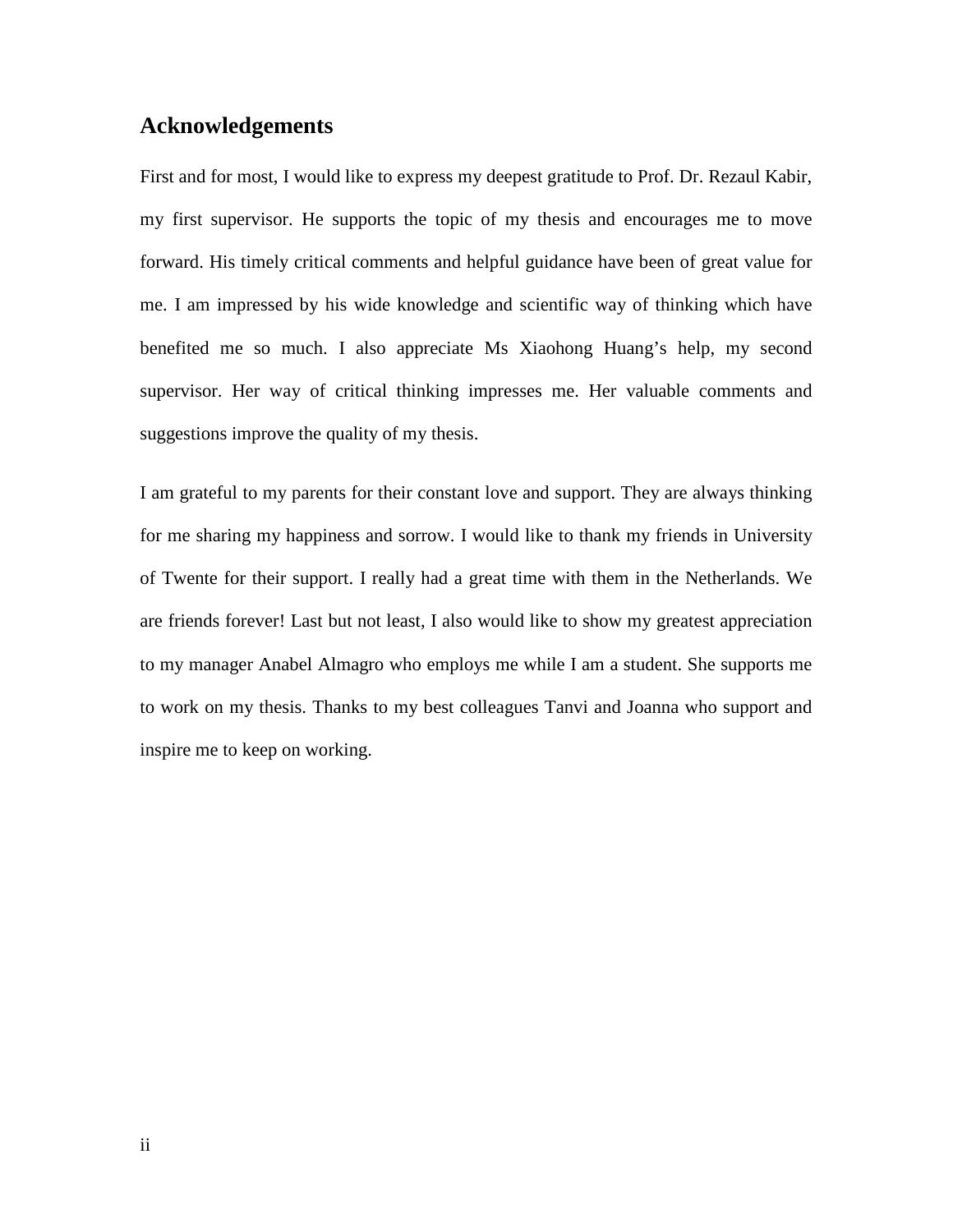## Acknowledgements

First and for most, I would like to express my deepest gratitude to Prof. Dr. Rezaul Kabir, my first supervisor. He supports the topic of my thesis and encourages me to move forward. His timely critical comments and helpful guidance have been of great value for me. I am impressed by his wide knowledge and scientific way of thinking which have benefited me so much. I also appreciate Ms Xiaohong Huang's help, my second supervisor. Her way of critical thinking impresses me. Her valuable comments and suggestions improve the quality of my thesis.

I am grateful to my parents for their constant love and support. They are always thinking for me sharing my happiness and sorrow. I would like to thank my friends in University of Twente for their support. I really had a great time with them in the Netherlands. We are friends forever! Last but not least, I also would like to show my greatest appreciation to my manager Anabel Almagro who employs me while I am a student. She supports me to work on my thesis. Thanks to my best colleagues Tanvi and Joanna who support and inspire me to keep on working.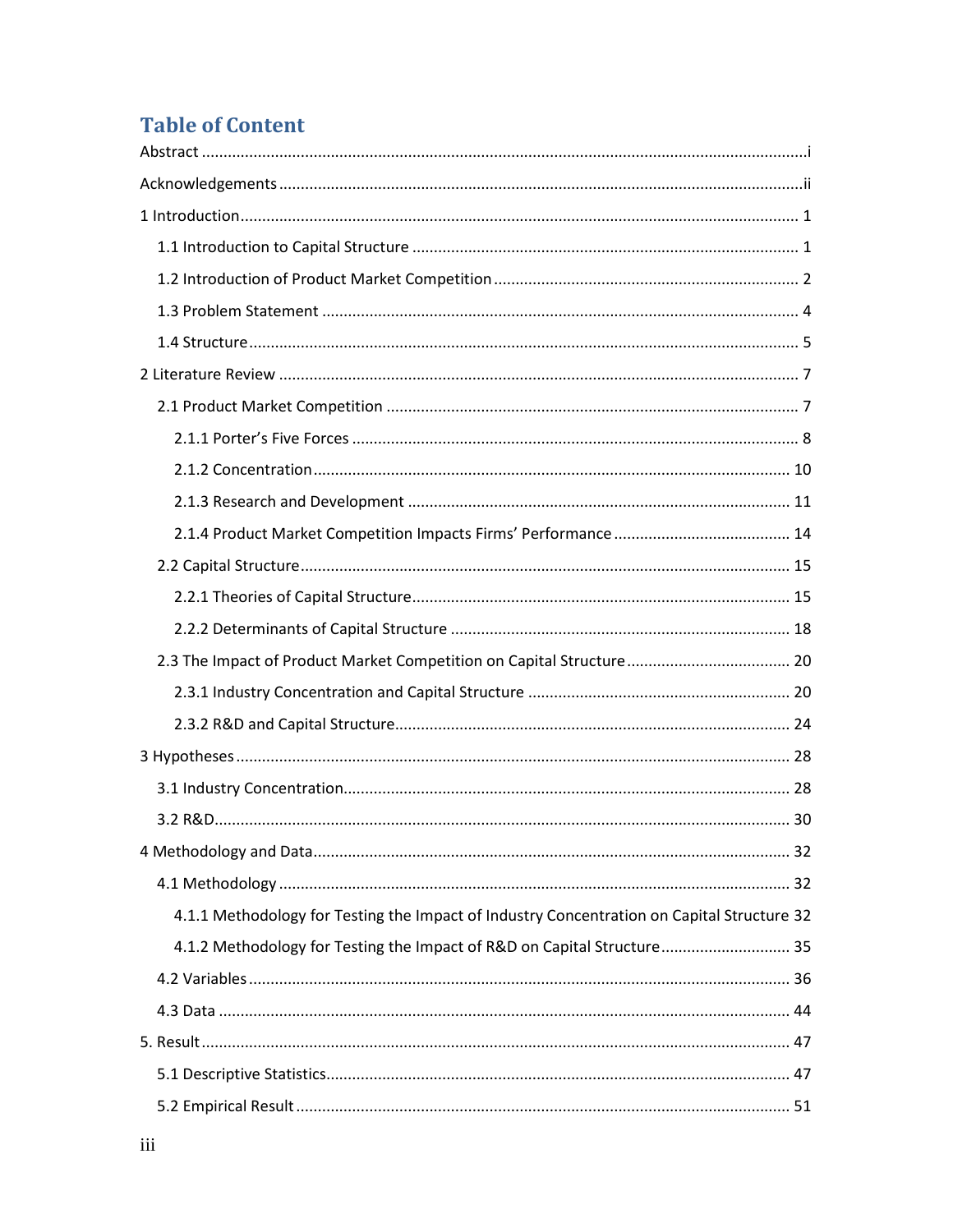# Table of Content

Abstract ........................................................................................................................................ i

Acknowledgements ........................................................................................................................ ii

1 Introduction ................................................................................................................................. 1

- 1.1 Introduction to Capital Structure ........................................................................................ 1
- 1.2 Introduction of Product Market Competition ...................................................................... 2
- 1.3 Problem Statement ............................................................................................................. 4
- 1.4 Structure .............................................................................................................................. 5

2 Literature Review ........................................................................................................................ 7

- 2.1 Product Market Competition ............................................................................................... 7
  - 2.1.1 Porter's Five Forces ...................................................................................................... 8
  - 2.1.2 Concentration ............................................................................................................. 10
  - 2.1.3 Research and Development ........................................................................................ 11
  - 2.1.4 Product Market Competition Impacts Firms' Performance ......................................... 14
- 2.2 Capital Structure ................................................................................................................ 15
  - 2.2.1 Theories of Capital Structure ...................................................................................... 15
  - 2.2.2 Determinants of Capital Structure .............................................................................. 18
- 2.3 The Impact of Product Market Competition on Capital Structure ...................................... 20
  - 2.3.1 Industry Concentration and Capital Structure ............................................................ 20
  - 2.3.2 R&D and Capital Structure .......................................................................................... 24

3 Hypotheses ................................................................................................................................ 28

- 3.1 Industry Concentration ....................................................................................................... 28
- 3.2 R&D .................................................................................................................................... 30

4 Methodology and Data ............................................................................................................. 32

- 4.1 Methodology ..................................................................................................................... 32
  - 4.1.1 Methodology for Testing the Impact of Industry Concentration on Capital Structure 32
  - 4.1.2 Methodology for Testing the Impact of R&D on Capital Structure ............................. 35
- 4.2 Variables ............................................................................................................................ 36
- 4.3 Data ................................................................................................................................... 44

5. Result ........................................................................................................................................ 47

- 5.1 Descriptive Statistics .......................................................................................................... 47
- 5.2 Empirical Result ................................................................................................................. 51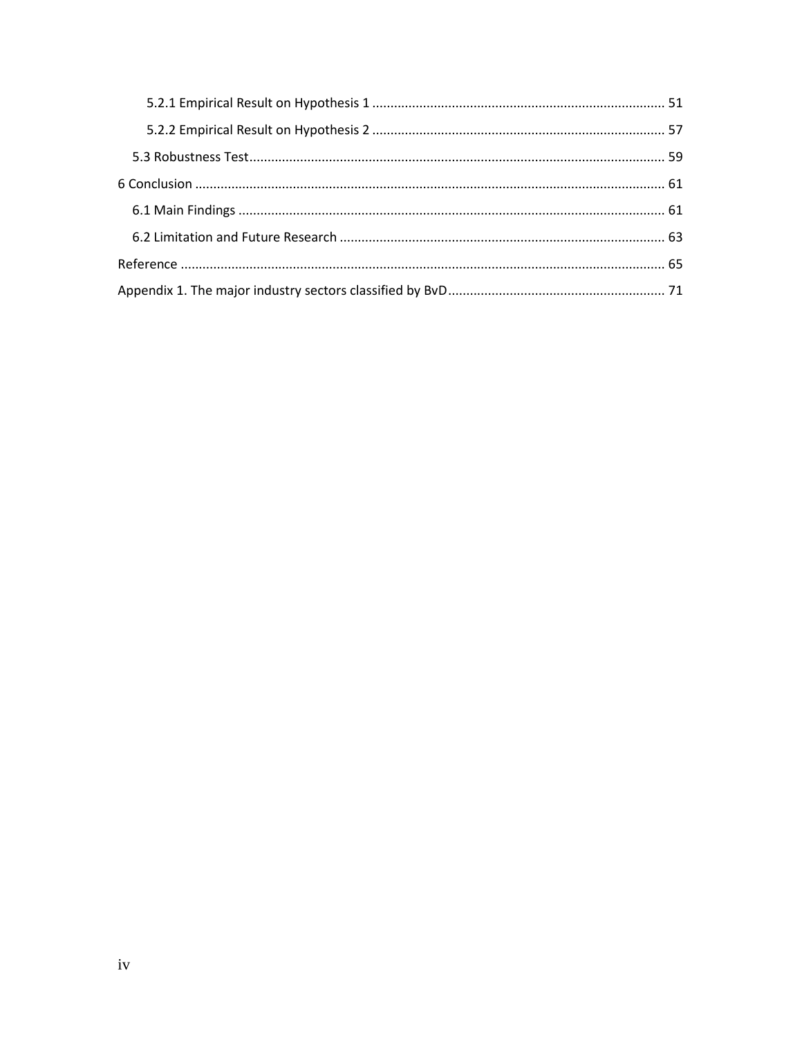5.2.1 Empirical Result on Hypothesis 1 ................................................................................. 51

5.2.2 Empirical Result on Hypothesis 2 ................................................................................. 57

5.3 Robustness Test................................................................................................................. 59

6 Conclusion ................................................................................................................................ 61

6.1 Main Findings ..................................................................................................................... 61

6.2 Limitation and Future Research ......................................................................................... 63

Reference ..................................................................................................................................... 65

Appendix 1. The major industry sectors classified by BvD........................................................... 71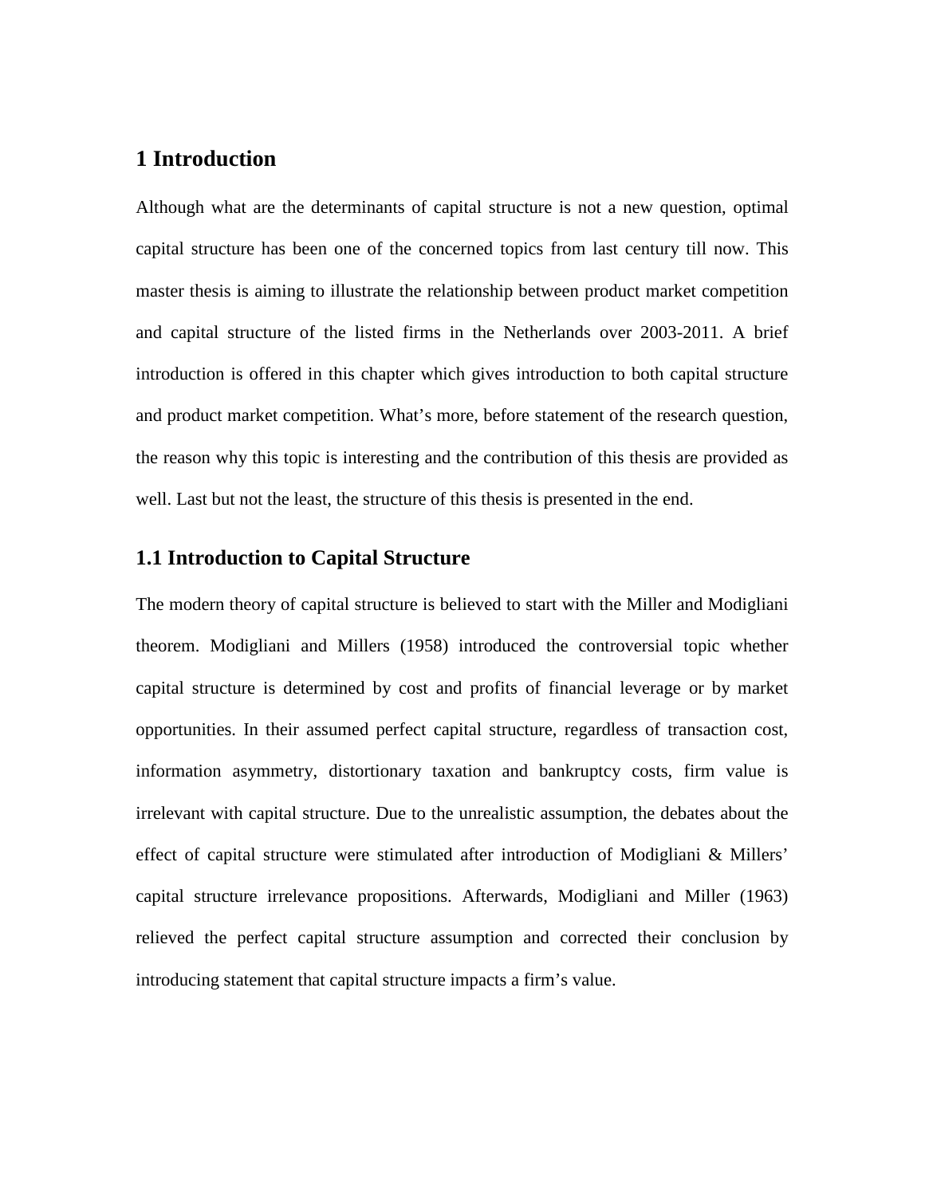# 1 Introduction

Although what are the determinants of capital structure is not a new question, optimal capital structure has been one of the concerned topics from last century till now. This master thesis is aiming to illustrate the relationship between product market competition and capital structure of the listed firms in the Netherlands over 2003-2011. A brief introduction is offered in this chapter which gives introduction to both capital structure and product market competition. What's more, before statement of the research question, the reason why this topic is interesting and the contribution of this thesis are provided as well. Last but not the least, the structure of this thesis is presented in the end.

## 1.1 Introduction to Capital Structure

The modern theory of capital structure is believed to start with the Miller and Modigliani theorem. Modigliani and Millers (1958) introduced the controversial topic whether capital structure is determined by cost and profits of financial leverage or by market opportunities. In their assumed perfect capital structure, regardless of transaction cost, information asymmetry, distortionary taxation and bankruptcy costs, firm value is irrelevant with capital structure. Due to the unrealistic assumption, the debates about the effect of capital structure were stimulated after introduction of Modigliani & Millers' capital structure irrelevance propositions. Afterwards, Modigliani and Miller (1963) relieved the perfect capital structure assumption and corrected their conclusion by introducing statement that capital structure impacts a firm's value.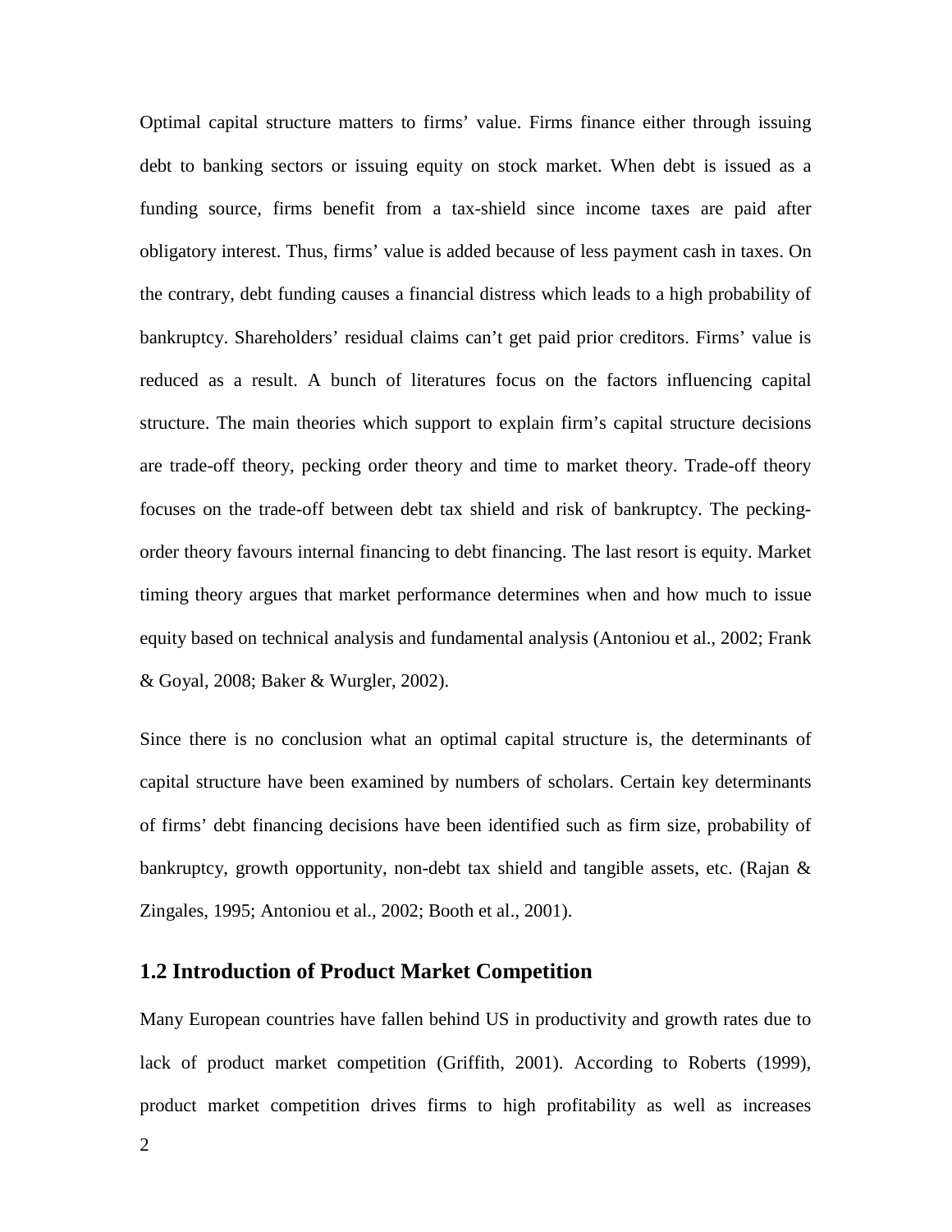Optimal capital structure matters to firms' value. Firms finance either through issuing debt to banking sectors or issuing equity on stock market. When debt is issued as a funding source, firms benefit from a tax-shield since income taxes are paid after obligatory interest. Thus, firms' value is added because of less payment cash in taxes. On the contrary, debt funding causes a financial distress which leads to a high probability of bankruptcy. Shareholders' residual claims can't get paid prior creditors. Firms' value is reduced as a result. A bunch of literatures focus on the factors influencing capital structure. The main theories which support to explain firm's capital structure decisions are trade-off theory, pecking order theory and time to market theory. Trade-off theory focuses on the trade-off between debt tax shield and risk of bankruptcy. The pecking-order theory favours internal financing to debt financing. The last resort is equity. Market timing theory argues that market performance determines when and how much to issue equity based on technical analysis and fundamental analysis (Antoniou et al., 2002; Frank & Goyal, 2008; Baker & Wurgler, 2002).

Since there is no conclusion what an optimal capital structure is, the determinants of capital structure have been examined by numbers of scholars. Certain key determinants of firms' debt financing decisions have been identified such as firm size, probability of bankruptcy, growth opportunity, non-debt tax shield and tangible assets, etc. (Rajan & Zingales, 1995; Antoniou et al., 2002; Booth et al., 2001).

## 1.2 Introduction of Product Market Competition

Many European countries have fallen behind US in productivity and growth rates due to lack of product market competition (Griffith, 2001). According to Roberts (1999), product market competition drives firms to high profitability as well as increases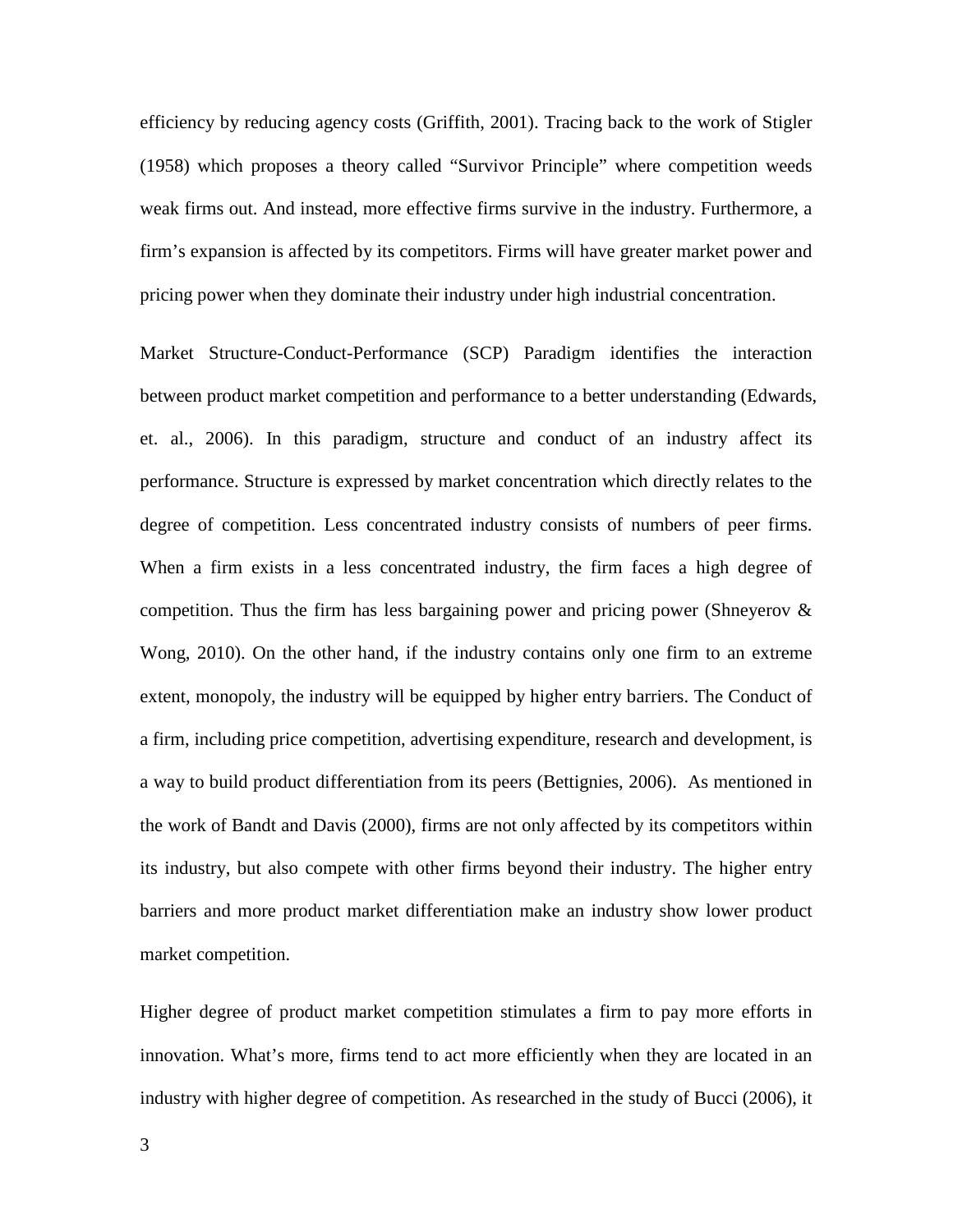efficiency by reducing agency costs (Griffith, 2001). Tracing back to the work of Stigler (1958) which proposes a theory called "Survivor Principle" where competition weeds weak firms out. And instead, more effective firms survive in the industry. Furthermore, a firm's expansion is affected by its competitors. Firms will have greater market power and pricing power when they dominate their industry under high industrial concentration.

Market Structure-Conduct-Performance (SCP) Paradigm identifies the interaction between product market competition and performance to a better understanding (Edwards, et. al., 2006). In this paradigm, structure and conduct of an industry affect its performance. Structure is expressed by market concentration which directly relates to the degree of competition. Less concentrated industry consists of numbers of peer firms. When a firm exists in a less concentrated industry, the firm faces a high degree of competition. Thus the firm has less bargaining power and pricing power (Shneyerov & Wong, 2010). On the other hand, if the industry contains only one firm to an extreme extent, monopoly, the industry will be equipped by higher entry barriers. The Conduct of a firm, including price competition, advertising expenditure, research and development, is a way to build product differentiation from its peers (Bettignies, 2006). As mentioned in the work of Bandt and Davis (2000), firms are not only affected by its competitors within its industry, but also compete with other firms beyond their industry. The higher entry barriers and more product market differentiation make an industry show lower product market competition.

Higher degree of product market competition stimulates a firm to pay more efforts in innovation. What's more, firms tend to act more efficiently when they are located in an industry with higher degree of competition. As researched in the study of Bucci (2006), it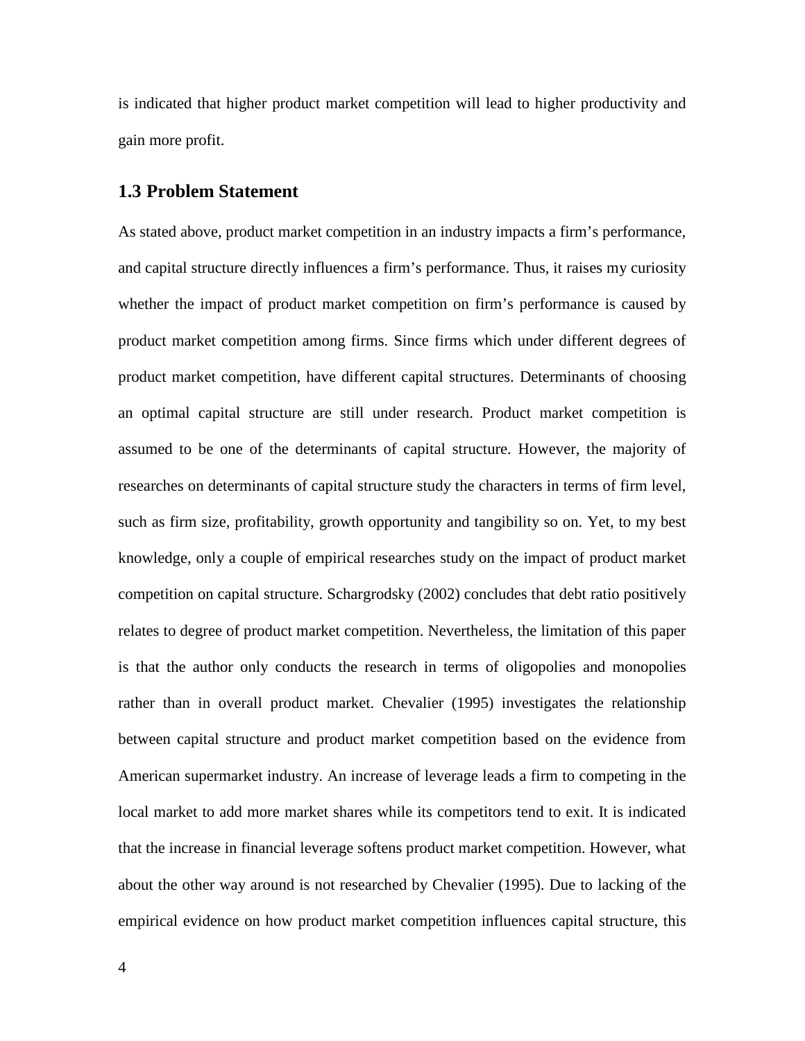is indicated that higher product market competition will lead to higher productivity and gain more profit.

## 1.3 Problem Statement

As stated above, product market competition in an industry impacts a firm's performance, and capital structure directly influences a firm's performance. Thus, it raises my curiosity whether the impact of product market competition on firm's performance is caused by product market competition among firms. Since firms which under different degrees of product market competition, have different capital structures. Determinants of choosing an optimal capital structure are still under research. Product market competition is assumed to be one of the determinants of capital structure. However, the majority of researches on determinants of capital structure study the characters in terms of firm level, such as firm size, profitability, growth opportunity and tangibility so on. Yet, to my best knowledge, only a couple of empirical researches study on the impact of product market competition on capital structure. Schargrodsky (2002) concludes that debt ratio positively relates to degree of product market competition. Nevertheless, the limitation of this paper is that the author only conducts the research in terms of oligopolies and monopolies rather than in overall product market. Chevalier (1995) investigates the relationship between capital structure and product market competition based on the evidence from American supermarket industry. An increase of leverage leads a firm to competing in the local market to add more market shares while its competitors tend to exit. It is indicated that the increase in financial leverage softens product market competition. However, what about the other way around is not researched by Chevalier (1995). Due to lacking of the empirical evidence on how product market competition influences capital structure, this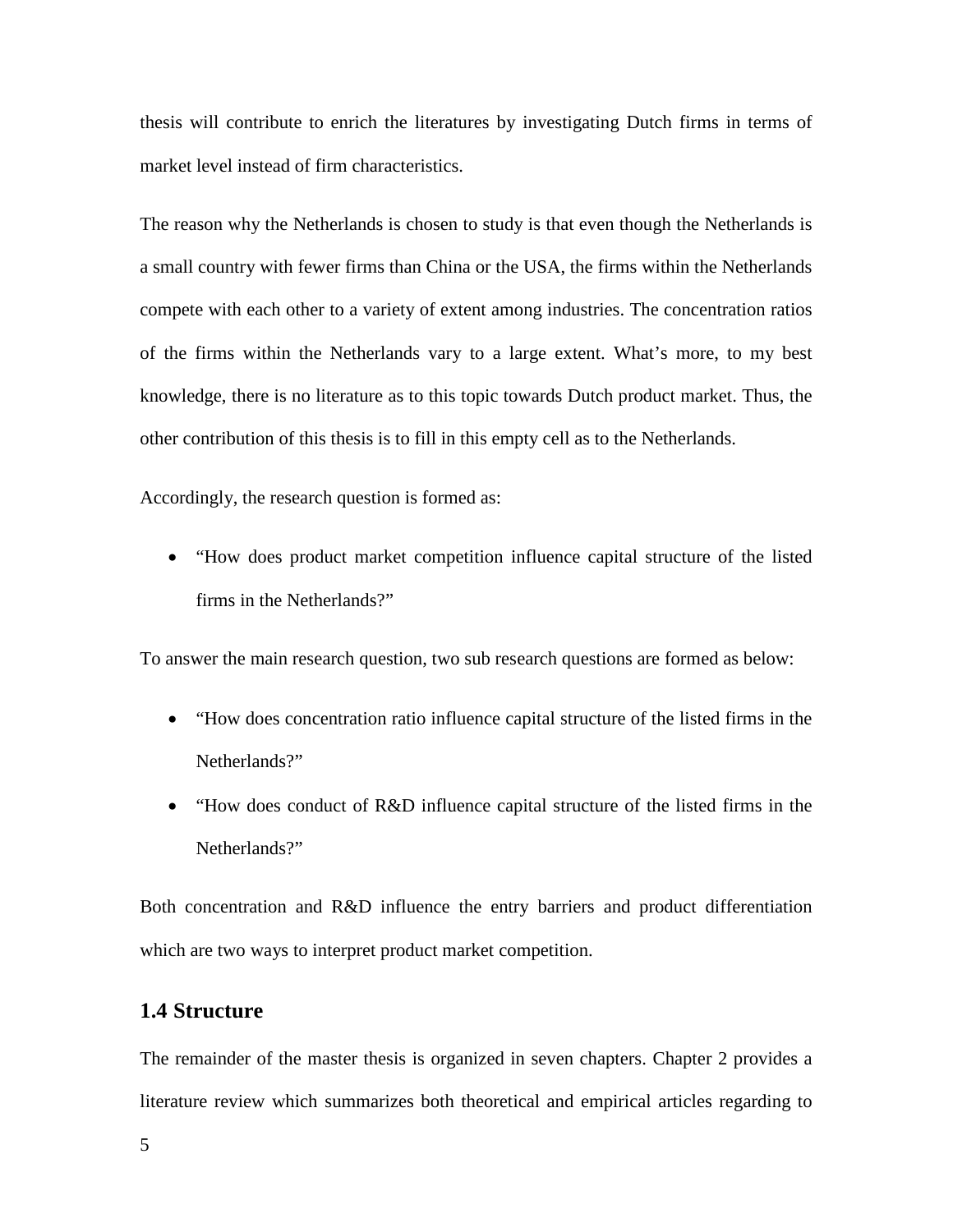thesis will contribute to enrich the literatures by investigating Dutch firms in terms of market level instead of firm characteristics.

The reason why the Netherlands is chosen to study is that even though the Netherlands is a small country with fewer firms than China or the USA, the firms within the Netherlands compete with each other to a variety of extent among industries. The concentration ratios of the firms within the Netherlands vary to a large extent. What's more, to my best knowledge, there is no literature as to this topic towards Dutch product market. Thus, the other contribution of this thesis is to fill in this empty cell as to the Netherlands.

Accordingly, the research question is formed as:

- "How does product market competition influence capital structure of the listed firms in the Netherlands?"

To answer the main research question, two sub research questions are formed as below:

- "How does concentration ratio influence capital structure of the listed firms in the Netherlands?"
- "How does conduct of R&D influence capital structure of the listed firms in the Netherlands?"

Both concentration and R&D influence the entry barriers and product differentiation which are two ways to interpret product market competition.

### 1.4 Structure

The remainder of the master thesis is organized in seven chapters. Chapter 2 provides a literature review which summarizes both theoretical and empirical articles regarding to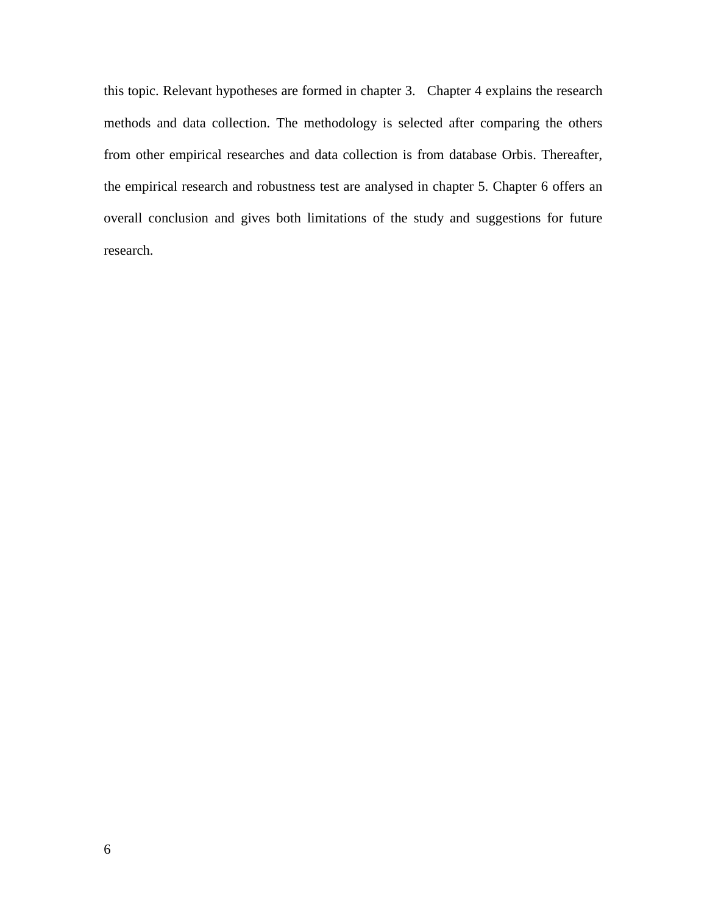this topic. Relevant hypotheses are formed in chapter 3. Chapter 4 explains the research methods and data collection. The methodology is selected after comparing the others from other empirical researches and data collection is from database Orbis. Thereafter, the empirical research and robustness test are analysed in chapter 5. Chapter 6 offers an overall conclusion and gives both limitations of the study and suggestions for future research.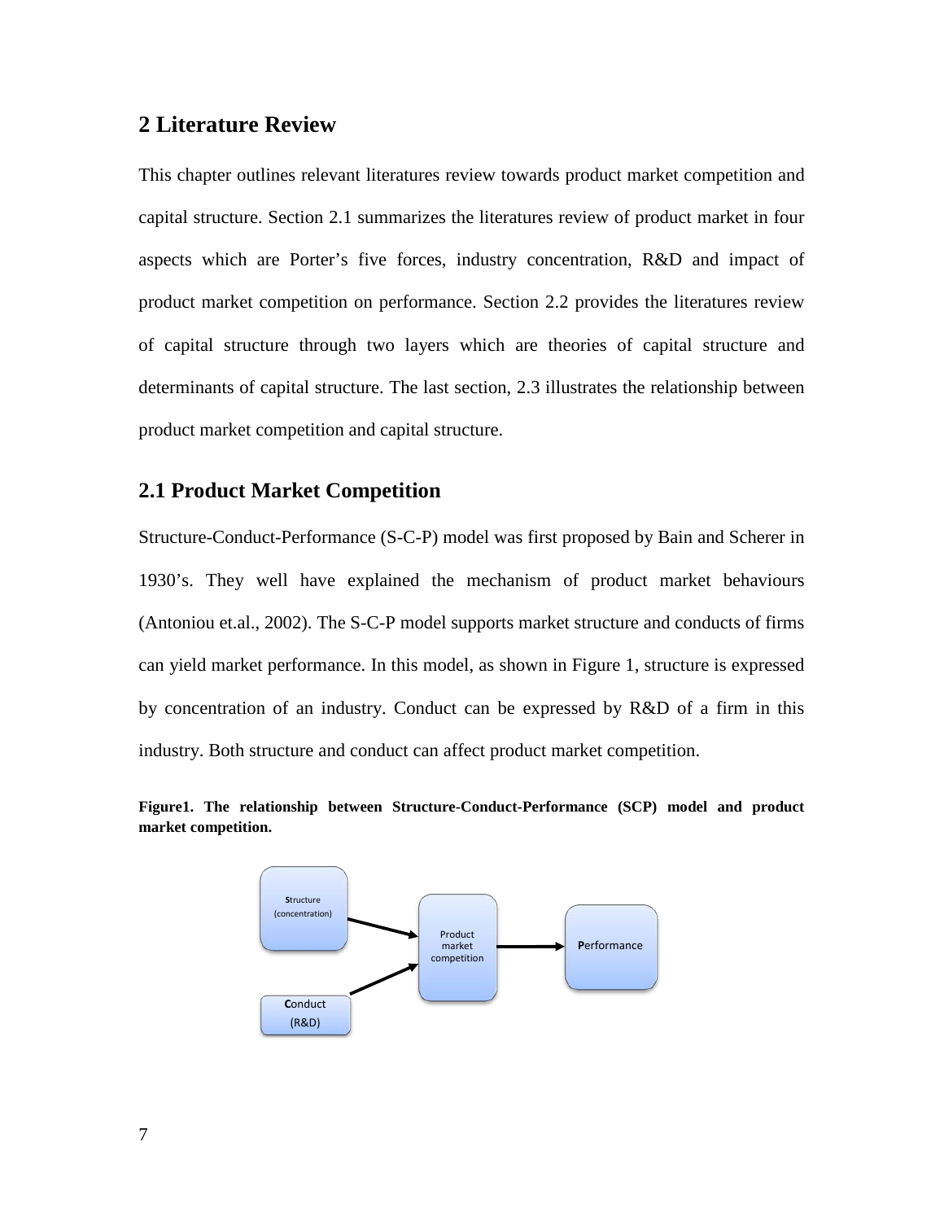## 2 Literature Review

This chapter outlines relevant literatures review towards product market competition and capital structure. Section 2.1 summarizes the literatures review of product market in four aspects which are Porter's five forces, industry concentration, R&D and impact of product market competition on performance. Section 2.2 provides the literatures review of capital structure through two layers which are theories of capital structure and determinants of capital structure. The last section, 2.3 illustrates the relationship between product market competition and capital structure.

### 2.1 Product Market Competition

Structure-Conduct-Performance (S-C-P) model was first proposed by Bain and Scherer in 1930's. They well have explained the mechanism of product market behaviours (Antoniou et.al., 2002). The S-C-P model supports market structure and conducts of firms can yield market performance. In this model, as shown in Figure 1, structure is expressed by concentration of an industry. Conduct can be expressed by R&D of a firm in this industry. Both structure and conduct can affect product market competition.

**Figure1. The relationship between Structure-Conduct-Performance (SCP) model and product market competition.**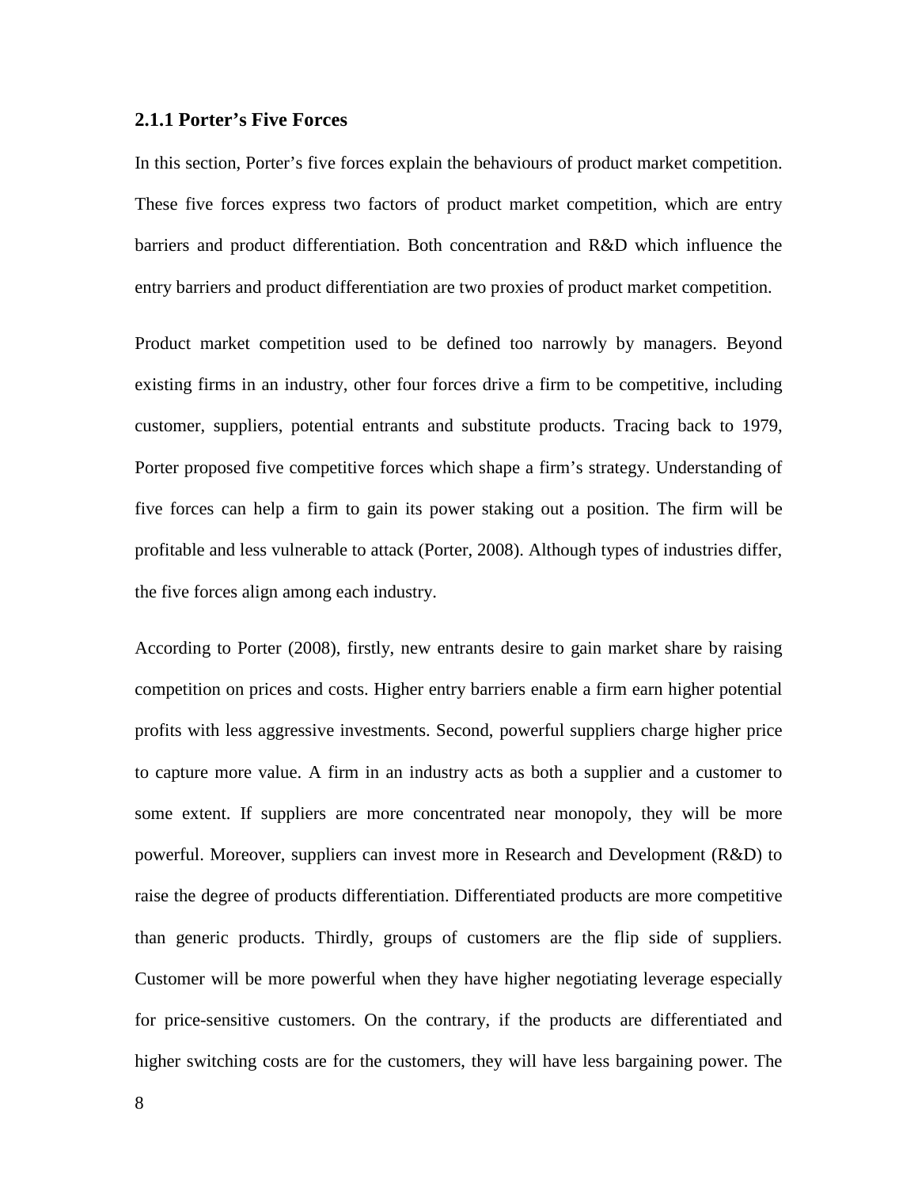### 2.1.1 Porter's Five Forces

In this section, Porter's five forces explain the behaviours of product market competition. These five forces express two factors of product market competition, which are entry barriers and product differentiation. Both concentration and R&D which influence the entry barriers and product differentiation are two proxies of product market competition.

Product market competition used to be defined too narrowly by managers. Beyond existing firms in an industry, other four forces drive a firm to be competitive, including customer, suppliers, potential entrants and substitute products. Tracing back to 1979, Porter proposed five competitive forces which shape a firm's strategy. Understanding of five forces can help a firm to gain its power staking out a position. The firm will be profitable and less vulnerable to attack (Porter, 2008). Although types of industries differ, the five forces align among each industry.

According to Porter (2008), firstly, new entrants desire to gain market share by raising competition on prices and costs. Higher entry barriers enable a firm earn higher potential profits with less aggressive investments. Second, powerful suppliers charge higher price to capture more value. A firm in an industry acts as both a supplier and a customer to some extent. If suppliers are more concentrated near monopoly, they will be more powerful. Moreover, suppliers can invest more in Research and Development (R&D) to raise the degree of products differentiation. Differentiated products are more competitive than generic products. Thirdly, groups of customers are the flip side of suppliers. Customer will be more powerful when they have higher negotiating leverage especially for price-sensitive customers. On the contrary, if the products are differentiated and higher switching costs are for the customers, they will have less bargaining power. The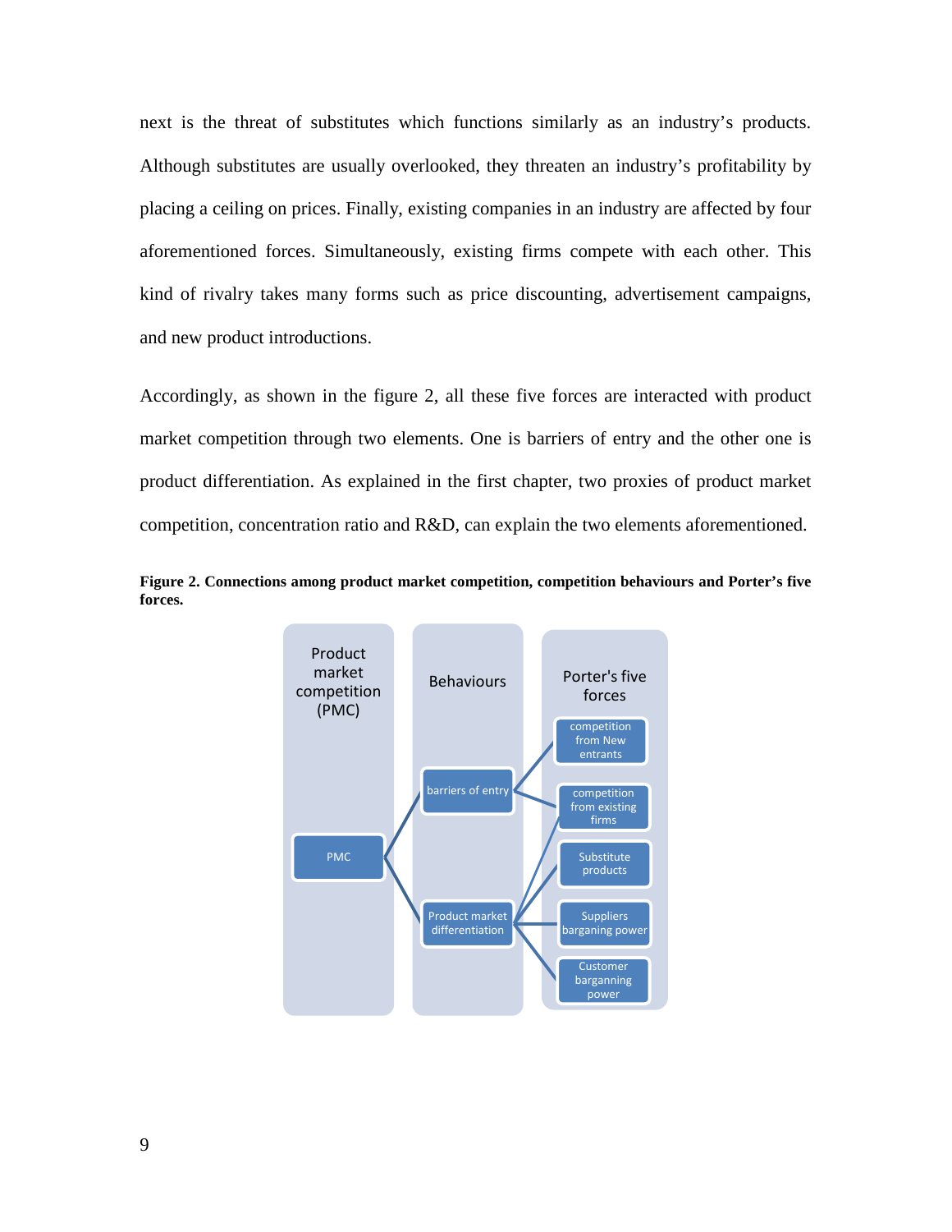next is the threat of substitutes which functions similarly as an industry's products. Although substitutes are usually overlooked, they threaten an industry's profitability by placing a ceiling on prices. Finally, existing companies in an industry are affected by four aforementioned forces. Simultaneously, existing firms compete with each other. This kind of rivalry takes many forms such as price discounting, advertisement campaigns, and new product introductions.

Accordingly, as shown in the figure 2, all these five forces are interacted with product market competition through two elements. One is barriers of entry and the other one is product differentiation. As explained in the first chapter, two proxies of product market competition, concentration ratio and R&D, can explain the two elements aforementioned.

**Figure 2. Connections among product market competition, competition behaviours and Porter's five forces.**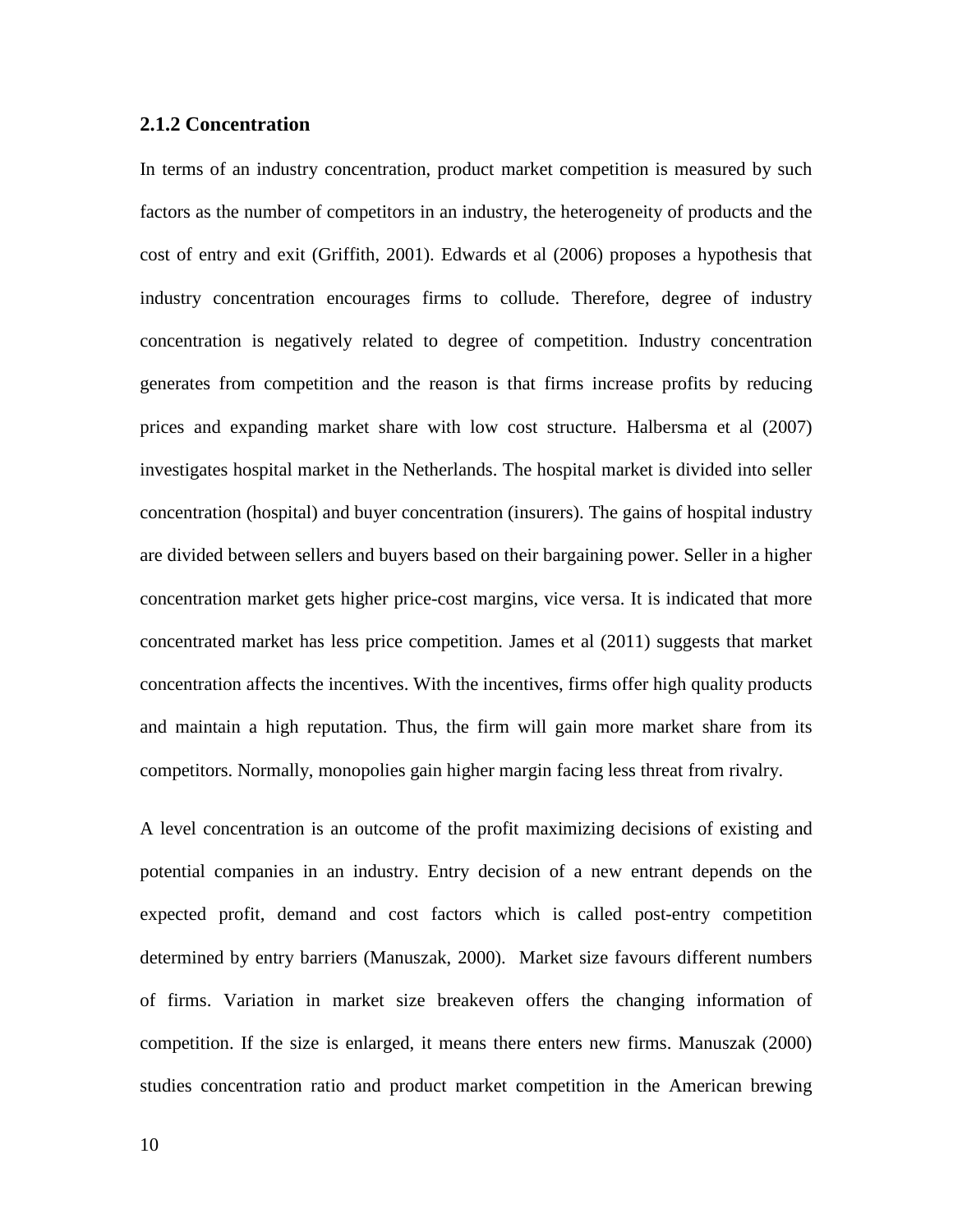### 2.1.2 Concentration

In terms of an industry concentration, product market competition is measured by such factors as the number of competitors in an industry, the heterogeneity of products and the cost of entry and exit (Griffith, 2001). Edwards et al (2006) proposes a hypothesis that industry concentration encourages firms to collude. Therefore, degree of industry concentration is negatively related to degree of competition. Industry concentration generates from competition and the reason is that firms increase profits by reducing prices and expanding market share with low cost structure. Halbersma et al (2007) investigates hospital market in the Netherlands. The hospital market is divided into seller concentration (hospital) and buyer concentration (insurers). The gains of hospital industry are divided between sellers and buyers based on their bargaining power. Seller in a higher concentration market gets higher price-cost margins, vice versa. It is indicated that more concentrated market has less price competition. James et al (2011) suggests that market concentration affects the incentives. With the incentives, firms offer high quality products and maintain a high reputation. Thus, the firm will gain more market share from its competitors. Normally, monopolies gain higher margin facing less threat from rivalry.

A level concentration is an outcome of the profit maximizing decisions of existing and potential companies in an industry. Entry decision of a new entrant depends on the expected profit, demand and cost factors which is called post-entry competition determined by entry barriers (Manuszak, 2000). Market size favours different numbers of firms. Variation in market size breakeven offers the changing information of competition. If the size is enlarged, it means there enters new firms. Manuszak (2000) studies concentration ratio and product market competition in the American brewing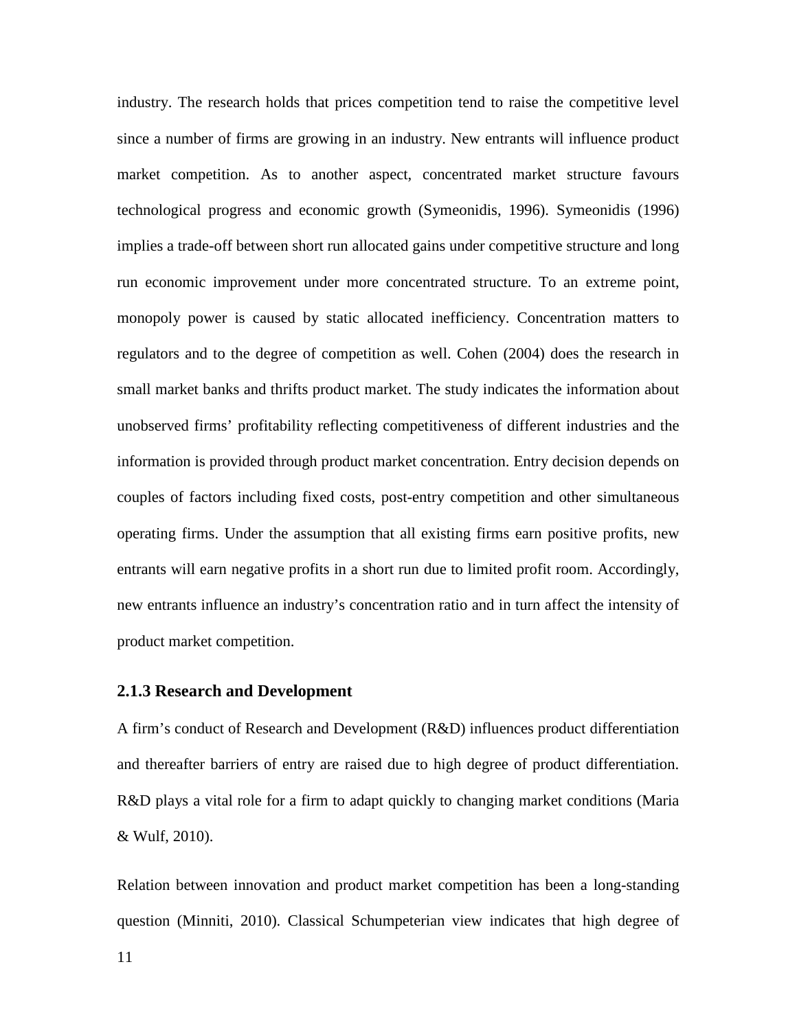industry. The research holds that prices competition tend to raise the competitive level since a number of firms are growing in an industry. New entrants will influence product market competition. As to another aspect, concentrated market structure favours technological progress and economic growth (Symeonidis, 1996). Symeonidis (1996) implies a trade-off between short run allocated gains under competitive structure and long run economic improvement under more concentrated structure. To an extreme point, monopoly power is caused by static allocated inefficiency. Concentration matters to regulators and to the degree of competition as well. Cohen (2004) does the research in small market banks and thrifts product market. The study indicates the information about unobserved firms' profitability reflecting competitiveness of different industries and the information is provided through product market concentration. Entry decision depends on couples of factors including fixed costs, post-entry competition and other simultaneous operating firms. Under the assumption that all existing firms earn positive profits, new entrants will earn negative profits in a short run due to limited profit room. Accordingly, new entrants influence an industry's concentration ratio and in turn affect the intensity of product market competition.

### 2.1.3 Research and Development

A firm's conduct of Research and Development (R&D) influences product differentiation and thereafter barriers of entry are raised due to high degree of product differentiation. R&D plays a vital role for a firm to adapt quickly to changing market conditions (Maria & Wulf, 2010).

Relation between innovation and product market competition has been a long-standing question (Minniti, 2010). Classical Schumpeterian view indicates that high degree of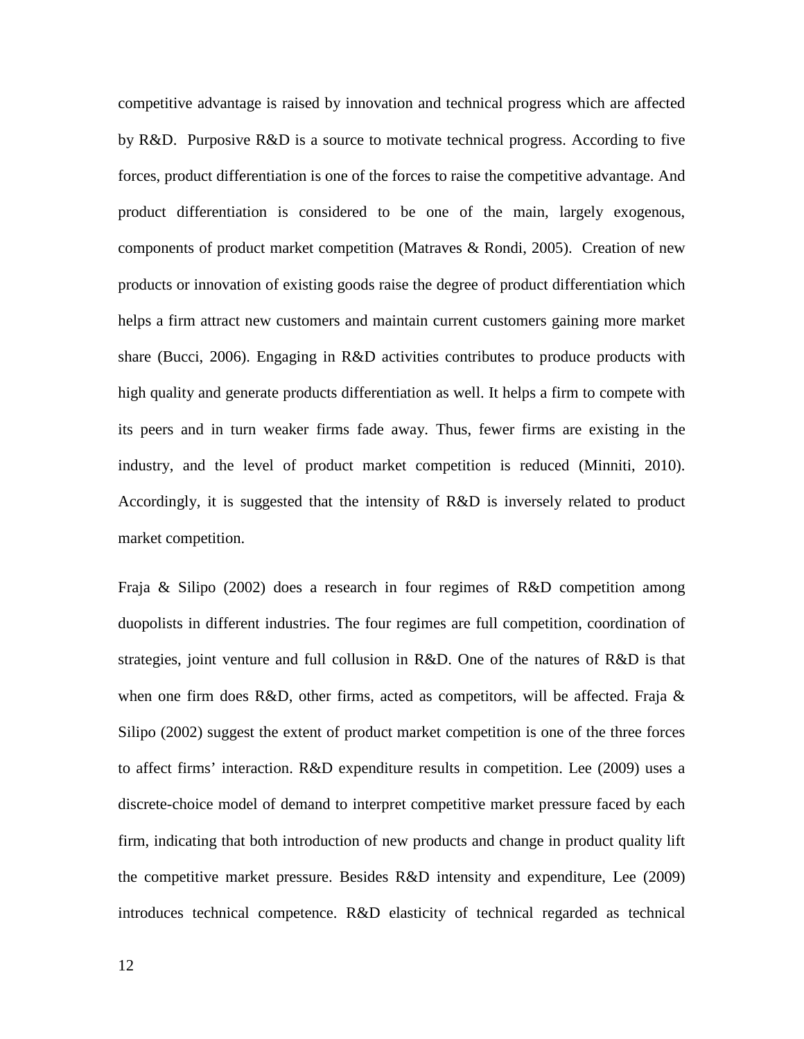competitive advantage is raised by innovation and technical progress which are affected by R&D. Purposive R&D is a source to motivate technical progress. According to five forces, product differentiation is one of the forces to raise the competitive advantage. And product differentiation is considered to be one of the main, largely exogenous, components of product market competition (Matraves & Rondi, 2005). Creation of new products or innovation of existing goods raise the degree of product differentiation which helps a firm attract new customers and maintain current customers gaining more market share (Bucci, 2006). Engaging in R&D activities contributes to produce products with high quality and generate products differentiation as well. It helps a firm to compete with its peers and in turn weaker firms fade away. Thus, fewer firms are existing in the industry, and the level of product market competition is reduced (Minniti, 2010). Accordingly, it is suggested that the intensity of R&D is inversely related to product market competition.

Fraja & Silipo (2002) does a research in four regimes of R&D competition among duopolists in different industries. The four regimes are full competition, coordination of strategies, joint venture and full collusion in R&D. One of the natures of R&D is that when one firm does R&D, other firms, acted as competitors, will be affected. Fraja & Silipo (2002) suggest the extent of product market competition is one of the three forces to affect firms' interaction. R&D expenditure results in competition. Lee (2009) uses a discrete-choice model of demand to interpret competitive market pressure faced by each firm, indicating that both introduction of new products and change in product quality lift the competitive market pressure. Besides R&D intensity and expenditure, Lee (2009) introduces technical competence. R&D elasticity of technical regarded as technical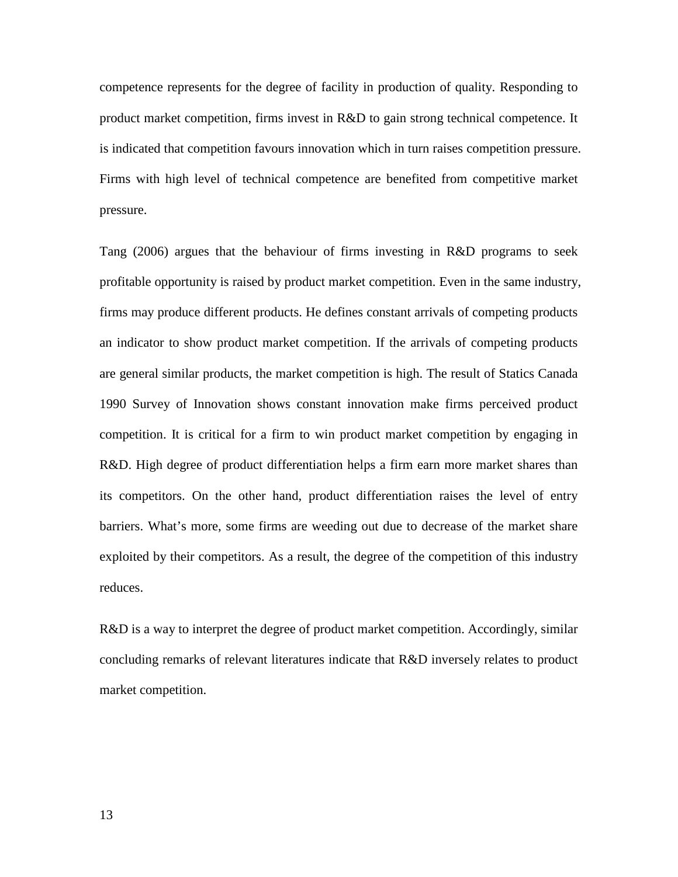competence represents for the degree of facility in production of quality. Responding to product market competition, firms invest in R&D to gain strong technical competence. It is indicated that competition favours innovation which in turn raises competition pressure. Firms with high level of technical competence are benefited from competitive market pressure.

Tang (2006) argues that the behaviour of firms investing in R&D programs to seek profitable opportunity is raised by product market competition. Even in the same industry, firms may produce different products. He defines constant arrivals of competing products an indicator to show product market competition. If the arrivals of competing products are general similar products, the market competition is high. The result of Statics Canada 1990 Survey of Innovation shows constant innovation make firms perceived product competition. It is critical for a firm to win product market competition by engaging in R&D. High degree of product differentiation helps a firm earn more market shares than its competitors. On the other hand, product differentiation raises the level of entry barriers. What's more, some firms are weeding out due to decrease of the market share exploited by their competitors. As a result, the degree of the competition of this industry reduces.

R&D is a way to interpret the degree of product market competition. Accordingly, similar concluding remarks of relevant literatures indicate that R&D inversely relates to product market competition.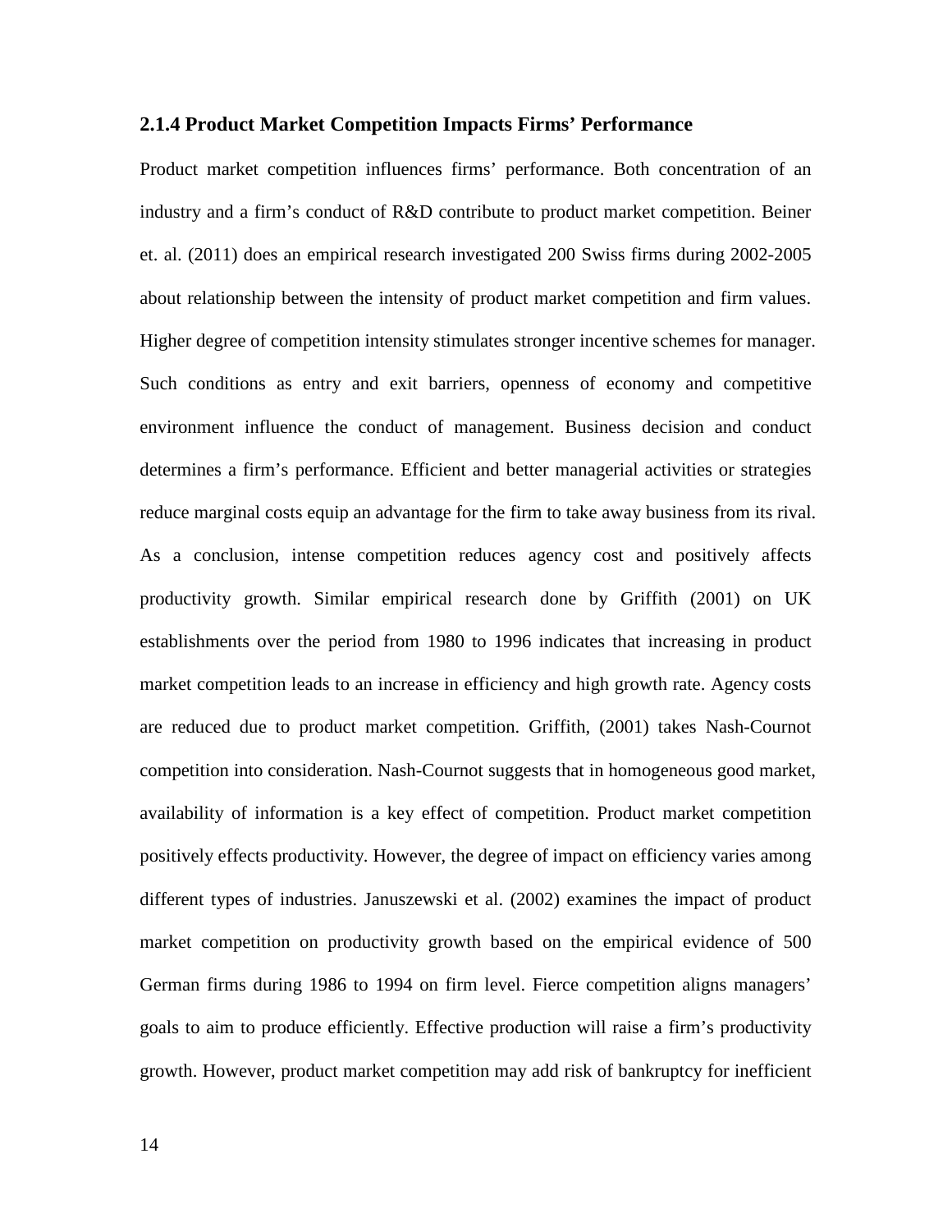### 2.1.4 Product Market Competition Impacts Firms' Performance

Product market competition influences firms' performance. Both concentration of an industry and a firm's conduct of R&D contribute to product market competition. Beiner et. al. (2011) does an empirical research investigated 200 Swiss firms during 2002-2005 about relationship between the intensity of product market competition and firm values. Higher degree of competition intensity stimulates stronger incentive schemes for manager. Such conditions as entry and exit barriers, openness of economy and competitive environment influence the conduct of management. Business decision and conduct determines a firm's performance. Efficient and better managerial activities or strategies reduce marginal costs equip an advantage for the firm to take away business from its rival. As a conclusion, intense competition reduces agency cost and positively affects productivity growth. Similar empirical research done by Griffith (2001) on UK establishments over the period from 1980 to 1996 indicates that increasing in product market competition leads to an increase in efficiency and high growth rate. Agency costs are reduced due to product market competition. Griffith, (2001) takes Nash-Cournot competition into consideration. Nash-Cournot suggests that in homogeneous good market, availability of information is a key effect of competition. Product market competition positively effects productivity. However, the degree of impact on efficiency varies among different types of industries. Januszewski et al. (2002) examines the impact of product market competition on productivity growth based on the empirical evidence of 500 German firms during 1986 to 1994 on firm level. Fierce competition aligns managers' goals to aim to produce efficiently. Effective production will raise a firm's productivity growth. However, product market competition may add risk of bankruptcy for inefficient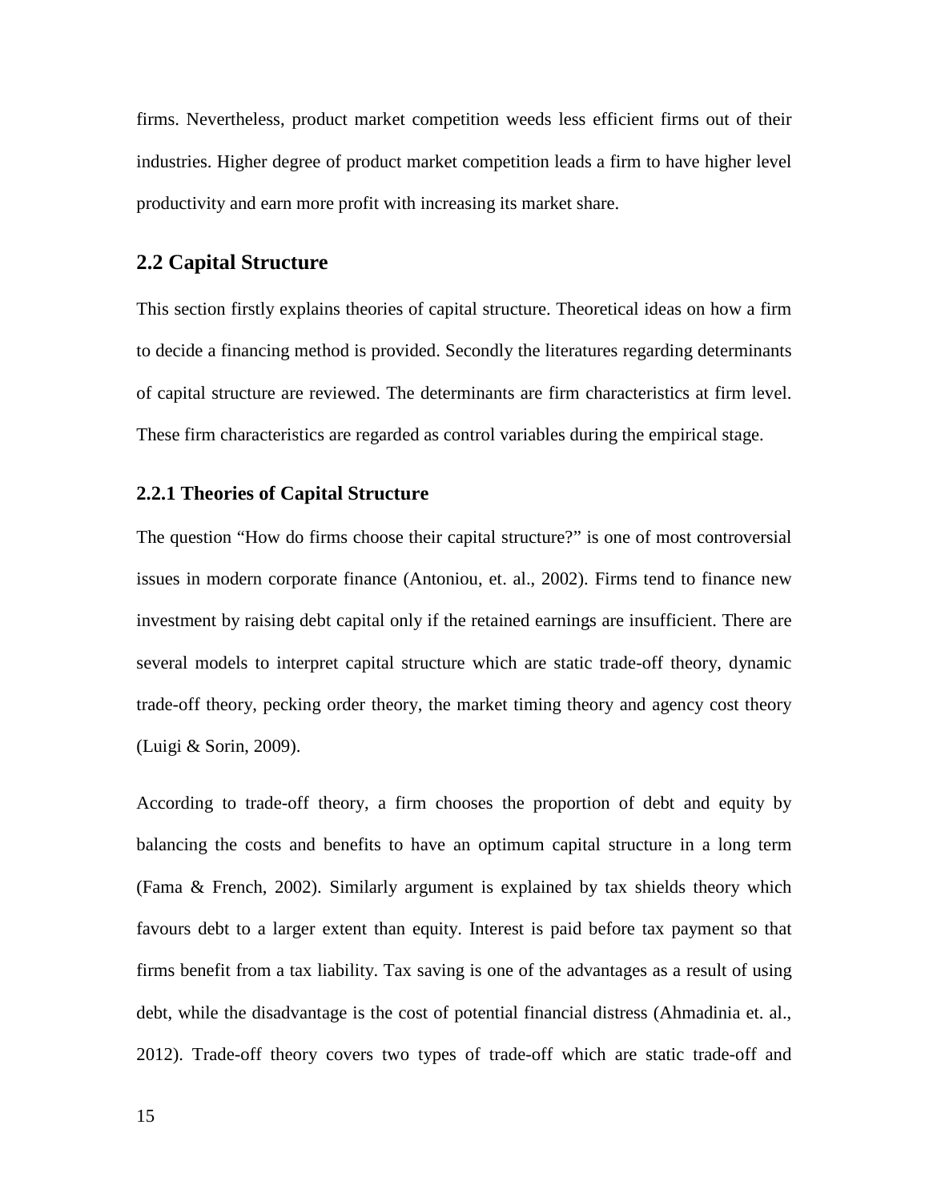firms. Nevertheless, product market competition weeds less efficient firms out of their industries. Higher degree of product market competition leads a firm to have higher level productivity and earn more profit with increasing its market share.

## 2.2 Capital Structure

This section firstly explains theories of capital structure. Theoretical ideas on how a firm to decide a financing method is provided. Secondly the literatures regarding determinants of capital structure are reviewed. The determinants are firm characteristics at firm level. These firm characteristics are regarded as control variables during the empirical stage.

### 2.2.1 Theories of Capital Structure

The question "How do firms choose their capital structure?" is one of most controversial issues in modern corporate finance (Antoniou, et. al., 2002). Firms tend to finance new investment by raising debt capital only if the retained earnings are insufficient. There are several models to interpret capital structure which are static trade-off theory, dynamic trade-off theory, pecking order theory, the market timing theory and agency cost theory (Luigi & Sorin, 2009).

According to trade-off theory, a firm chooses the proportion of debt and equity by balancing the costs and benefits to have an optimum capital structure in a long term (Fama & French, 2002). Similarly argument is explained by tax shields theory which favours debt to a larger extent than equity. Interest is paid before tax payment so that firms benefit from a tax liability. Tax saving is one of the advantages as a result of using debt, while the disadvantage is the cost of potential financial distress (Ahmadinia et. al., 2012). Trade-off theory covers two types of trade-off which are static trade-off and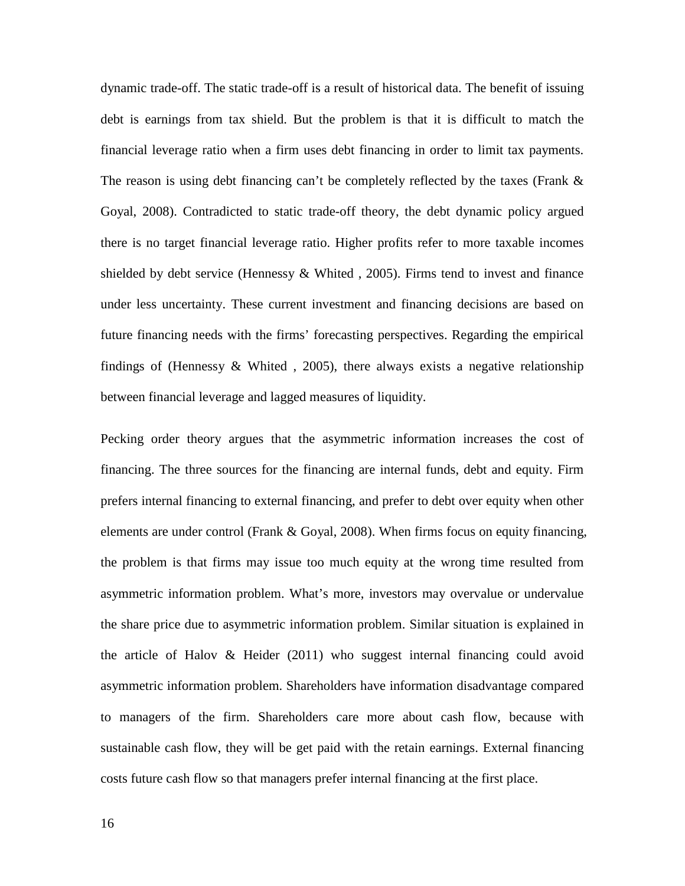dynamic trade-off. The static trade-off is a result of historical data. The benefit of issuing debt is earnings from tax shield. But the problem is that it is difficult to match the financial leverage ratio when a firm uses debt financing in order to limit tax payments. The reason is using debt financing can't be completely reflected by the taxes (Frank & Goyal, 2008). Contradicted to static trade-off theory, the debt dynamic policy argued there is no target financial leverage ratio. Higher profits refer to more taxable incomes shielded by debt service (Hennessy & Whited , 2005). Firms tend to invest and finance under less uncertainty. These current investment and financing decisions are based on future financing needs with the firms' forecasting perspectives. Regarding the empirical findings of (Hennessy & Whited , 2005), there always exists a negative relationship between financial leverage and lagged measures of liquidity.

Pecking order theory argues that the asymmetric information increases the cost of financing. The three sources for the financing are internal funds, debt and equity. Firm prefers internal financing to external financing, and prefer to debt over equity when other elements are under control (Frank & Goyal, 2008). When firms focus on equity financing, the problem is that firms may issue too much equity at the wrong time resulted from asymmetric information problem. What's more, investors may overvalue or undervalue the share price due to asymmetric information problem. Similar situation is explained in the article of Halov & Heider (2011) who suggest internal financing could avoid asymmetric information problem. Shareholders have information disadvantage compared to managers of the firm. Shareholders care more about cash flow, because with sustainable cash flow, they will be get paid with the retain earnings. External financing costs future cash flow so that managers prefer internal financing at the first place.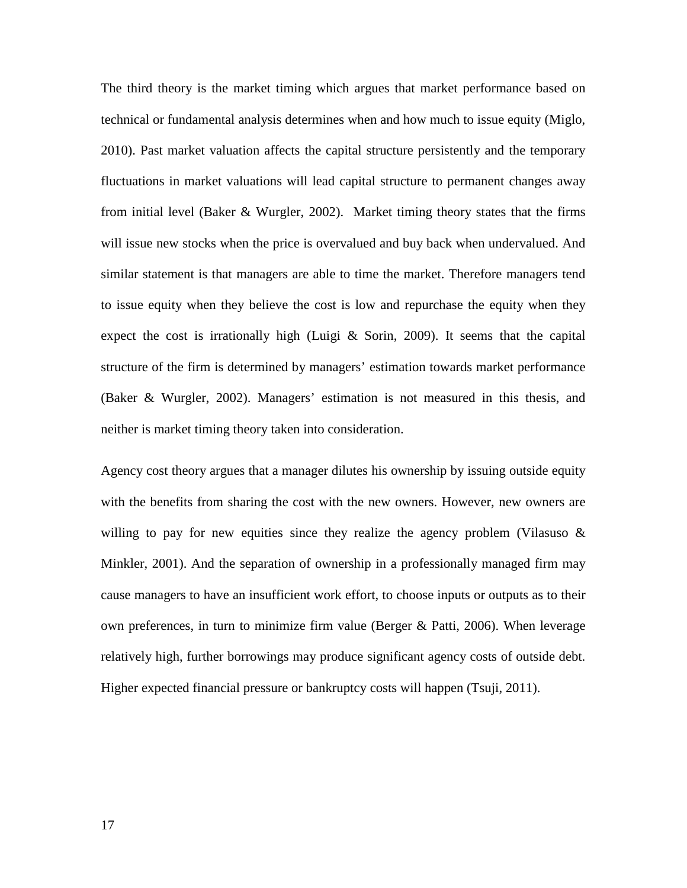The third theory is the market timing which argues that market performance based on technical or fundamental analysis determines when and how much to issue equity (Miglo, 2010). Past market valuation affects the capital structure persistently and the temporary fluctuations in market valuations will lead capital structure to permanent changes away from initial level (Baker & Wurgler, 2002). Market timing theory states that the firms will issue new stocks when the price is overvalued and buy back when undervalued. And similar statement is that managers are able to time the market. Therefore managers tend to issue equity when they believe the cost is low and repurchase the equity when they expect the cost is irrationally high (Luigi & Sorin, 2009). It seems that the capital structure of the firm is determined by managers' estimation towards market performance (Baker & Wurgler, 2002). Managers' estimation is not measured in this thesis, and neither is market timing theory taken into consideration.

Agency cost theory argues that a manager dilutes his ownership by issuing outside equity with the benefits from sharing the cost with the new owners. However, new owners are willing to pay for new equities since they realize the agency problem (Vilasuso & Minkler, 2001). And the separation of ownership in a professionally managed firm may cause managers to have an insufficient work effort, to choose inputs or outputs as to their own preferences, in turn to minimize firm value (Berger & Patti, 2006). When leverage relatively high, further borrowings may produce significant agency costs of outside debt. Higher expected financial pressure or bankruptcy costs will happen (Tsuji, 2011).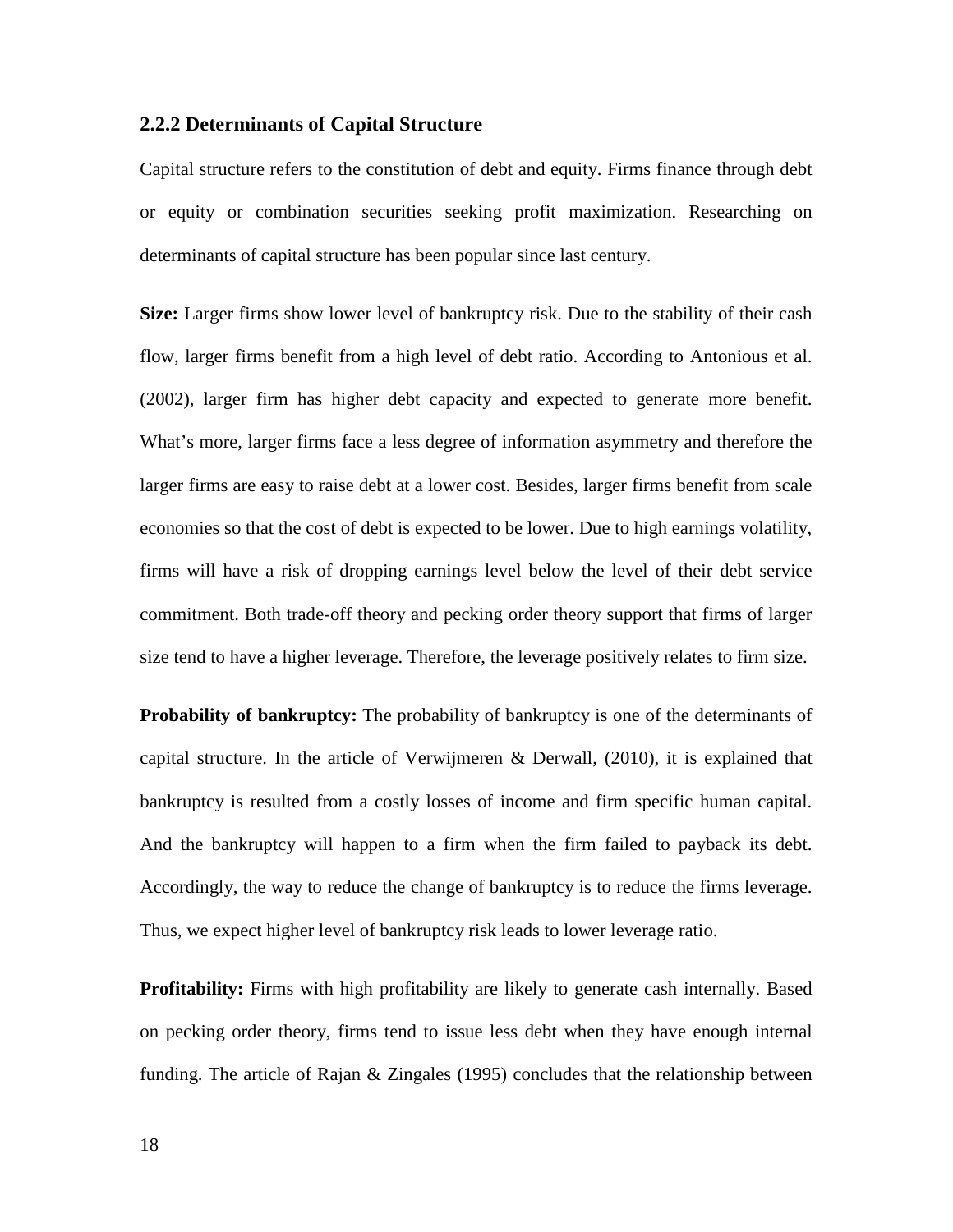### 2.2.2 Determinants of Capital Structure

Capital structure refers to the constitution of debt and equity. Firms finance through debt or equity or combination securities seeking profit maximization. Researching on determinants of capital structure has been popular since last century.

**Size:** Larger firms show lower level of bankruptcy risk. Due to the stability of their cash flow, larger firms benefit from a high level of debt ratio. According to Antonious et al. (2002), larger firm has higher debt capacity and expected to generate more benefit. What's more, larger firms face a less degree of information asymmetry and therefore the larger firms are easy to raise debt at a lower cost. Besides, larger firms benefit from scale economies so that the cost of debt is expected to be lower. Due to high earnings volatility, firms will have a risk of dropping earnings level below the level of their debt service commitment. Both trade-off theory and pecking order theory support that firms of larger size tend to have a higher leverage. Therefore, the leverage positively relates to firm size.

**Probability of bankruptcy:** The probability of bankruptcy is one of the determinants of capital structure. In the article of Verwijmeren & Derwall, (2010), it is explained that bankruptcy is resulted from a costly losses of income and firm specific human capital. And the bankruptcy will happen to a firm when the firm failed to payback its debt. Accordingly, the way to reduce the change of bankruptcy is to reduce the firms leverage. Thus, we expect higher level of bankruptcy risk leads to lower leverage ratio.

**Profitability:** Firms with high profitability are likely to generate cash internally. Based on pecking order theory, firms tend to issue less debt when they have enough internal funding. The article of Rajan & Zingales (1995) concludes that the relationship between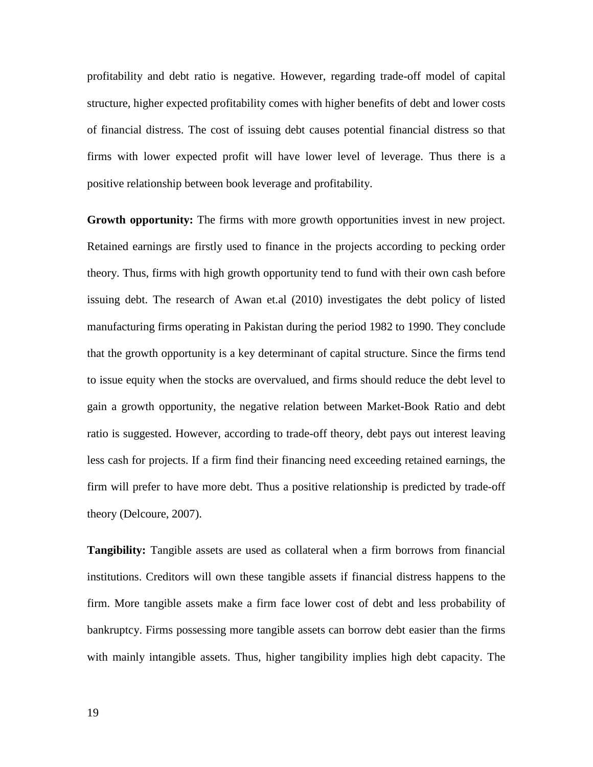profitability and debt ratio is negative. However, regarding trade-off model of capital structure, higher expected profitability comes with higher benefits of debt and lower costs of financial distress. The cost of issuing debt causes potential financial distress so that firms with lower expected profit will have lower level of leverage. Thus there is a positive relationship between book leverage and profitability.

**Growth opportunity:** The firms with more growth opportunities invest in new project. Retained earnings are firstly used to finance in the projects according to pecking order theory. Thus, firms with high growth opportunity tend to fund with their own cash before issuing debt. The research of Awan et.al (2010) investigates the debt policy of listed manufacturing firms operating in Pakistan during the period 1982 to 1990. They conclude that the growth opportunity is a key determinant of capital structure. Since the firms tend to issue equity when the stocks are overvalued, and firms should reduce the debt level to gain a growth opportunity, the negative relation between Market-Book Ratio and debt ratio is suggested. However, according to trade-off theory, debt pays out interest leaving less cash for projects. If a firm find their financing need exceeding retained earnings, the firm will prefer to have more debt. Thus a positive relationship is predicted by trade-off theory (Delcoure, 2007).

**Tangibility:** Tangible assets are used as collateral when a firm borrows from financial institutions. Creditors will own these tangible assets if financial distress happens to the firm. More tangible assets make a firm face lower cost of debt and less probability of bankruptcy. Firms possessing more tangible assets can borrow debt easier than the firms with mainly intangible assets. Thus, higher tangibility implies high debt capacity. The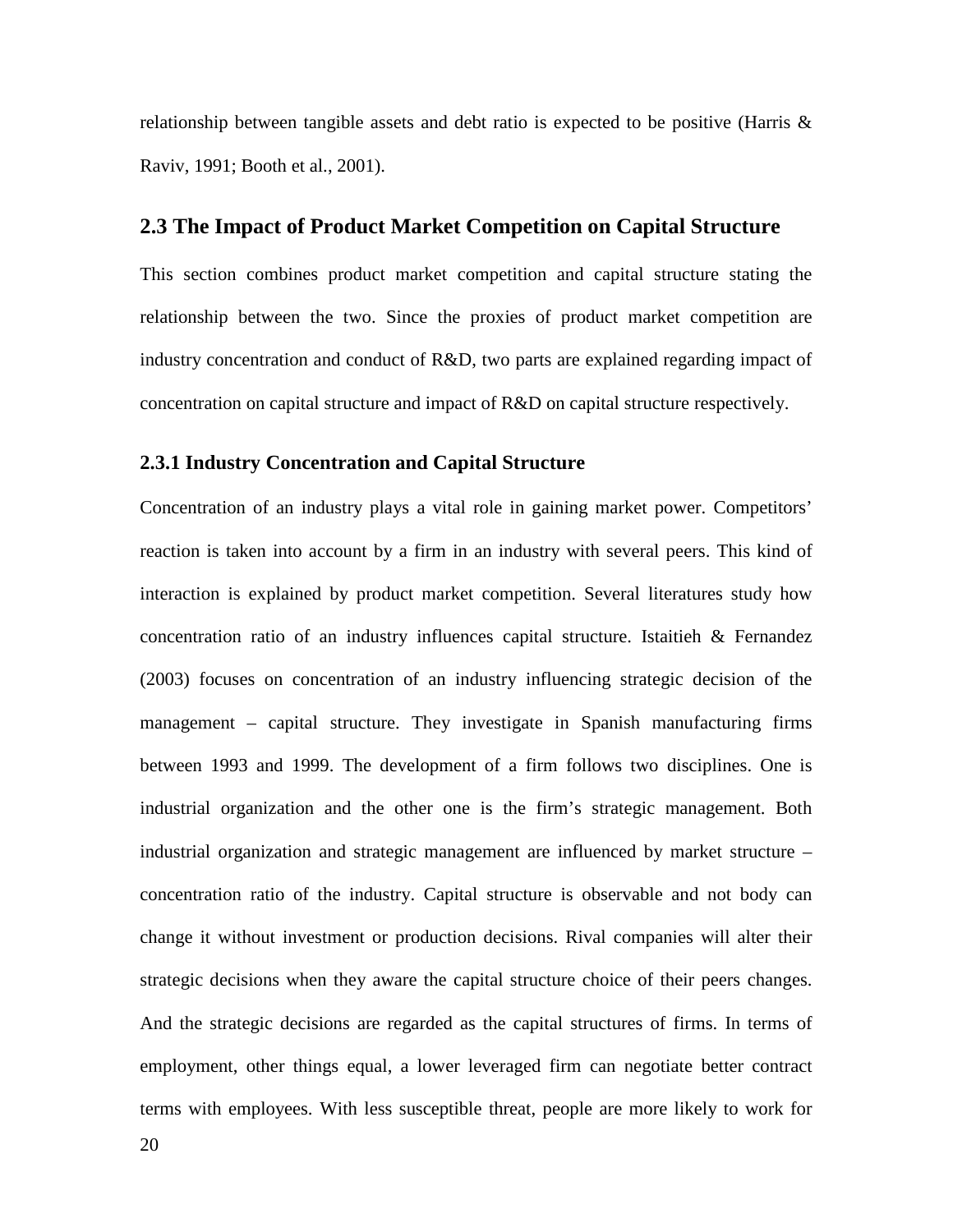relationship between tangible assets and debt ratio is expected to be positive (Harris & Raviv, 1991; Booth et al., 2001).

## 2.3 The Impact of Product Market Competition on Capital Structure

This section combines product market competition and capital structure stating the relationship between the two. Since the proxies of product market competition are industry concentration and conduct of R&D, two parts are explained regarding impact of concentration on capital structure and impact of R&D on capital structure respectively.

### 2.3.1 Industry Concentration and Capital Structure

Concentration of an industry plays a vital role in gaining market power. Competitors' reaction is taken into account by a firm in an industry with several peers. This kind of interaction is explained by product market competition. Several literatures study how concentration ratio of an industry influences capital structure. Istaitieh & Fernandez (2003) focuses on concentration of an industry influencing strategic decision of the management – capital structure. They investigate in Spanish manufacturing firms between 1993 and 1999. The development of a firm follows two disciplines. One is industrial organization and the other one is the firm's strategic management. Both industrial organization and strategic management are influenced by market structure – concentration ratio of the industry. Capital structure is observable and not body can change it without investment or production decisions. Rival companies will alter their strategic decisions when they aware the capital structure choice of their peers changes. And the strategic decisions are regarded as the capital structures of firms. In terms of employment, other things equal, a lower leveraged firm can negotiate better contract terms with employees. With less susceptible threat, people are more likely to work for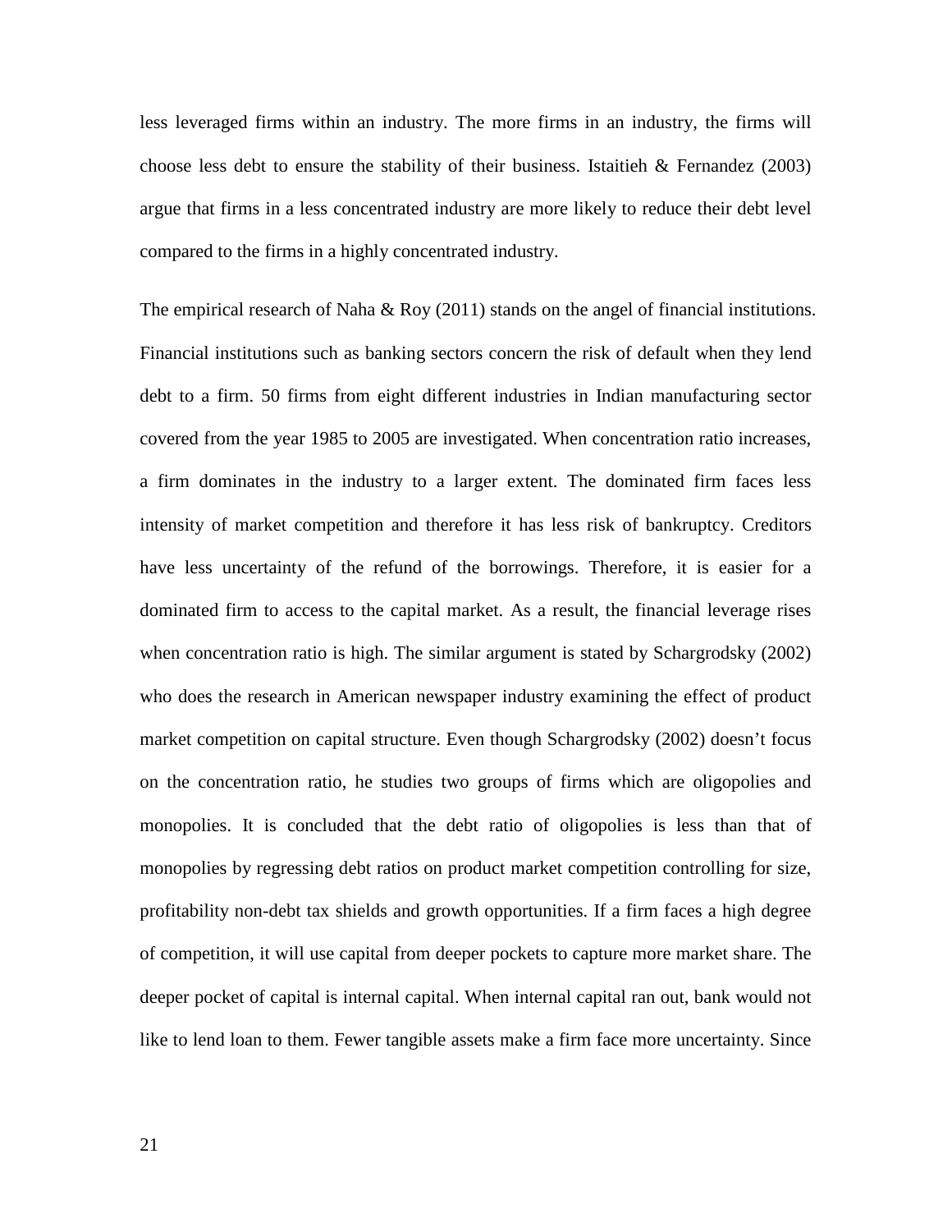less leveraged firms within an industry. The more firms in an industry, the firms will choose less debt to ensure the stability of their business. Istaitieh & Fernandez (2003) argue that firms in a less concentrated industry are more likely to reduce their debt level compared to the firms in a highly concentrated industry.

The empirical research of Naha & Roy (2011) stands on the angel of financial institutions. Financial institutions such as banking sectors concern the risk of default when they lend debt to a firm. 50 firms from eight different industries in Indian manufacturing sector covered from the year 1985 to 2005 are investigated. When concentration ratio increases, a firm dominates in the industry to a larger extent. The dominated firm faces less intensity of market competition and therefore it has less risk of bankruptcy. Creditors have less uncertainty of the refund of the borrowings. Therefore, it is easier for a dominated firm to access to the capital market. As a result, the financial leverage rises when concentration ratio is high. The similar argument is stated by Schargrodsky (2002) who does the research in American newspaper industry examining the effect of product market competition on capital structure. Even though Schargrodsky (2002) doesn't focus on the concentration ratio, he studies two groups of firms which are oligopolies and monopolies. It is concluded that the debt ratio of oligopolies is less than that of monopolies by regressing debt ratios on product market competition controlling for size, profitability non-debt tax shields and growth opportunities. If a firm faces a high degree of competition, it will use capital from deeper pockets to capture more market share. The deeper pocket of capital is internal capital. When internal capital ran out, bank would not like to lend loan to them. Fewer tangible assets make a firm face more uncertainty. Since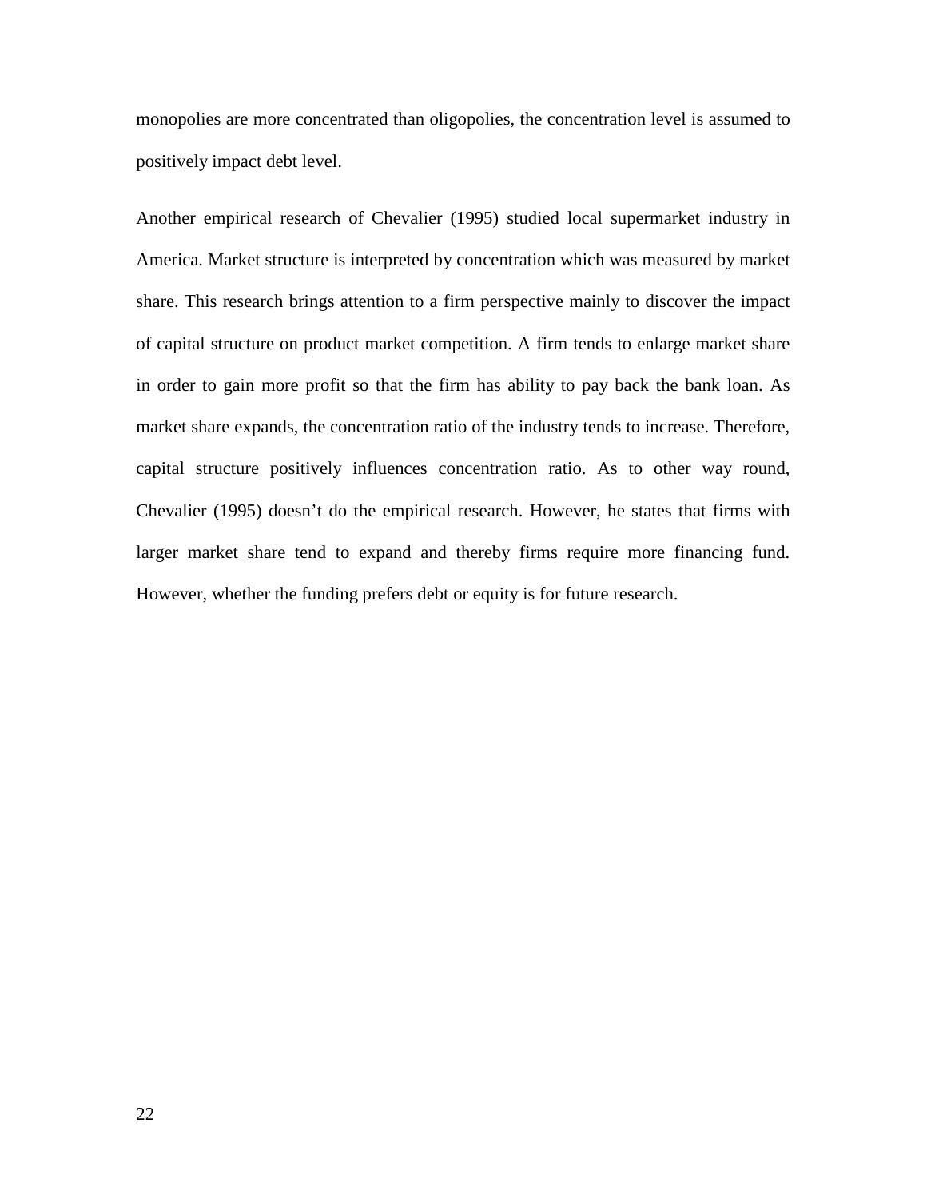monopolies are more concentrated than oligopolies, the concentration level is assumed to positively impact debt level.

Another empirical research of Chevalier (1995) studied local supermarket industry in America. Market structure is interpreted by concentration which was measured by market share. This research brings attention to a firm perspective mainly to discover the impact of capital structure on product market competition. A firm tends to enlarge market share in order to gain more profit so that the firm has ability to pay back the bank loan. As market share expands, the concentration ratio of the industry tends to increase. Therefore, capital structure positively influences concentration ratio. As to other way round, Chevalier (1995) doesn't do the empirical research. However, he states that firms with larger market share tend to expand and thereby firms require more financing fund. However, whether the funding prefers debt or equity is for future research.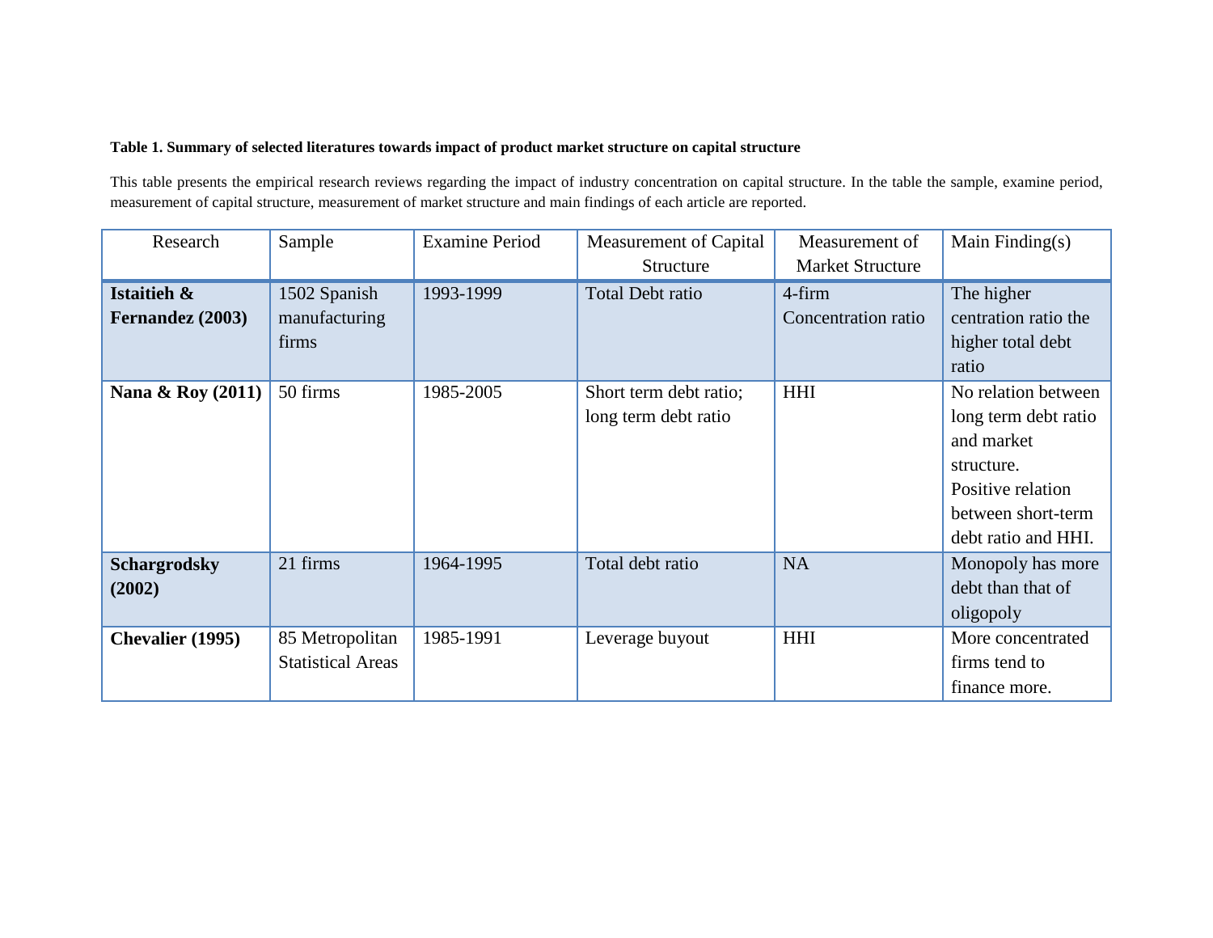**Table 1. Summary of selected literatures towards impact of product market structure on capital structure**

This table presents the empirical research reviews regarding the impact of industry concentration on capital structure. In the table the sample, examine period, measurement of capital structure, measurement of market structure and main findings of each article are reported.

| Research | Sample | Examine Period | Measurement of Capital Structure | Measurement of Market Structure | Main Finding(s) |
|---|---|---|---|---|---|
| **Istaitieh & Fernandez (2003)** | 1502 Spanish manufacturing firms | 1993-1999 | Total Debt ratio | 4-firm Concentration ratio | The higher centration ratio the higher total debt ratio |
| **Nana & Roy (2011)** | 50 firms | 1985-2005 | Short term debt ratio; long term debt ratio | HHI | No relation between long term debt ratio and market structure. Positive relation between short-term debt ratio and HHI. |
| **Schargrodsky (2002)** | 21 firms | 1964-1995 | Total debt ratio | NA | Monopoly has more debt than that of oligopoly |
| **Chevalier (1995)** | 85 Metropolitan Statistical Areas | 1985-1991 | Leverage buyout | HHI | More concentrated firms tend to finance more. |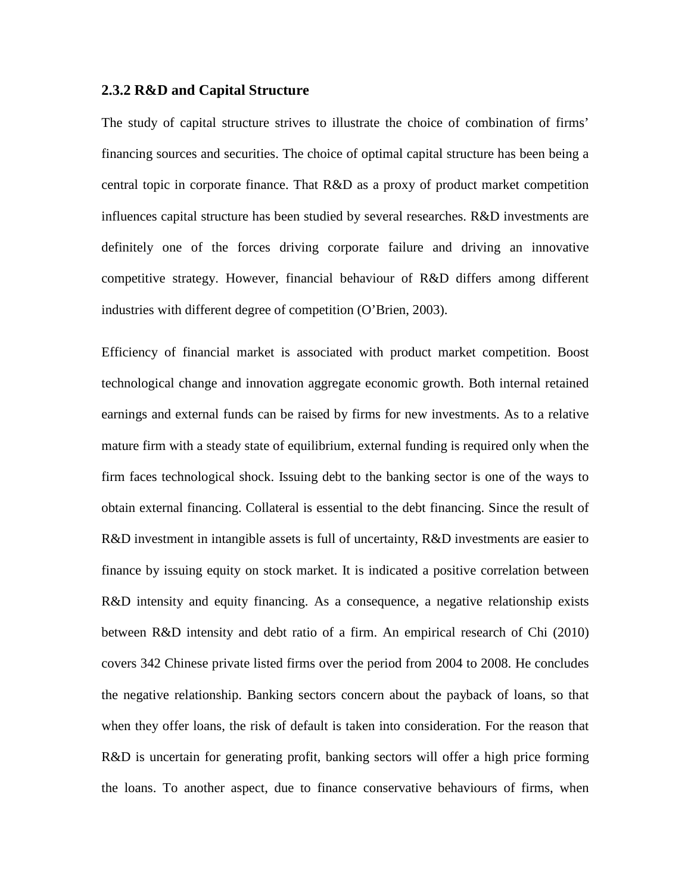### 2.3.2 R&D and Capital Structure

The study of capital structure strives to illustrate the choice of combination of firms' financing sources and securities. The choice of optimal capital structure has been being a central topic in corporate finance. That R&D as a proxy of product market competition influences capital structure has been studied by several researches. R&D investments are definitely one of the forces driving corporate failure and driving an innovative competitive strategy. However, financial behaviour of R&D differs among different industries with different degree of competition (O'Brien, 2003).

Efficiency of financial market is associated with product market competition. Boost technological change and innovation aggregate economic growth. Both internal retained earnings and external funds can be raised by firms for new investments. As to a relative mature firm with a steady state of equilibrium, external funding is required only when the firm faces technological shock. Issuing debt to the banking sector is one of the ways to obtain external financing. Collateral is essential to the debt financing. Since the result of R&D investment in intangible assets is full of uncertainty, R&D investments are easier to finance by issuing equity on stock market. It is indicated a positive correlation between R&D intensity and equity financing. As a consequence, a negative relationship exists between R&D intensity and debt ratio of a firm. An empirical research of Chi (2010) covers 342 Chinese private listed firms over the period from 2004 to 2008. He concludes the negative relationship. Banking sectors concern about the payback of loans, so that when they offer loans, the risk of default is taken into consideration. For the reason that R&D is uncertain for generating profit, banking sectors will offer a high price forming the loans. To another aspect, due to finance conservative behaviours of firms, when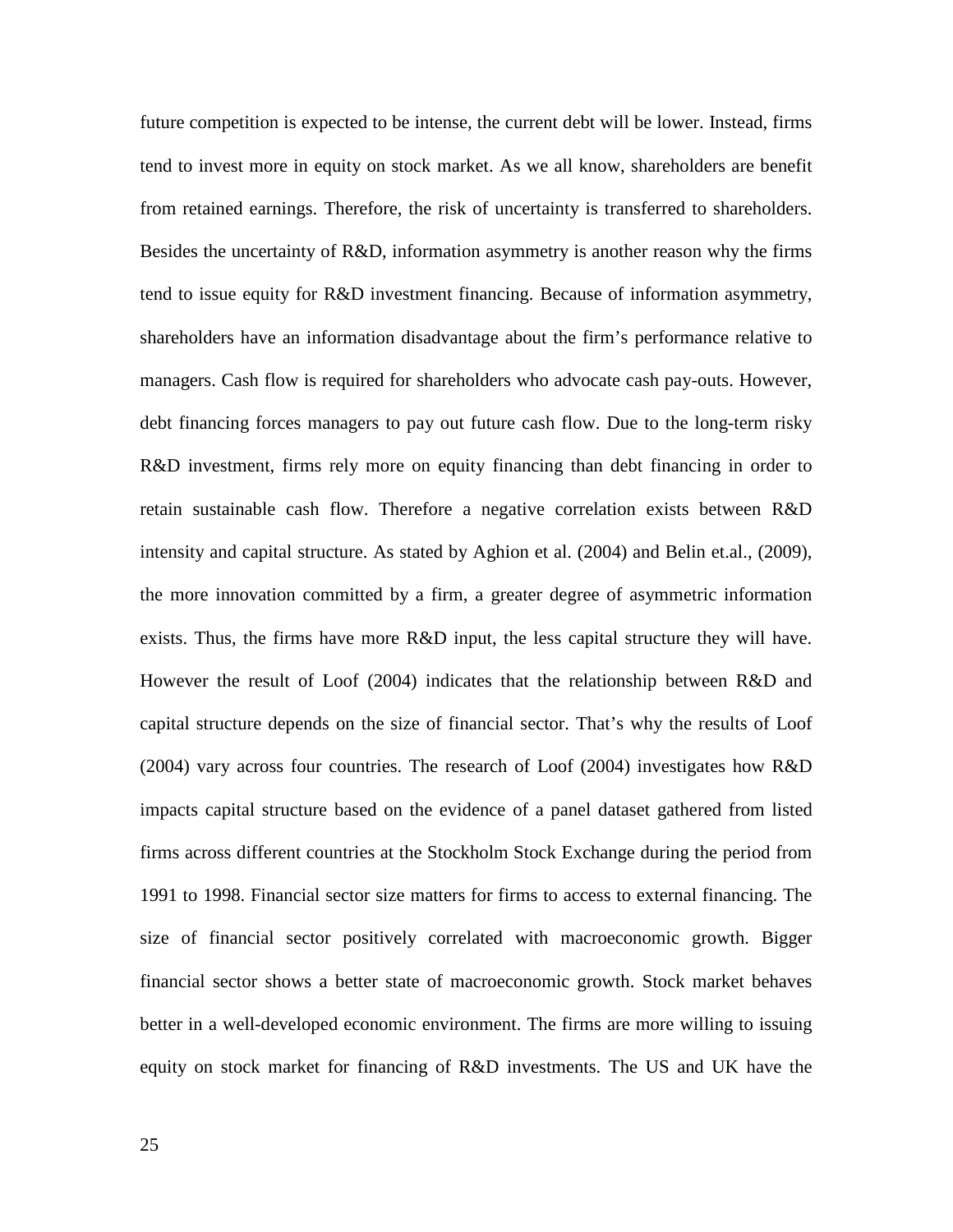future competition is expected to be intense, the current debt will be lower. Instead, firms tend to invest more in equity on stock market. As we all know, shareholders are benefit from retained earnings. Therefore, the risk of uncertainty is transferred to shareholders. Besides the uncertainty of R&D, information asymmetry is another reason why the firms tend to issue equity for R&D investment financing. Because of information asymmetry, shareholders have an information disadvantage about the firm's performance relative to managers. Cash flow is required for shareholders who advocate cash pay-outs. However, debt financing forces managers to pay out future cash flow. Due to the long-term risky R&D investment, firms rely more on equity financing than debt financing in order to retain sustainable cash flow. Therefore a negative correlation exists between R&D intensity and capital structure. As stated by Aghion et al. (2004) and Belin et.al., (2009), the more innovation committed by a firm, a greater degree of asymmetric information exists. Thus, the firms have more R&D input, the less capital structure they will have. However the result of Loof (2004) indicates that the relationship between R&D and capital structure depends on the size of financial sector. That's why the results of Loof (2004) vary across four countries. The research of Loof (2004) investigates how R&D impacts capital structure based on the evidence of a panel dataset gathered from listed firms across different countries at the Stockholm Stock Exchange during the period from 1991 to 1998. Financial sector size matters for firms to access to external financing. The size of financial sector positively correlated with macroeconomic growth. Bigger financial sector shows a better state of macroeconomic growth. Stock market behaves better in a well-developed economic environment. The firms are more willing to issuing equity on stock market for financing of R&D investments. The US and UK have the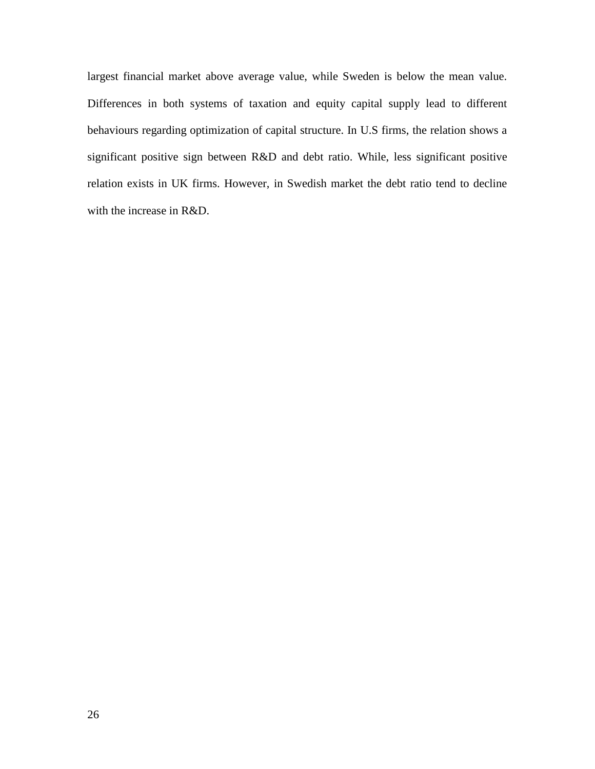largest financial market above average value, while Sweden is below the mean value. Differences in both systems of taxation and equity capital supply lead to different behaviours regarding optimization of capital structure. In U.S firms, the relation shows a significant positive sign between R&D and debt ratio. While, less significant positive relation exists in UK firms. However, in Swedish market the debt ratio tend to decline with the increase in R&D.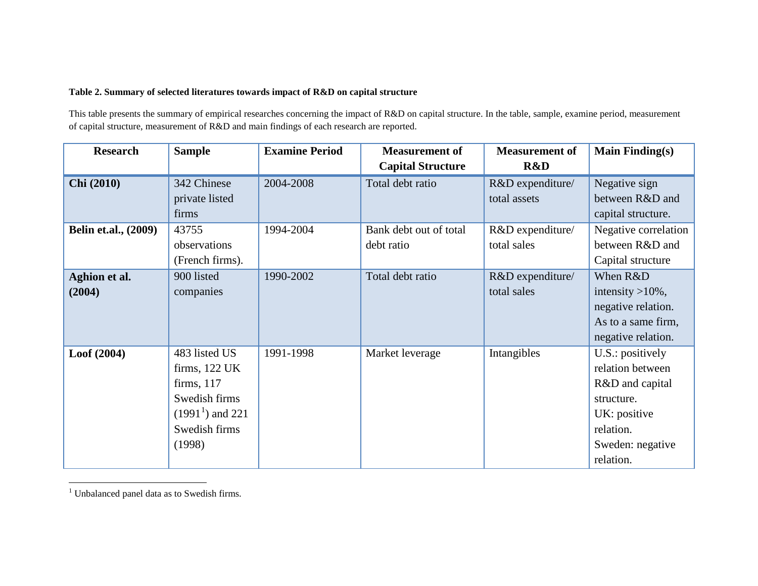**Table 2. Summary of selected literatures towards impact of R&D on capital structure**

This table presents the summary of empirical researches concerning the impact of R&D on capital structure. In the table, sample, examine period, measurement of capital structure, measurement of R&D and main findings of each research are reported.

| Research | Sample | Examine Period | Measurement of Capital Structure | Measurement of R&D | Main Finding(s) |
|---|---|---|---|---|---|
| **Chi (2010)** | 342 Chinese private listed firms | 2004-2008 | Total debt ratio | R&D expenditure/ total assets | Negative sign between R&D and capital structure. |
| **Belin et.al., (2009)** | 43755 observations (French firms). | 1994-2004 | Bank debt out of total debt ratio | R&D expenditure/ total sales | Negative correlation between R&D and Capital structure |
| **Aghion et al. (2004)** | 900 listed companies | 1990-2002 | Total debt ratio | R&D expenditure/ total sales | When R&D intensity >10%, negative relation. As to a same firm, negative relation. |
| **Loof (2004)** | 483 listed US firms, 122 UK firms, 117 Swedish firms (1991[1]) and 221 Swedish firms (1998) | 1991-1998 | Market leverage | Intangibles | U.S.: positively relation between R&D and capital structure. UK: positive relation. Sweden: negative relation. |

[1] Unbalanced panel data as to Swedish firms.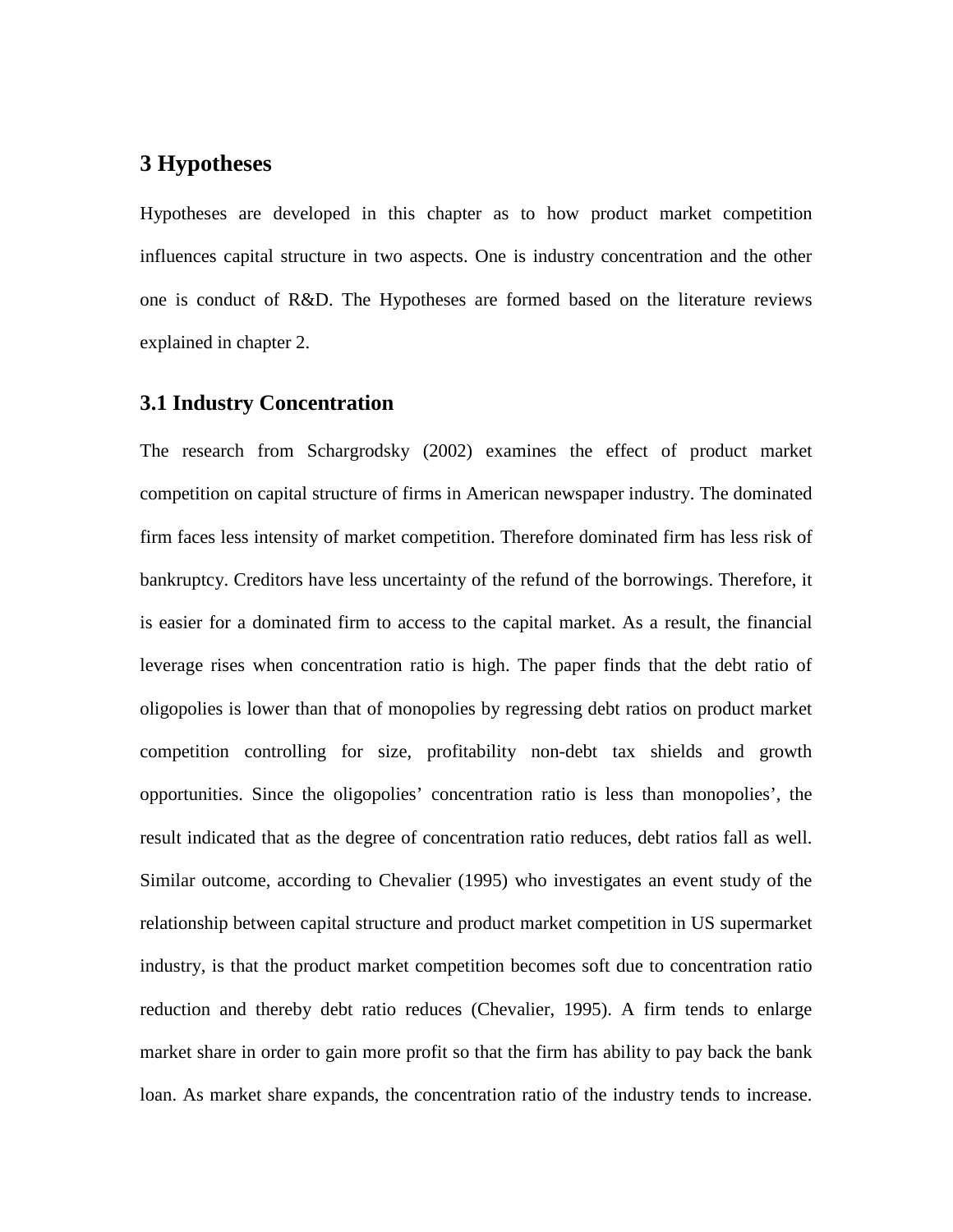## 3 Hypotheses

Hypotheses are developed in this chapter as to how product market competition influences capital structure in two aspects. One is industry concentration and the other one is conduct of R&D. The Hypotheses are formed based on the literature reviews explained in chapter 2.

### 3.1 Industry Concentration

The research from Schargrodsky (2002) examines the effect of product market competition on capital structure of firms in American newspaper industry. The dominated firm faces less intensity of market competition. Therefore dominated firm has less risk of bankruptcy. Creditors have less uncertainty of the refund of the borrowings. Therefore, it is easier for a dominated firm to access to the capital market. As a result, the financial leverage rises when concentration ratio is high. The paper finds that the debt ratio of oligopolies is lower than that of monopolies by regressing debt ratios on product market competition controlling for size, profitability non-debt tax shields and growth opportunities. Since the oligopolies' concentration ratio is less than monopolies', the result indicated that as the degree of concentration ratio reduces, debt ratios fall as well. Similar outcome, according to Chevalier (1995) who investigates an event study of the relationship between capital structure and product market competition in US supermarket industry, is that the product market competition becomes soft due to concentration ratio reduction and thereby debt ratio reduces (Chevalier, 1995). A firm tends to enlarge market share in order to gain more profit so that the firm has ability to pay back the bank loan. As market share expands, the concentration ratio of the industry tends to increase.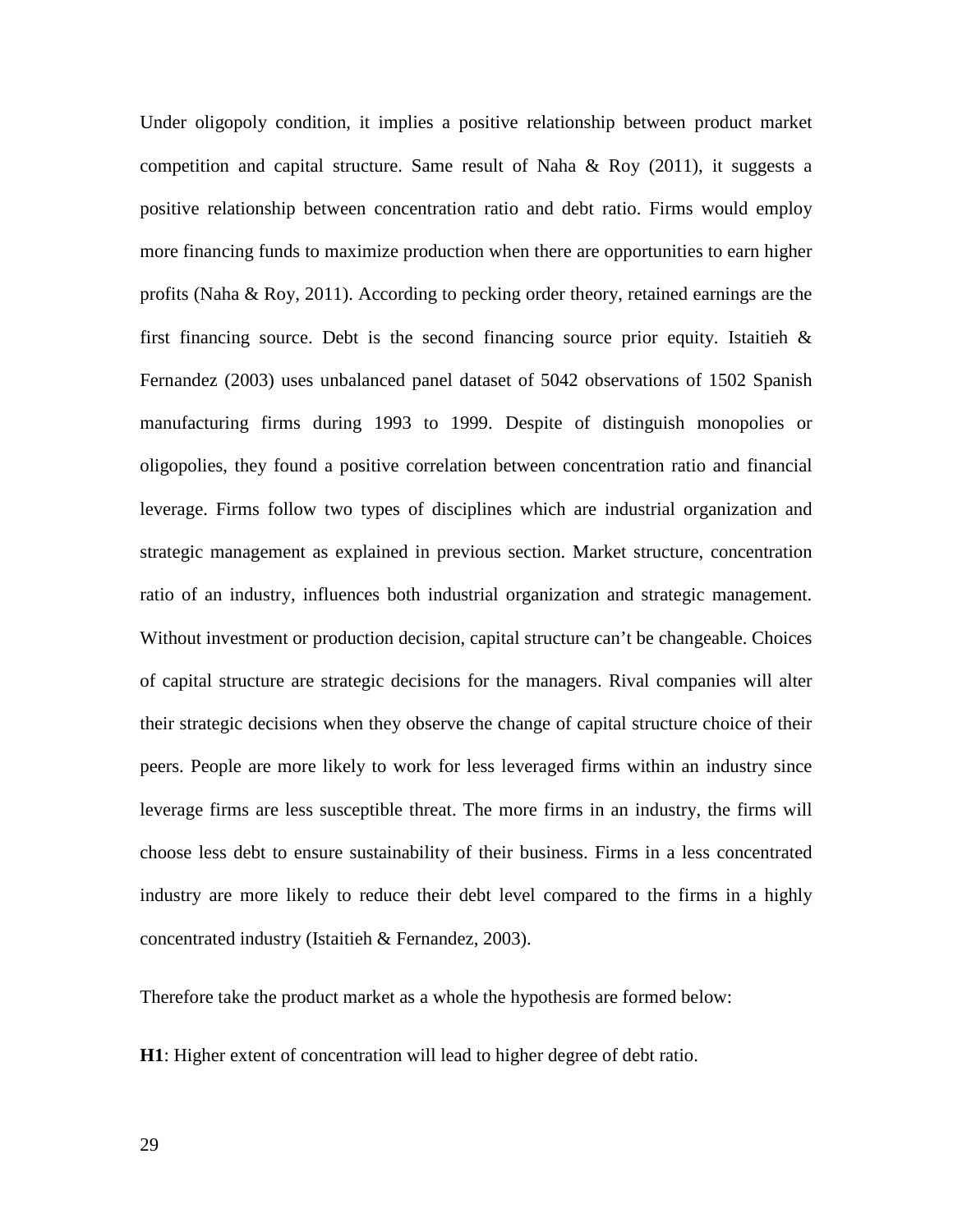Under oligopoly condition, it implies a positive relationship between product market competition and capital structure. Same result of Naha & Roy (2011), it suggests a positive relationship between concentration ratio and debt ratio. Firms would employ more financing funds to maximize production when there are opportunities to earn higher profits (Naha & Roy, 2011). According to pecking order theory, retained earnings are the first financing source. Debt is the second financing source prior equity. Istaitieh & Fernandez (2003) uses unbalanced panel dataset of 5042 observations of 1502 Spanish manufacturing firms during 1993 to 1999. Despite of distinguish monopolies or oligopolies, they found a positive correlation between concentration ratio and financial leverage. Firms follow two types of disciplines which are industrial organization and strategic management as explained in previous section. Market structure, concentration ratio of an industry, influences both industrial organization and strategic management. Without investment or production decision, capital structure can't be changeable. Choices of capital structure are strategic decisions for the managers. Rival companies will alter their strategic decisions when they observe the change of capital structure choice of their peers. People are more likely to work for less leveraged firms within an industry since leverage firms are less susceptible threat. The more firms in an industry, the firms will choose less debt to ensure sustainability of their business. Firms in a less concentrated industry are more likely to reduce their debt level compared to the firms in a highly concentrated industry (Istaitieh & Fernandez, 2003).

Therefore take the product market as a whole the hypothesis are formed below:

**H1**: Higher extent of concentration will lead to higher degree of debt ratio.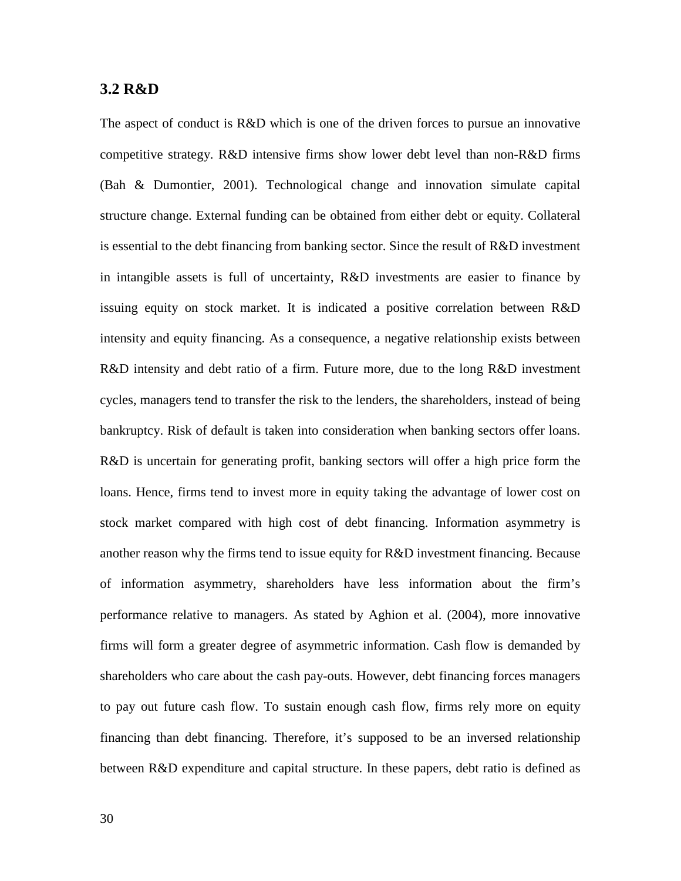### 3.2 R&D

The aspect of conduct is R&D which is one of the driven forces to pursue an innovative competitive strategy. R&D intensive firms show lower debt level than non-R&D firms (Bah & Dumontier, 2001). Technological change and innovation simulate capital structure change. External funding can be obtained from either debt or equity. Collateral is essential to the debt financing from banking sector. Since the result of R&D investment in intangible assets is full of uncertainty, R&D investments are easier to finance by issuing equity on stock market. It is indicated a positive correlation between R&D intensity and equity financing. As a consequence, a negative relationship exists between R&D intensity and debt ratio of a firm. Future more, due to the long R&D investment cycles, managers tend to transfer the risk to the lenders, the shareholders, instead of being bankruptcy. Risk of default is taken into consideration when banking sectors offer loans. R&D is uncertain for generating profit, banking sectors will offer a high price form the loans. Hence, firms tend to invest more in equity taking the advantage of lower cost on stock market compared with high cost of debt financing. Information asymmetry is another reason why the firms tend to issue equity for R&D investment financing. Because of information asymmetry, shareholders have less information about the firm's performance relative to managers. As stated by Aghion et al. (2004), more innovative firms will form a greater degree of asymmetric information. Cash flow is demanded by shareholders who care about the cash pay-outs. However, debt financing forces managers to pay out future cash flow. To sustain enough cash flow, firms rely more on equity financing than debt financing. Therefore, it's supposed to be an inversed relationship between R&D expenditure and capital structure. In these papers, debt ratio is defined as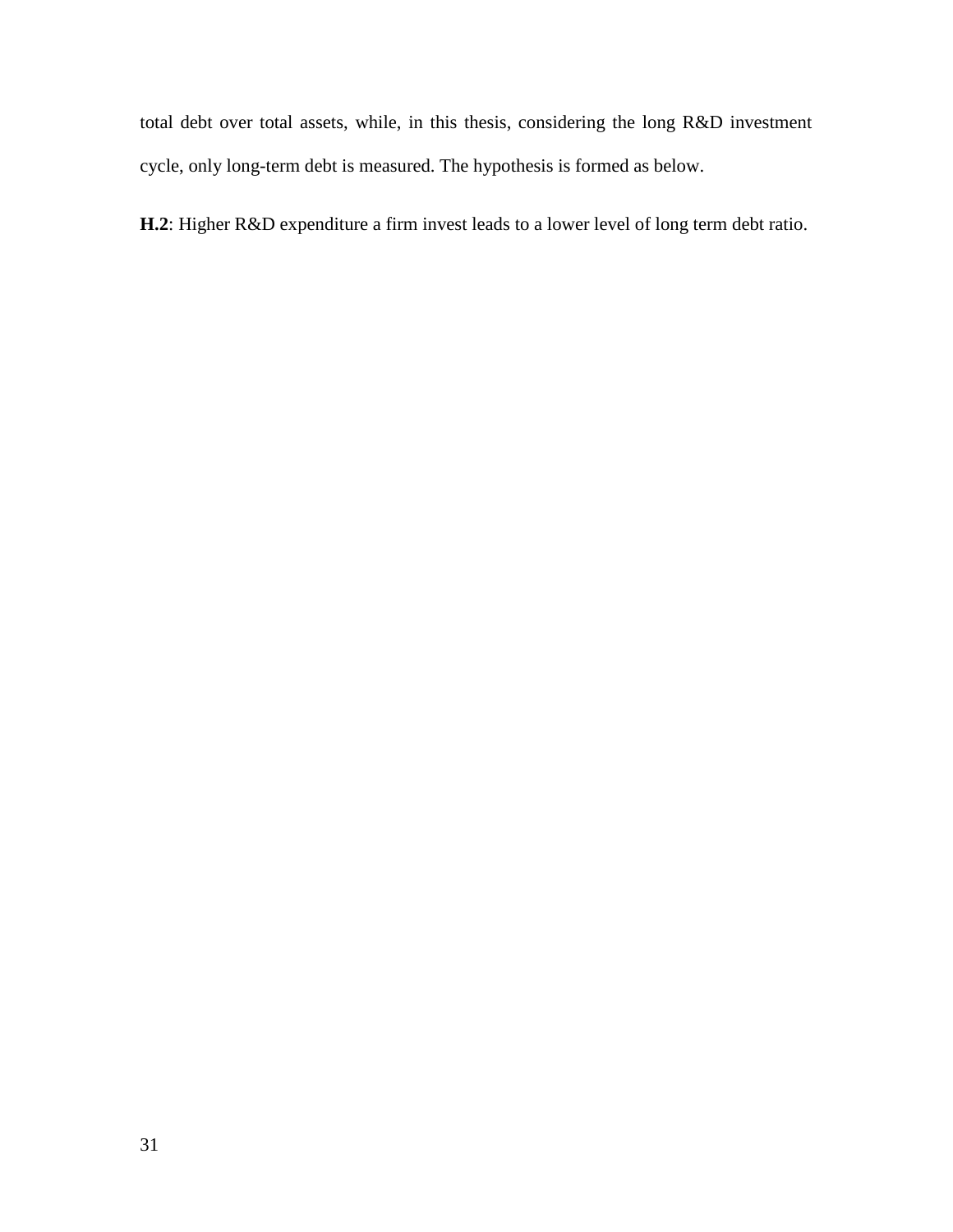total debt over total assets, while, in this thesis, considering the long R&D investment cycle, only long-term debt is measured. The hypothesis is formed as below.

**H.2**: Higher R&D expenditure a firm invest leads to a lower level of long term debt ratio.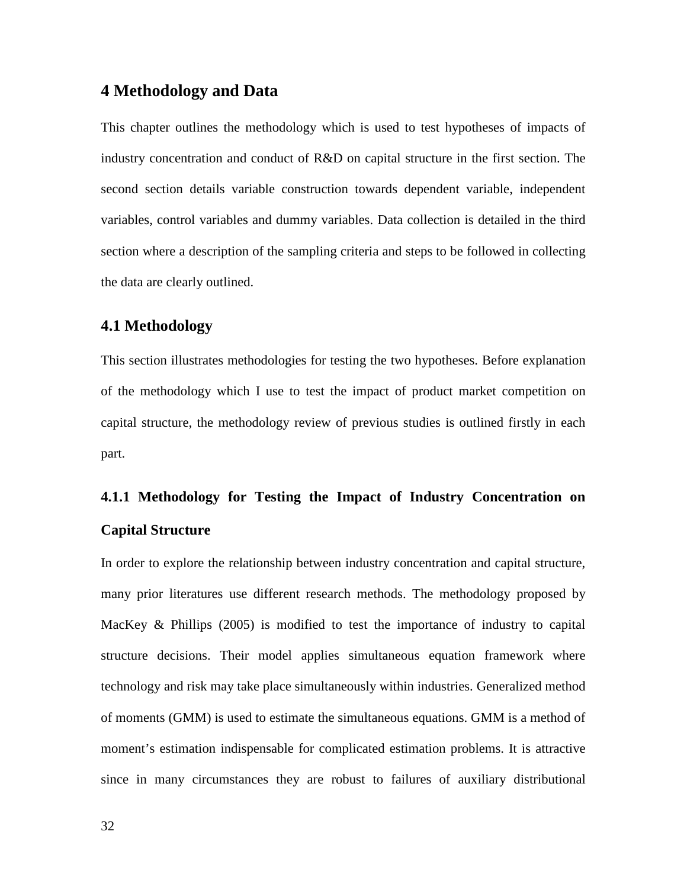# 4 Methodology and Data

This chapter outlines the methodology which is used to test hypotheses of impacts of industry concentration and conduct of R&D on capital structure in the first section. The second section details variable construction towards dependent variable, independent variables, control variables and dummy variables. Data collection is detailed in the third section where a description of the sampling criteria and steps to be followed in collecting the data are clearly outlined.

## 4.1 Methodology

This section illustrates methodologies for testing the two hypotheses. Before explanation of the methodology which I use to test the impact of product market competition on capital structure, the methodology review of previous studies is outlined firstly in each part.

### 4.1.1 Methodology for Testing the Impact of Industry Concentration on Capital Structure

In order to explore the relationship between industry concentration and capital structure, many prior literatures use different research methods. The methodology proposed by MacKey & Phillips (2005) is modified to test the importance of industry to capital structure decisions. Their model applies simultaneous equation framework where technology and risk may take place simultaneously within industries. Generalized method of moments (GMM) is used to estimate the simultaneous equations. GMM is a method of moment's estimation indispensable for complicated estimation problems. It is attractive since in many circumstances they are robust to failures of auxiliary distributional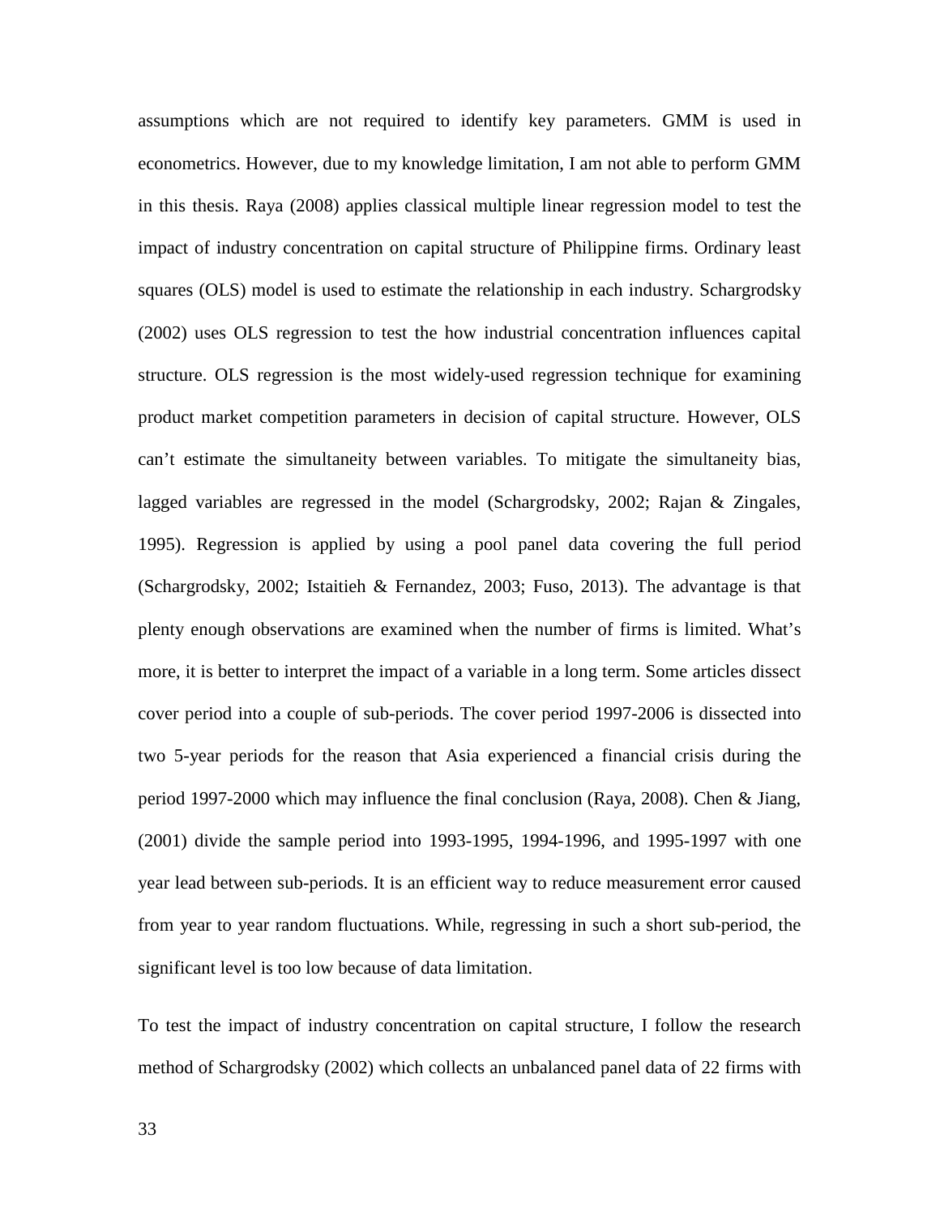assumptions which are not required to identify key parameters. GMM is used in econometrics. However, due to my knowledge limitation, I am not able to perform GMM in this thesis. Raya (2008) applies classical multiple linear regression model to test the impact of industry concentration on capital structure of Philippine firms. Ordinary least squares (OLS) model is used to estimate the relationship in each industry. Schargrodsky (2002) uses OLS regression to test the how industrial concentration influences capital structure. OLS regression is the most widely-used regression technique for examining product market competition parameters in decision of capital structure. However, OLS can't estimate the simultaneity between variables. To mitigate the simultaneity bias, lagged variables are regressed in the model (Schargrodsky, 2002; Rajan & Zingales, 1995). Regression is applied by using a pool panel data covering the full period (Schargrodsky, 2002; Istaitieh & Fernandez, 2003; Fuso, 2013). The advantage is that plenty enough observations are examined when the number of firms is limited. What's more, it is better to interpret the impact of a variable in a long term. Some articles dissect cover period into a couple of sub-periods. The cover period 1997-2006 is dissected into two 5-year periods for the reason that Asia experienced a financial crisis during the period 1997-2000 which may influence the final conclusion (Raya, 2008). Chen & Jiang, (2001) divide the sample period into 1993-1995, 1994-1996, and 1995-1997 with one year lead between sub-periods. It is an efficient way to reduce measurement error caused from year to year random fluctuations. While, regressing in such a short sub-period, the significant level is too low because of data limitation.

To test the impact of industry concentration on capital structure, I follow the research method of Schargrodsky (2002) which collects an unbalanced panel data of 22 firms with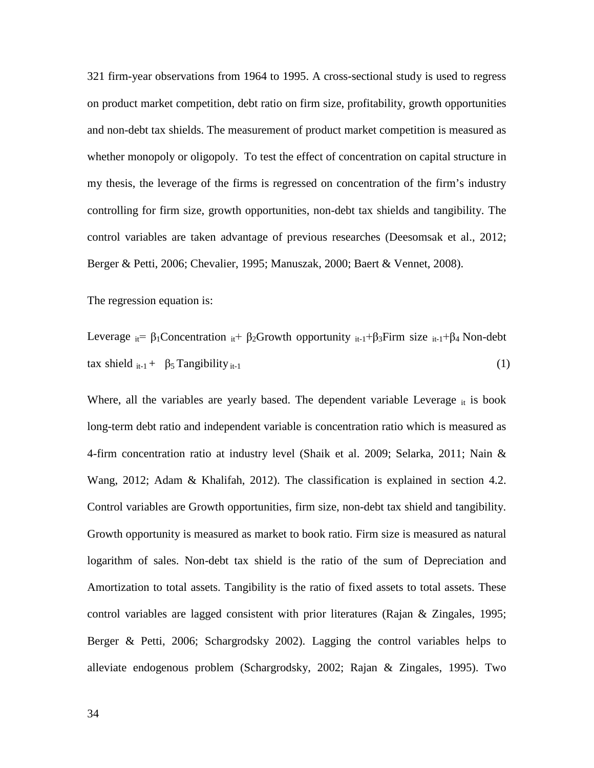321 firm-year observations from 1964 to 1995. A cross-sectional study is used to regress on product market competition, debt ratio on firm size, profitability, growth opportunities and non-debt tax shields. The measurement of product market competition is measured as whether monopoly or oligopoly. To test the effect of concentration on capital structure in my thesis, the leverage of the firms is regressed on concentration of the firm's industry controlling for firm size, growth opportunities, non-debt tax shields and tangibility. The control variables are taken advantage of previous researches (Deesomsak et al., 2012; Berger & Petti, 2006; Chevalier, 1995; Manuszak, 2000; Baert & Vennet, 2008).

The regression equation is:

$$\text{Leverage}_{it} = \beta_1 \text{Concentration}_{it} + \beta_2 \text{Growth opportunity}_{it-1} + \beta_3 \text{Firm size}_{it-1} + \beta_4 \text{Non-debt tax shield}_{it-1} + \beta_5 \text{Tangibility}_{it-1} \quad (1)$$

Where, all the variables are yearly based. The dependent variable Leverage $_{it}$ is book long-term debt ratio and independent variable is concentration ratio which is measured as 4-firm concentration ratio at industry level (Shaik et al. 2009; Selarka, 2011; Nain & Wang, 2012; Adam & Khalifah, 2012). The classification is explained in section 4.2. Control variables are Growth opportunities, firm size, non-debt tax shield and tangibility. Growth opportunity is measured as market to book ratio. Firm size is measured as natural logarithm of sales. Non-debt tax shield is the ratio of the sum of Depreciation and Amortization to total assets. Tangibility is the ratio of fixed assets to total assets. These control variables are lagged consistent with prior literatures (Rajan & Zingales, 1995; Berger & Petti, 2006; Schargrodsky 2002). Lagging the control variables helps to alleviate endogenous problem (Schargrodsky, 2002; Rajan & Zingales, 1995). Two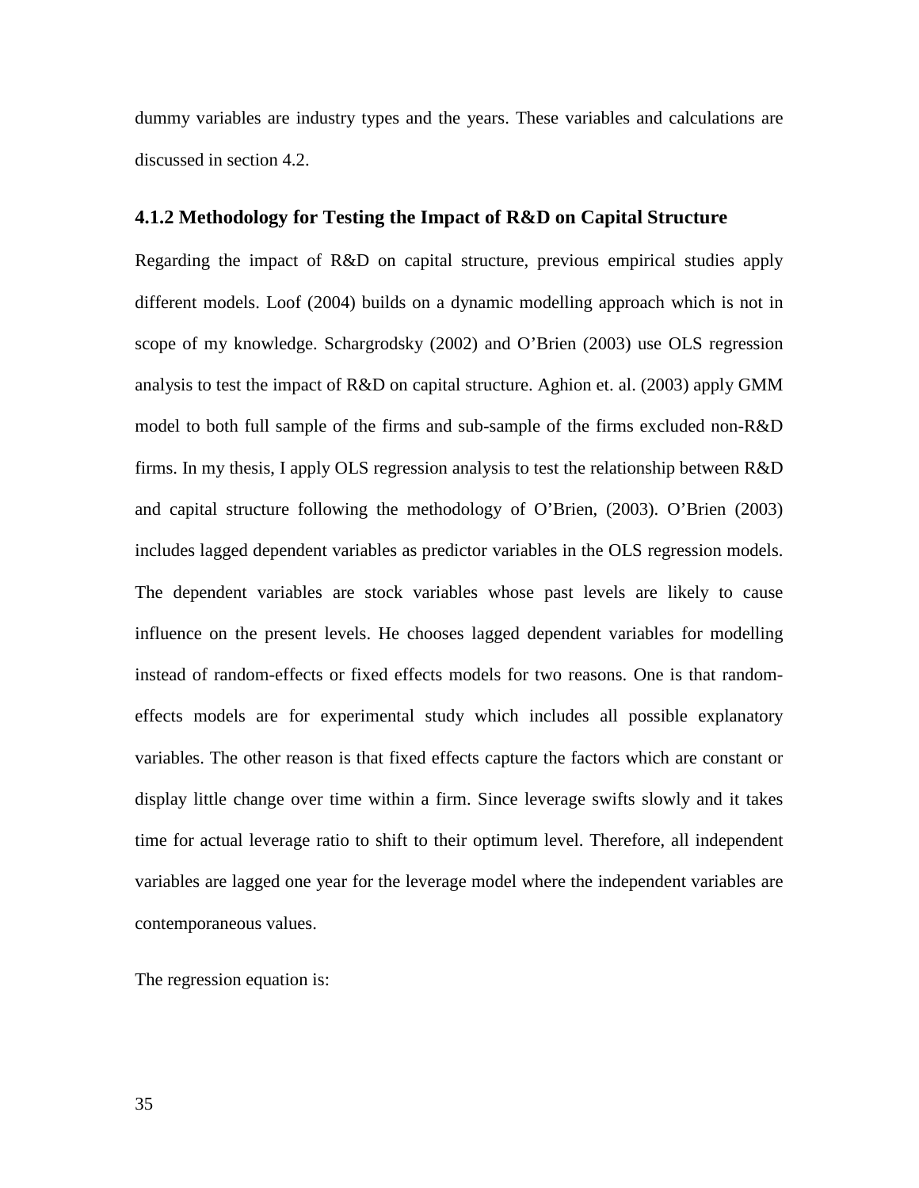dummy variables are industry types and the years. These variables and calculations are discussed in section 4.2.

### 4.1.2 Methodology for Testing the Impact of R&D on Capital Structure

Regarding the impact of R&D on capital structure, previous empirical studies apply different models. Loof (2004) builds on a dynamic modelling approach which is not in scope of my knowledge. Schargrodsky (2002) and O'Brien (2003) use OLS regression analysis to test the impact of R&D on capital structure. Aghion et. al. (2003) apply GMM model to both full sample of the firms and sub-sample of the firms excluded non-R&D firms. In my thesis, I apply OLS regression analysis to test the relationship between R&D and capital structure following the methodology of O'Brien, (2003). O'Brien (2003) includes lagged dependent variables as predictor variables in the OLS regression models. The dependent variables are stock variables whose past levels are likely to cause influence on the present levels. He chooses lagged dependent variables for modelling instead of random-effects or fixed effects models for two reasons. One is that random-effects models are for experimental study which includes all possible explanatory variables. The other reason is that fixed effects capture the factors which are constant or display little change over time within a firm. Since leverage swifts slowly and it takes time for actual leverage ratio to shift to their optimum level. Therefore, all independent variables are lagged one year for the leverage model where the independent variables are contemporaneous values.

The regression equation is: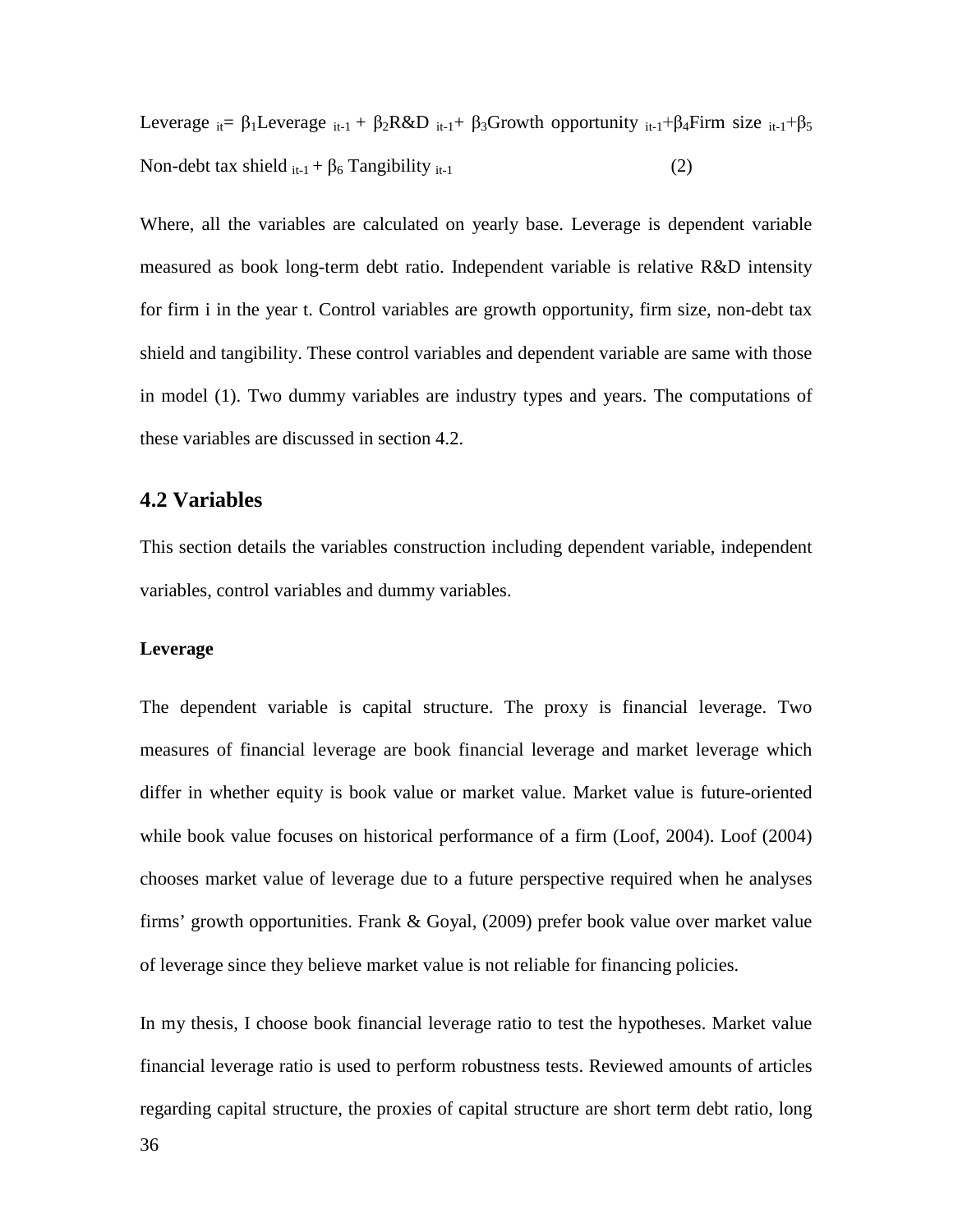$$\text{Leverage}_{it} = \beta_1 \text{Leverage}_{it-1} + \beta_2 \text{R\&D}_{it-1} + \beta_3 \text{Growth opportunity}_{it-1} + \beta_4 \text{Firm size}_{it-1} + \beta_5 \text{Non-debt tax shield}_{it-1} + \beta_6 \text{Tangibility}_{it-1} \tag{2}$$

Where, all the variables are calculated on yearly base. Leverage is dependent variable measured as book long-term debt ratio. Independent variable is relative R&D intensity for firm i in the year t. Control variables are growth opportunity, firm size, non-debt tax shield and tangibility. These control variables and dependent variable are same with those in model (1). Two dummy variables are industry types and years. The computations of these variables are discussed in section 4.2.

## 4.2 Variables

This section details the variables construction including dependent variable, independent variables, control variables and dummy variables.

**Leverage**

The dependent variable is capital structure. The proxy is financial leverage. Two measures of financial leverage are book financial leverage and market leverage which differ in whether equity is book value or market value. Market value is future-oriented while book value focuses on historical performance of a firm (Loof, 2004). Loof (2004) chooses market value of leverage due to a future perspective required when he analyses firms' growth opportunities. Frank & Goyal, (2009) prefer book value over market value of leverage since they believe market value is not reliable for financing policies.

In my thesis, I choose book financial leverage ratio to test the hypotheses. Market value financial leverage ratio is used to perform robustness tests. Reviewed amounts of articles regarding capital structure, the proxies of capital structure are short term debt ratio, long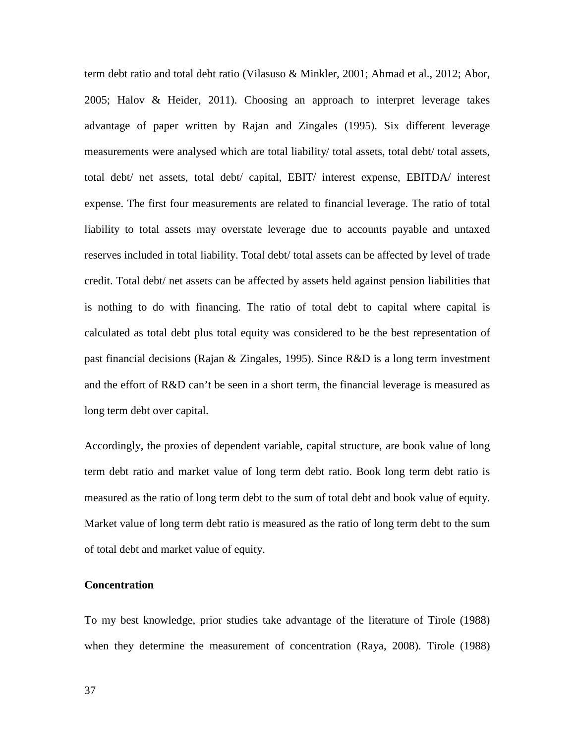term debt ratio and total debt ratio (Vilasuso & Minkler, 2001; Ahmad et al., 2012; Abor, 2005; Halov & Heider, 2011). Choosing an approach to interpret leverage takes advantage of paper written by Rajan and Zingales (1995). Six different leverage measurements were analysed which are total liability/ total assets, total debt/ total assets, total debt/ net assets, total debt/ capital, EBIT/ interest expense, EBITDA/ interest expense. The first four measurements are related to financial leverage. The ratio of total liability to total assets may overstate leverage due to accounts payable and untaxed reserves included in total liability. Total debt/ total assets can be affected by level of trade credit. Total debt/ net assets can be affected by assets held against pension liabilities that is nothing to do with financing. The ratio of total debt to capital where capital is calculated as total debt plus total equity was considered to be the best representation of past financial decisions (Rajan & Zingales, 1995). Since R&D is a long term investment and the effort of R&D can't be seen in a short term, the financial leverage is measured as long term debt over capital.

Accordingly, the proxies of dependent variable, capital structure, are book value of long term debt ratio and market value of long term debt ratio. Book long term debt ratio is measured as the ratio of long term debt to the sum of total debt and book value of equity. Market value of long term debt ratio is measured as the ratio of long term debt to the sum of total debt and market value of equity.

**Concentration**

To my best knowledge, prior studies take advantage of the literature of Tirole (1988) when they determine the measurement of concentration (Raya, 2008). Tirole (1988)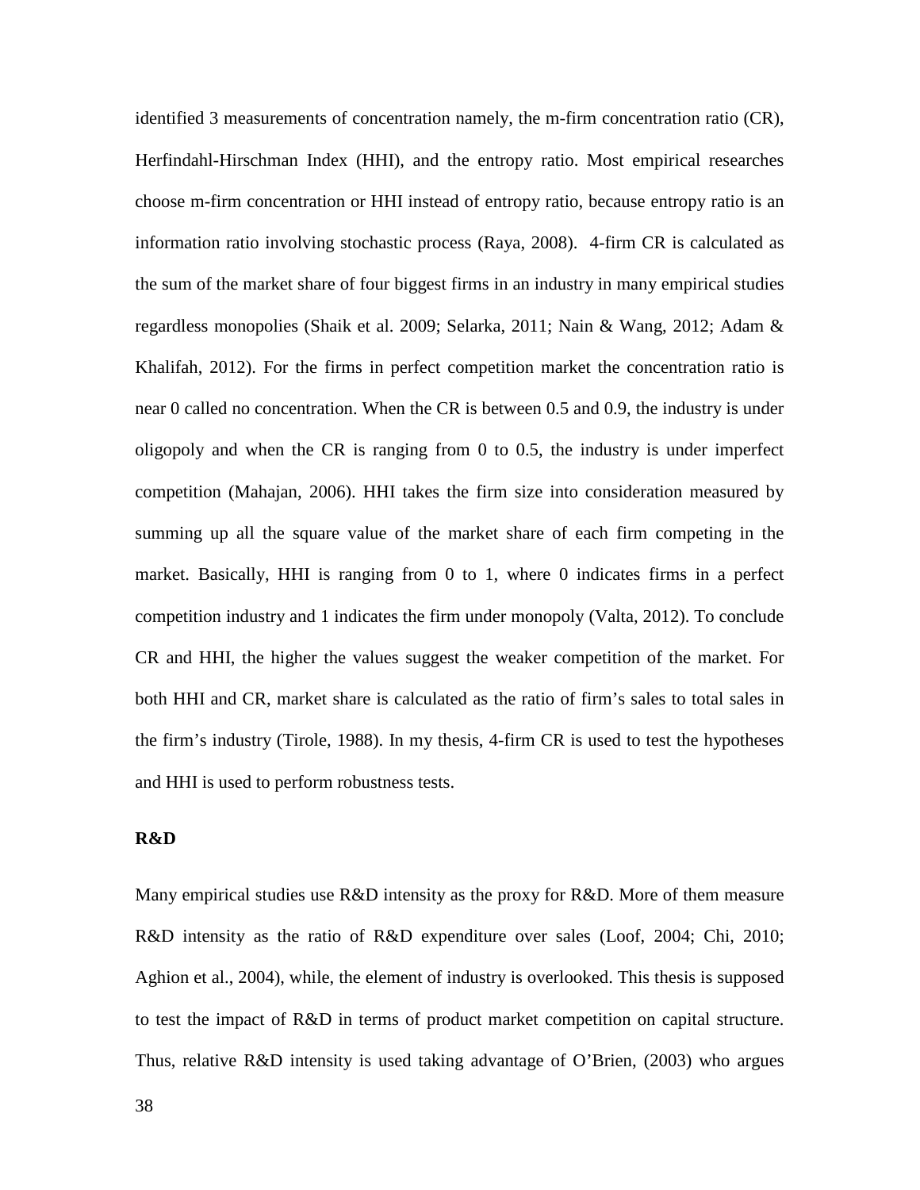identified 3 measurements of concentration namely, the m-firm concentration ratio (CR), Herfindahl-Hirschman Index (HHI), and the entropy ratio. Most empirical researches choose m-firm concentration or HHI instead of entropy ratio, because entropy ratio is an information ratio involving stochastic process (Raya, 2008). 4-firm CR is calculated as the sum of the market share of four biggest firms in an industry in many empirical studies regardless monopolies (Shaik et al. 2009; Selarka, 2011; Nain & Wang, 2012; Adam & Khalifah, 2012). For the firms in perfect competition market the concentration ratio is near 0 called no concentration. When the CR is between 0.5 and 0.9, the industry is under oligopoly and when the CR is ranging from 0 to 0.5, the industry is under imperfect competition (Mahajan, 2006). HHI takes the firm size into consideration measured by summing up all the square value of the market share of each firm competing in the market. Basically, HHI is ranging from 0 to 1, where 0 indicates firms in a perfect competition industry and 1 indicates the firm under monopoly (Valta, 2012). To conclude CR and HHI, the higher the values suggest the weaker competition of the market. For both HHI and CR, market share is calculated as the ratio of firm's sales to total sales in the firm's industry (Tirole, 1988). In my thesis, 4-firm CR is used to test the hypotheses and HHI is used to perform robustness tests.

**R&D**

Many empirical studies use R&D intensity as the proxy for R&D. More of them measure R&D intensity as the ratio of R&D expenditure over sales (Loof, 2004; Chi, 2010; Aghion et al., 2004), while, the element of industry is overlooked. This thesis is supposed to test the impact of R&D in terms of product market competition on capital structure. Thus, relative R&D intensity is used taking advantage of O'Brien, (2003) who argues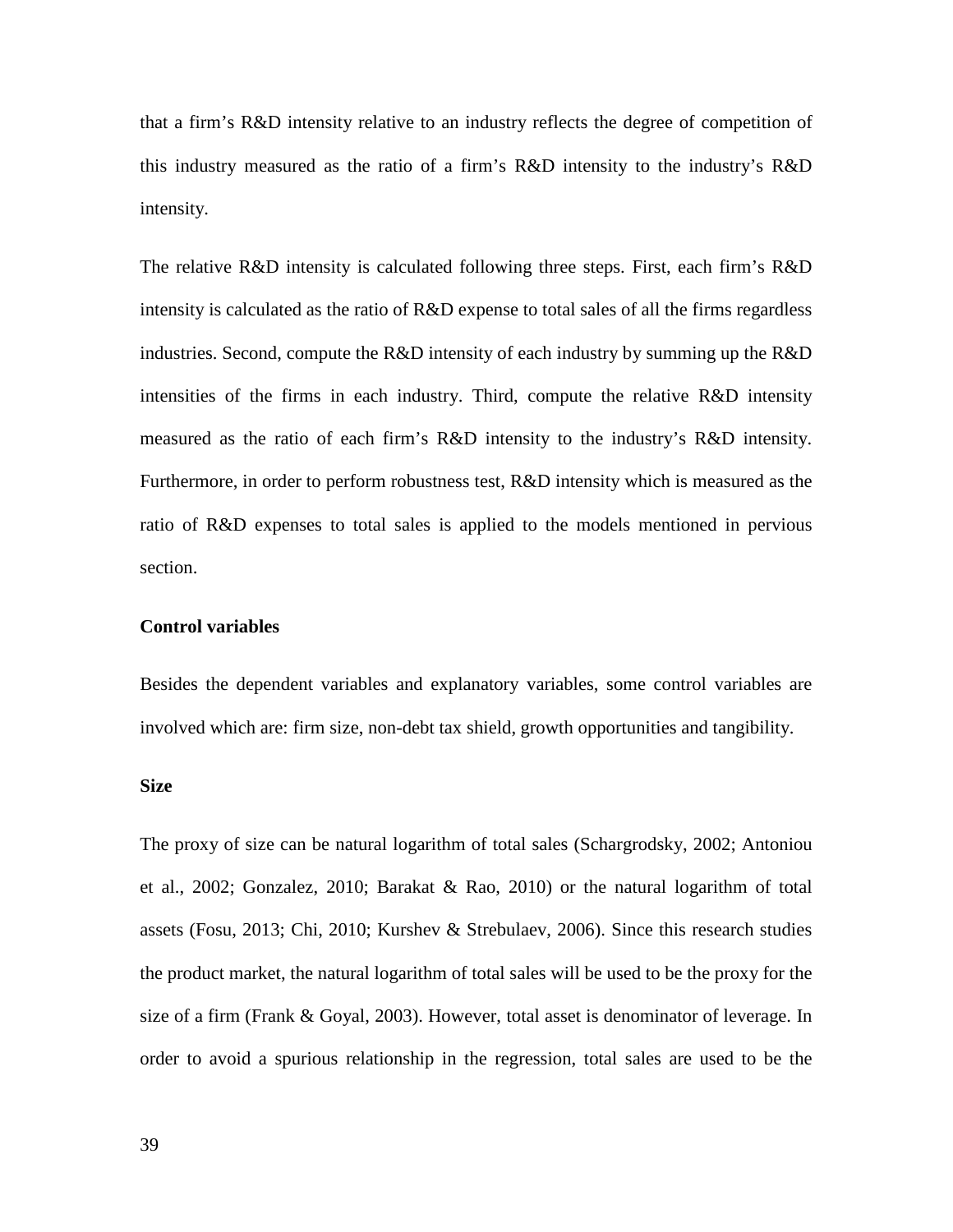that a firm's R&D intensity relative to an industry reflects the degree of competition of this industry measured as the ratio of a firm's R&D intensity to the industry's R&D intensity.

The relative R&D intensity is calculated following three steps. First, each firm's R&D intensity is calculated as the ratio of R&D expense to total sales of all the firms regardless industries. Second, compute the R&D intensity of each industry by summing up the R&D intensities of the firms in each industry. Third, compute the relative R&D intensity measured as the ratio of each firm's R&D intensity to the industry's R&D intensity. Furthermore, in order to perform robustness test, R&D intensity which is measured as the ratio of R&D expenses to total sales is applied to the models mentioned in pervious section.

**Control variables**

Besides the dependent variables and explanatory variables, some control variables are involved which are: firm size, non-debt tax shield, growth opportunities and tangibility.

**Size**

The proxy of size can be natural logarithm of total sales (Schargrodsky, 2002; Antoniou et al., 2002; Gonzalez, 2010; Barakat & Rao, 2010) or the natural logarithm of total assets (Fosu, 2013; Chi, 2010; Kurshev & Strebulaev, 2006). Since this research studies the product market, the natural logarithm of total sales will be used to be the proxy for the size of a firm (Frank & Goyal, 2003). However, total asset is denominator of leverage. In order to avoid a spurious relationship in the regression, total sales are used to be the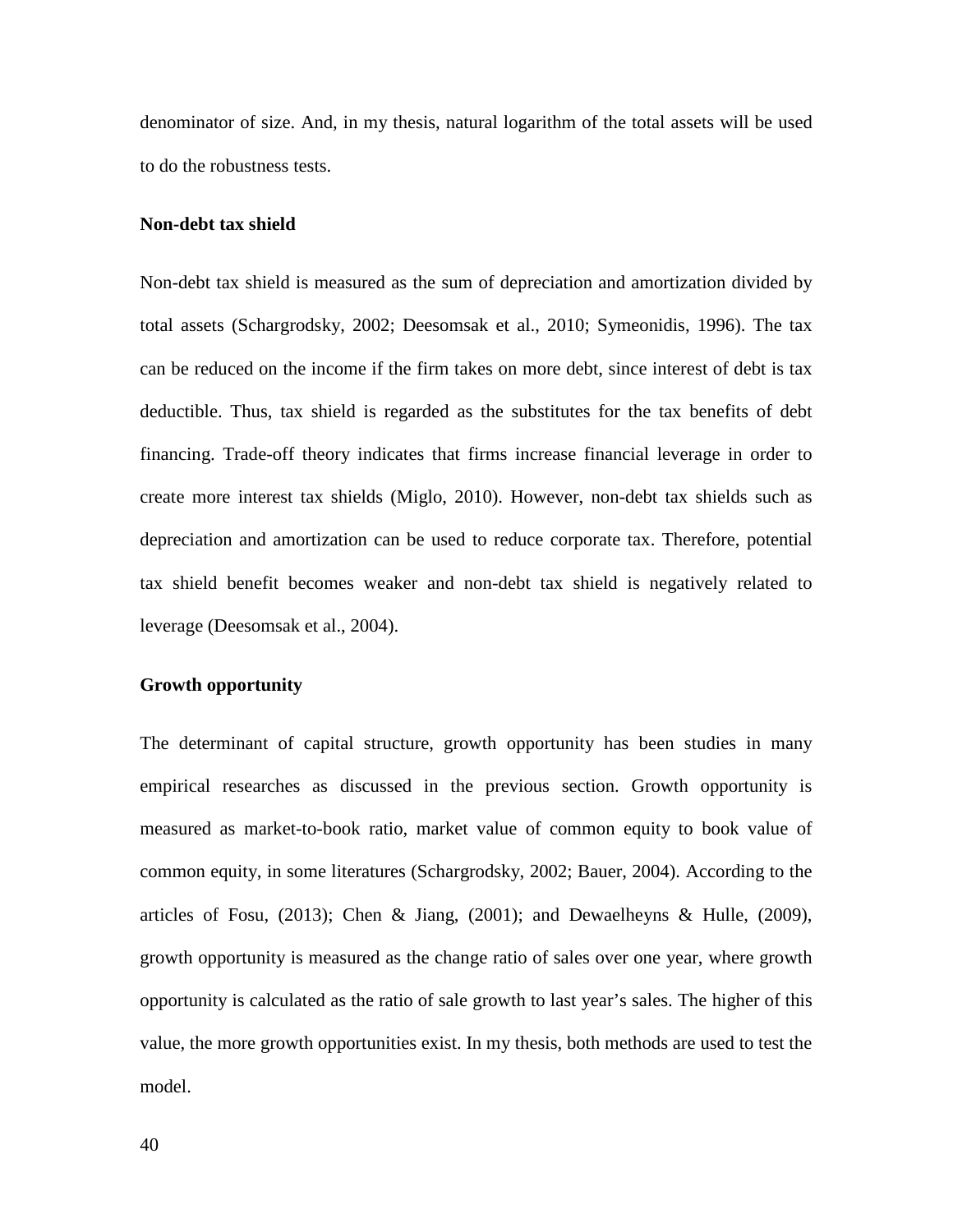denominator of size. And, in my thesis, natural logarithm of the total assets will be used to do the robustness tests.

**Non-debt tax shield**

Non-debt tax shield is measured as the sum of depreciation and amortization divided by total assets (Schargrodsky, 2002; Deesomsak et al., 2010; Symeonidis, 1996). The tax can be reduced on the income if the firm takes on more debt, since interest of debt is tax deductible. Thus, tax shield is regarded as the substitutes for the tax benefits of debt financing. Trade-off theory indicates that firms increase financial leverage in order to create more interest tax shields (Miglo, 2010). However, non-debt tax shields such as depreciation and amortization can be used to reduce corporate tax. Therefore, potential tax shield benefit becomes weaker and non-debt tax shield is negatively related to leverage (Deesomsak et al., 2004).

**Growth opportunity**

The determinant of capital structure, growth opportunity has been studies in many empirical researches as discussed in the previous section. Growth opportunity is measured as market-to-book ratio, market value of common equity to book value of common equity, in some literatures (Schargrodsky, 2002; Bauer, 2004). According to the articles of Fosu, (2013); Chen & Jiang, (2001); and Dewaelheyns & Hulle, (2009), growth opportunity is measured as the change ratio of sales over one year, where growth opportunity is calculated as the ratio of sale growth to last year's sales. The higher of this value, the more growth opportunities exist. In my thesis, both methods are used to test the model.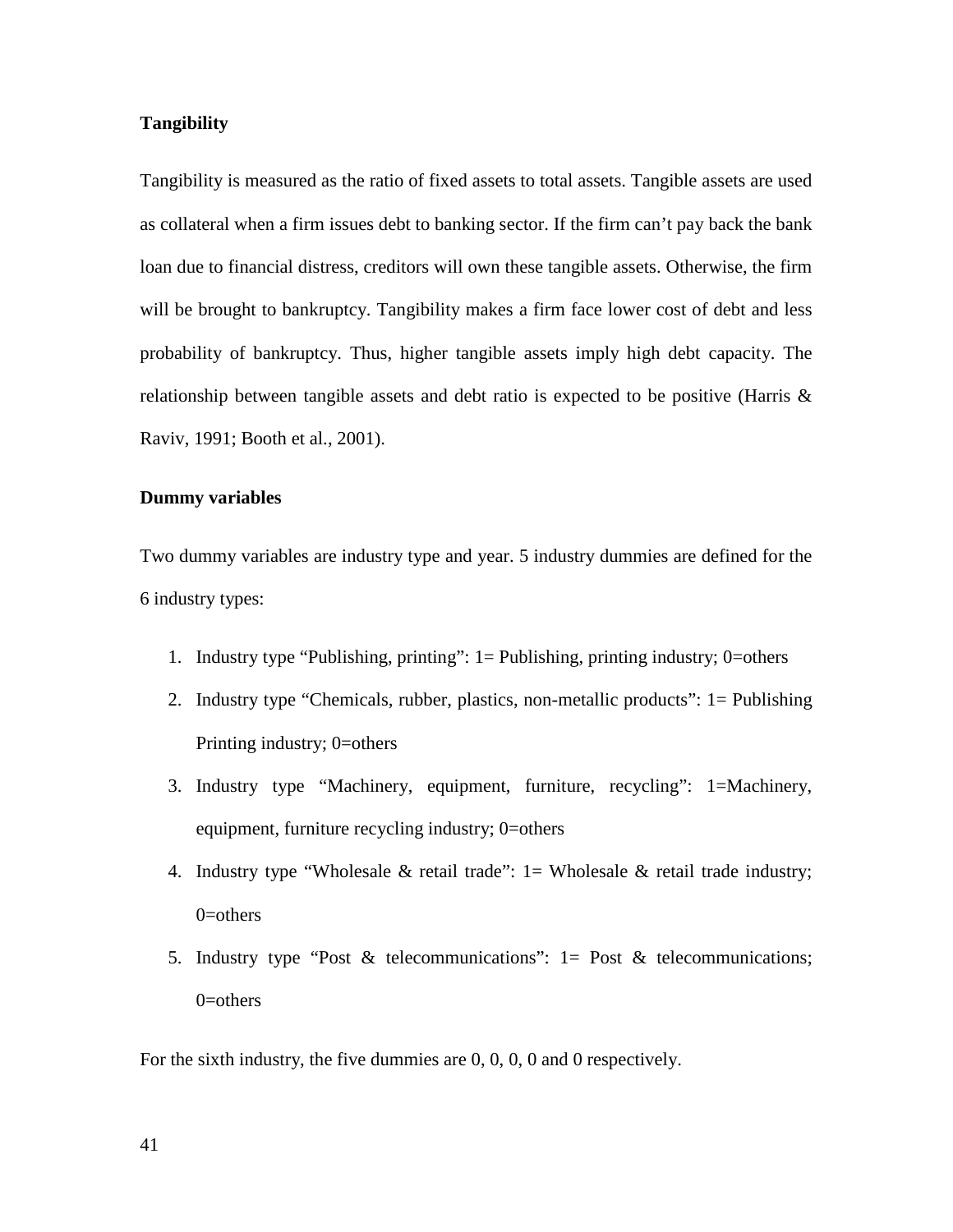**Tangibility**

Tangibility is measured as the ratio of fixed assets to total assets. Tangible assets are used as collateral when a firm issues debt to banking sector. If the firm can't pay back the bank loan due to financial distress, creditors will own these tangible assets. Otherwise, the firm will be brought to bankruptcy. Tangibility makes a firm face lower cost of debt and less probability of bankruptcy. Thus, higher tangible assets imply high debt capacity. The relationship between tangible assets and debt ratio is expected to be positive (Harris & Raviv, 1991; Booth et al., 2001).

**Dummy variables**

Two dummy variables are industry type and year. 5 industry dummies are defined for the 6 industry types:

1. Industry type "Publishing, printing": 1= Publishing, printing industry; 0=others
2. Industry type "Chemicals, rubber, plastics, non-metallic products": 1= Publishing Printing industry; 0=others
3. Industry type "Machinery, equipment, furniture, recycling": 1=Machinery, equipment, furniture recycling industry; 0=others
4. Industry type "Wholesale & retail trade": 1= Wholesale & retail trade industry; 0=others
5. Industry type "Post & telecommunications": 1= Post & telecommunications; 0=others

For the sixth industry, the five dummies are 0, 0, 0, 0 and 0 respectively.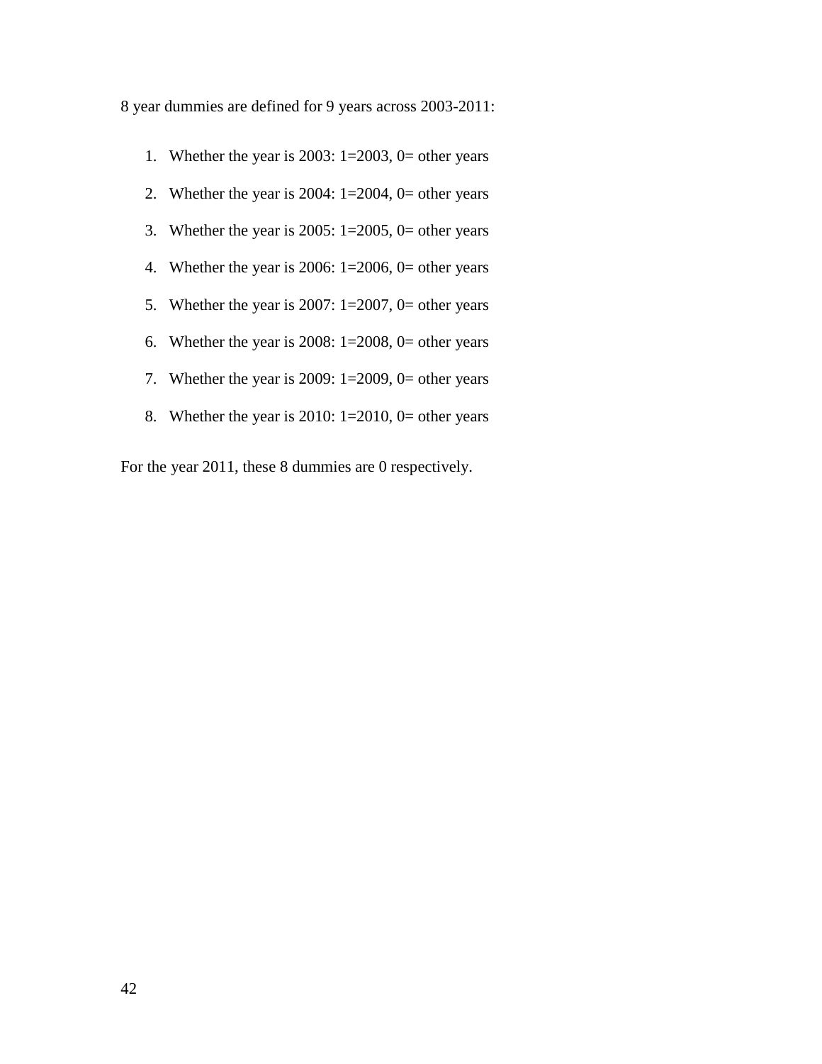8 year dummies are defined for 9 years across 2003-2011:

1. Whether the year is 2003: 1=2003, 0= other years
2. Whether the year is 2004: 1=2004, 0= other years
3. Whether the year is 2005: 1=2005, 0= other years
4. Whether the year is 2006: 1=2006, 0= other years
5. Whether the year is 2007: 1=2007, 0= other years
6. Whether the year is 2008: 1=2008, 0= other years
7. Whether the year is 2009: 1=2009, 0= other years
8. Whether the year is 2010: 1=2010, 0= other years

For the year 2011, these 8 dummies are 0 respectively.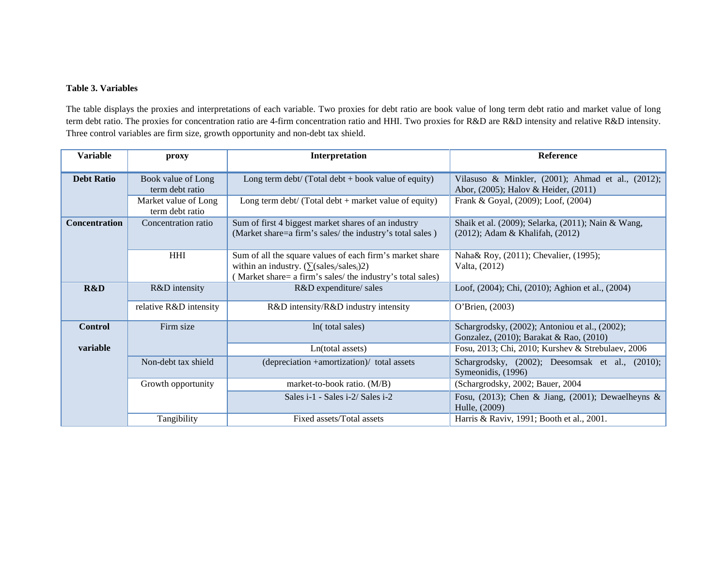**Table 3. Variables**

The table displays the proxies and interpretations of each variable. Two proxies for debt ratio are book value of long term debt ratio and market value of long term debt ratio. The proxies for concentration ratio are 4-firm concentration ratio and HHI. Two proxies for R&D are R&D intensity and relative R&D intensity. Three control variables are firm size, growth opportunity and non-debt tax shield.

| Variable | proxy | Interpretation | Reference |
|---|---|---|---|
| **Debt Ratio** | Book value of Long term debt ratio | Long term debt/ (Total debt + book value of equity) | Vilasuso & Minkler, (2001); Ahmad et al., (2012); Abor, (2005); Halov & Heider, (2011) |
| | Market value of Long term debt ratio | Long term debt/ (Total debt + market value of equity) | Frank & Goyal, (2009); Loof, (2004) |
| **Concentration** | Concentration ratio | Sum of first 4 biggest market shares of an industry (Market share=a firm's sales/ the industry's total sales ) | Shaik et al. (2009); Selarka, (2011); Nain & Wang, (2012); Adam & Khalifah, (2012) |
| | HHI | Sum of all the square values of each firm's market share within an industry. ($\sum(sales_i/sales_i)2$) ( Market share= a firm's sales/ the industry's total sales) | Naha& Roy, (2011); Chevalier, (1995); Valta, (2012) |
| **R&D** | R&D intensity | R&D expenditure/ sales | Loof, (2004); Chi, (2010); Aghion et al., (2004) |
| | relative R&D intensity | R&D intensity/R&D industry intensity | O'Brien, (2003) |
| **Control variable** | Firm size | ln( total sales) | Schargrodsky, (2002); Antoniou et al., (2002); Gonzalez, (2010); Barakat & Rao, (2010) |
| | | Ln(total assets) | Fosu, 2013; Chi, 2010; Kurshev & Strebulaev, 2006 |
| | Non-debt tax shield | (depreciation +amortization)/ total assets | Schargrodsky, (2002); Deesomsak et al., (2010); Symeonidis, (1996) |
| | Growth opportunity | market-to-book ratio. (M/B) | (Schargrodsky, 2002; Bauer, 2004 |
| | | Sales i-1 - Sales i-2/ Sales i-2 | Fosu, (2013); Chen & Jiang, (2001); Dewaelheyns & Hulle, (2009) |
| | Tangibility | Fixed assets/Total assets | Harris & Raviv, 1991; Booth et al., 2001. |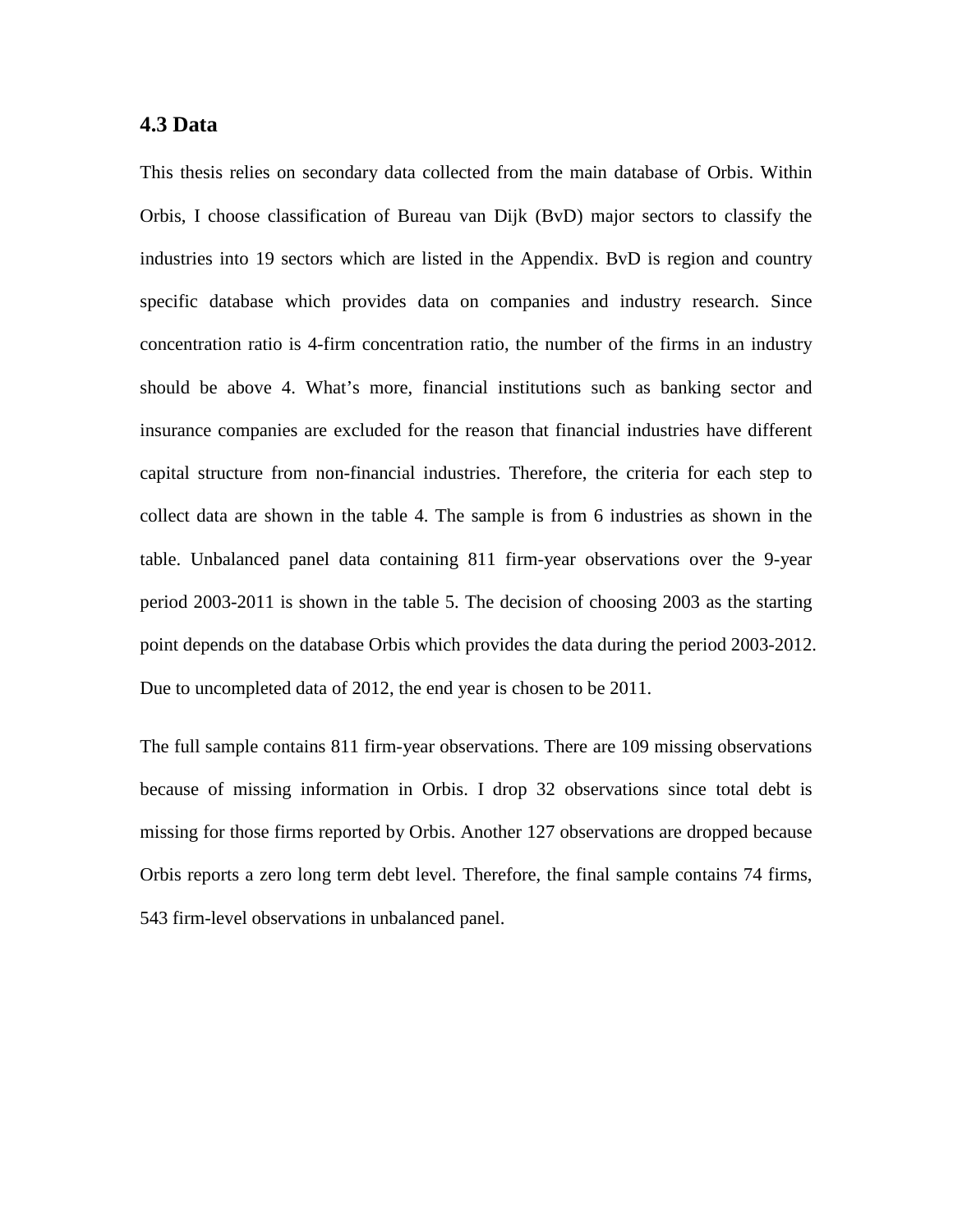### 4.3 Data

This thesis relies on secondary data collected from the main database of Orbis. Within Orbis, I choose classification of Bureau van Dijk (BvD) major sectors to classify the industries into 19 sectors which are listed in the Appendix. BvD is region and country specific database which provides data on companies and industry research. Since concentration ratio is 4-firm concentration ratio, the number of the firms in an industry should be above 4. What's more, financial institutions such as banking sector and insurance companies are excluded for the reason that financial industries have different capital structure from non-financial industries. Therefore, the criteria for each step to collect data are shown in the table 4. The sample is from 6 industries as shown in the table. Unbalanced panel data containing 811 firm-year observations over the 9-year period 2003-2011 is shown in the table 5. The decision of choosing 2003 as the starting point depends on the database Orbis which provides the data during the period 2003-2012. Due to uncompleted data of 2012, the end year is chosen to be 2011.

The full sample contains 811 firm-year observations. There are 109 missing observations because of missing information in Orbis. I drop 32 observations since total debt is missing for those firms reported by Orbis. Another 127 observations are dropped because Orbis reports a zero long term debt level. Therefore, the final sample contains 74 firms, 543 firm-level observations in unbalanced panel.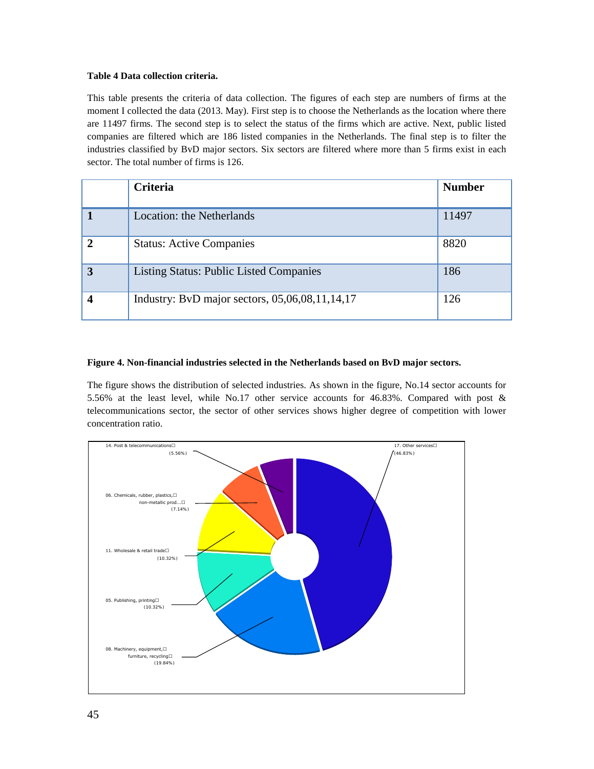**Table 4 Data collection criteria.**

This table presents the criteria of data collection. The figures of each step are numbers of firms at the moment I collected the data (2013. May). First step is to choose the Netherlands as the location where there are 11497 firms. The second step is to select the status of the firms which are active. Next, public listed companies are filtered which are 186 listed companies in the Netherlands. The final step is to filter the industries classified by BvD major sectors. Six sectors are filtered where more than 5 firms exist in each sector. The total number of firms is 126.

| | Criteria | Number |
|---|---|---|
| **1** | Location: the Netherlands | 11497 |
| **2** | Status: Active Companies | 8820 |
| **3** | Listing Status: Public Listed Companies | 186 |
| **4** | Industry: BvD major sectors, 05,06,08,11,14,17 | 126 |

**Figure 4. Non-financial industries selected in the Netherlands based on BvD major sectors.**

The figure shows the distribution of selected industries. As shown in the figure, No.14 sector accounts for 5.56% at the least level, while No.17 other service accounts for 46.83%. Compared with post & telecommunications sector, the sector of other services shows higher degree of competition with lower concentration ratio.

14. Post & telecommunications (5.56%)
06. Chemicals, rubber, plastics, non-metallic prod... (7.14%)
11. Wholesale & retail trade (10.32%)
05. Publishing, printing (10.32%)
08. Machinery, equipment, furniture, recycling (19.84%)
17. Other services (46.83%)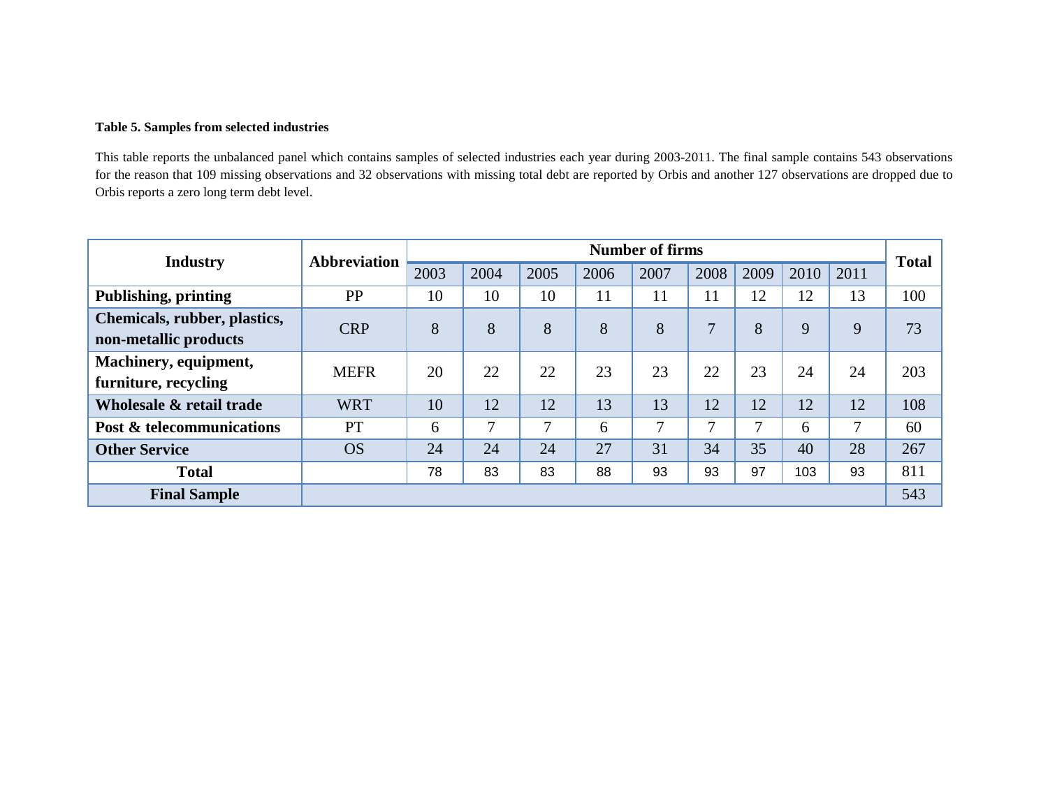**Table 5. Samples from selected industries**

This table reports the unbalanced panel which contains samples of selected industries each year during 2003-2011. The final sample contains 543 observations for the reason that 109 missing observations and 32 observations with missing total debt are reported by Orbis and another 127 observations are dropped due to Orbis reports a zero long term debt level.

| Industry | Abbreviation | Number of firms | | | | | | | | | Total |
|---|---|---|---|---|---|---|---|---|---|---|---|
| | | 2003 | 2004 | 2005 | 2006 | 2007 | 2008 | 2009 | 2010 | 2011 | |
| **Publishing, printing** | PP | 10 | 10 | 10 | 11 | 11 | 11 | 12 | 12 | 13 | 100 |
| **Chemicals, rubber, plastics, non-metallic products** | CRP | 8 | 8 | 8 | 8 | 8 | 7 | 8 | 9 | 9 | 73 |
| **Machinery, equipment, furniture, recycling** | MEFR | 20 | 22 | 22 | 23 | 23 | 22 | 23 | 24 | 24 | 203 |
| **Wholesale & retail trade** | WRT | 10 | 12 | 12 | 13 | 13 | 12 | 12 | 12 | 12 | 108 |
| **Post & telecommunications** | PT | 6 | 7 | 7 | 6 | 7 | 7 | 7 | 6 | 7 | 60 |
| **Other Service** | OS | 24 | 24 | 24 | 27 | 31 | 34 | 35 | 40 | 28 | 267 |
| **Total** | | 78 | 83 | 83 | 88 | 93 | 93 | 97 | 103 | 93 | 811 |
| **Final Sample** | | | | | | | | | | | 543 |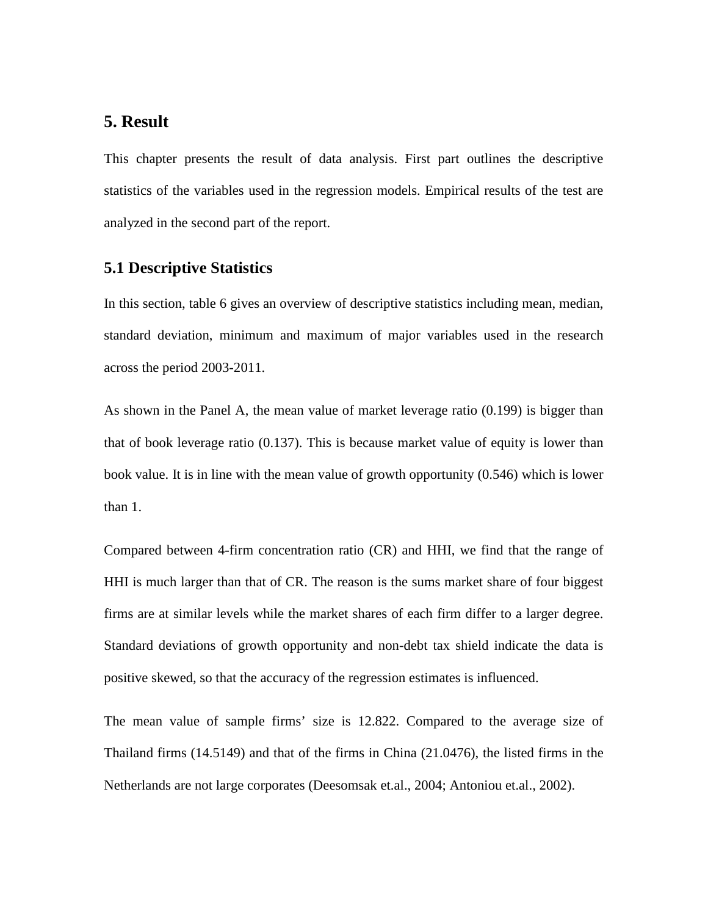# 5. Result

This chapter presents the result of data analysis. First part outlines the descriptive statistics of the variables used in the regression models. Empirical results of the test are analyzed in the second part of the report.

## 5.1 Descriptive Statistics

In this section, table 6 gives an overview of descriptive statistics including mean, median, standard deviation, minimum and maximum of major variables used in the research across the period 2003-2011.

As shown in the Panel A, the mean value of market leverage ratio (0.199) is bigger than that of book leverage ratio (0.137). This is because market value of equity is lower than book value. It is in line with the mean value of growth opportunity (0.546) which is lower than 1.

Compared between 4-firm concentration ratio (CR) and HHI, we find that the range of HHI is much larger than that of CR. The reason is the sums market share of four biggest firms are at similar levels while the market shares of each firm differ to a larger degree. Standard deviations of growth opportunity and non-debt tax shield indicate the data is positive skewed, so that the accuracy of the regression estimates is influenced.

The mean value of sample firms' size is 12.822. Compared to the average size of Thailand firms (14.5149) and that of the firms in China (21.0476), the listed firms in the Netherlands are not large corporates (Deesomsak et.al., 2004; Antoniou et.al., 2002).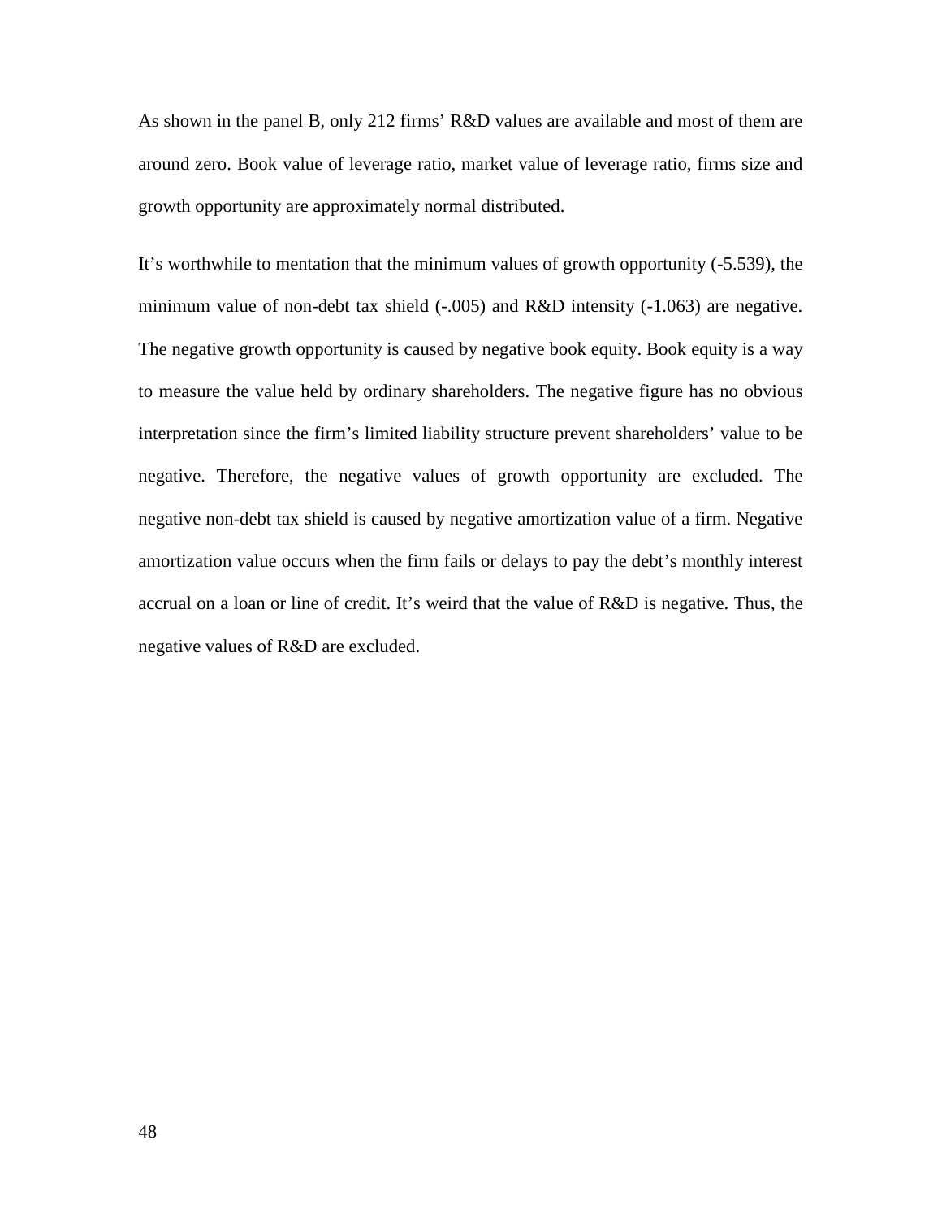As shown in the panel B, only 212 firms' R&D values are available and most of them are around zero. Book value of leverage ratio, market value of leverage ratio, firms size and growth opportunity are approximately normal distributed.

It's worthwhile to mentation that the minimum values of growth opportunity (-5.539), the minimum value of non-debt tax shield (-.005) and R&D intensity (-1.063) are negative. The negative growth opportunity is caused by negative book equity. Book equity is a way to measure the value held by ordinary shareholders. The negative figure has no obvious interpretation since the firm's limited liability structure prevent shareholders' value to be negative. Therefore, the negative values of growth opportunity are excluded. The negative non-debt tax shield is caused by negative amortization value of a firm. Negative amortization value occurs when the firm fails or delays to pay the debt's monthly interest accrual on a loan or line of credit. It's weird that the value of R&D is negative. Thus, the negative values of R&D are excluded.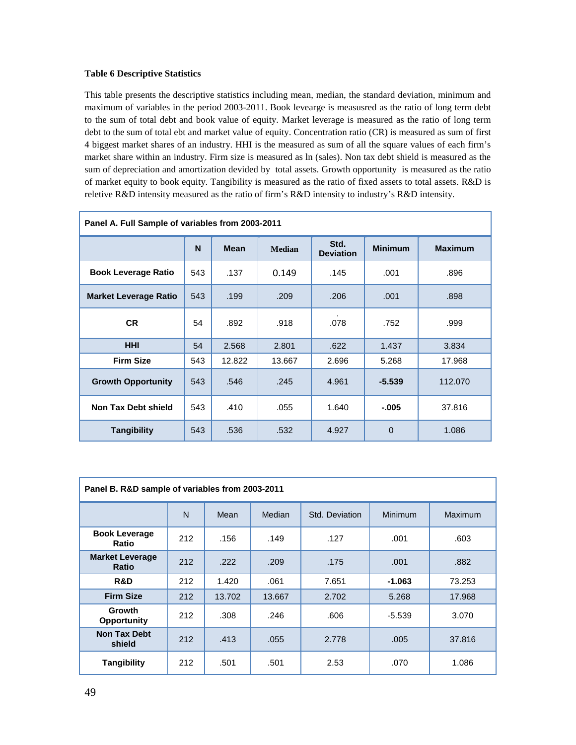**Table 6 Descriptive Statistics**

This table presents the descriptive statistics including mean, median, the standard deviation, minimum and maximum of variables in the period 2003-2011. Book levearge is measusred as the ratio of long term debt to the sum of total debt and book value of equity. Market leverage is measured as the ratio of long term debt to the sum of total ebt and market value of equity. Concentration ratio (CR) is measured as sum of first 4 biggest market shares of an industry. HHI is the measured as sum of all the square values of each firm's market share within an industry. Firm size is measured as ln (sales). Non tax debt shield is measured as the sum of depreciation and amortization devided by total assets. Growth opportunity is measured as the ratio of market equity to book equity. Tangibility is measured as the ratio of fixed assets to total assets. R&D is reletive R&D intensity measured as the ratio of firm's R&D intensity to industry's R&D intensity.

**Panel A. Full Sample of variables from 2003-2011**

| | N | Mean | Median | Std. Deviation | Minimum | Maximum |
|---|---|---|---|---|---|---|
| **Book Leverage Ratio** | 543 | .137 | 0.149 | .145 | .001 | .896 |
| **Market Leverage Ratio** | 543 | .199 | .209 | .206 | .001 | .898 |
| **CR** | 54 | .892 | .918 | .078 | .752 | .999 |
| **HHI** | 54 | 2.568 | 2.801 | .622 | 1.437 | 3.834 |
| **Firm Size** | 543 | 12.822 | 13.667 | 2.696 | 5.268 | 17.968 |
| **Growth Opportunity** | 543 | .546 | .245 | 4.961 | **-5.539** | 112.070 |
| **Non Tax Debt shield** | 543 | .410 | .055 | 1.640 | **-.005** | 37.816 |
| **Tangibility** | 543 | .536 | .532 | 4.927 | 0 | 1.086 |

**Panel B. R&D sample of variables from 2003-2011**

| | N | Mean | Median | Std. Deviation | Minimum | Maximum |
|---|---|---|---|---|---|---|
| **Book Leverage Ratio** | 212 | .156 | .149 | .127 | .001 | .603 |
| **Market Leverage Ratio** | 212 | .222 | .209 | .175 | .001 | .882 |
| **R&D** | 212 | 1.420 | .061 | 7.651 | **-1.063** | 73.253 |
| **Firm Size** | 212 | 13.702 | 13.667 | 2.702 | 5.268 | 17.968 |
| **Growth Opportunity** | 212 | .308 | .246 | .606 | -5.539 | 3.070 |
| **Non Tax Debt shield** | 212 | .413 | .055 | 2.778 | .005 | 37.816 |
| **Tangibility** | 212 | .501 | .501 | 2.53 | .070 | 1.086 |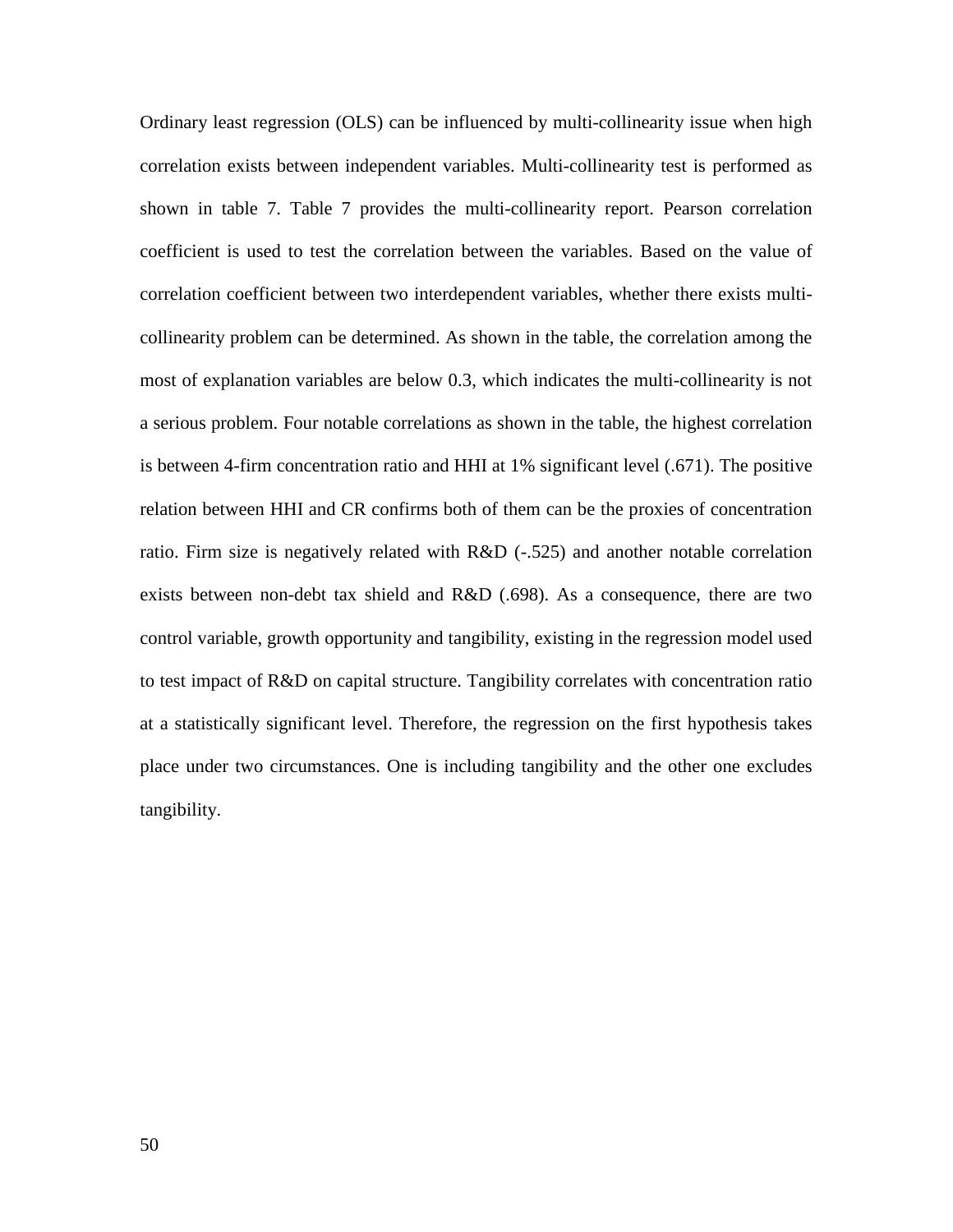Ordinary least regression (OLS) can be influenced by multi-collinearity issue when high correlation exists between independent variables. Multi-collinearity test is performed as shown in table 7. Table 7 provides the multi-collinearity report. Pearson correlation coefficient is used to test the correlation between the variables. Based on the value of correlation coefficient between two interdependent variables, whether there exists multi-collinearity problem can be determined. As shown in the table, the correlation among the most of explanation variables are below 0.3, which indicates the multi-collinearity is not a serious problem. Four notable correlations as shown in the table, the highest correlation is between 4-firm concentration ratio and HHI at 1% significant level (.671). The positive relation between HHI and CR confirms both of them can be the proxies of concentration ratio. Firm size is negatively related with R&D (-.525) and another notable correlation exists between non-debt tax shield and R&D (.698). As a consequence, there are two control variable, growth opportunity and tangibility, existing in the regression model used to test impact of R&D on capital structure. Tangibility correlates with concentration ratio at a statistically significant level. Therefore, the regression on the first hypothesis takes place under two circumstances. One is including tangibility and the other one excludes tangibility.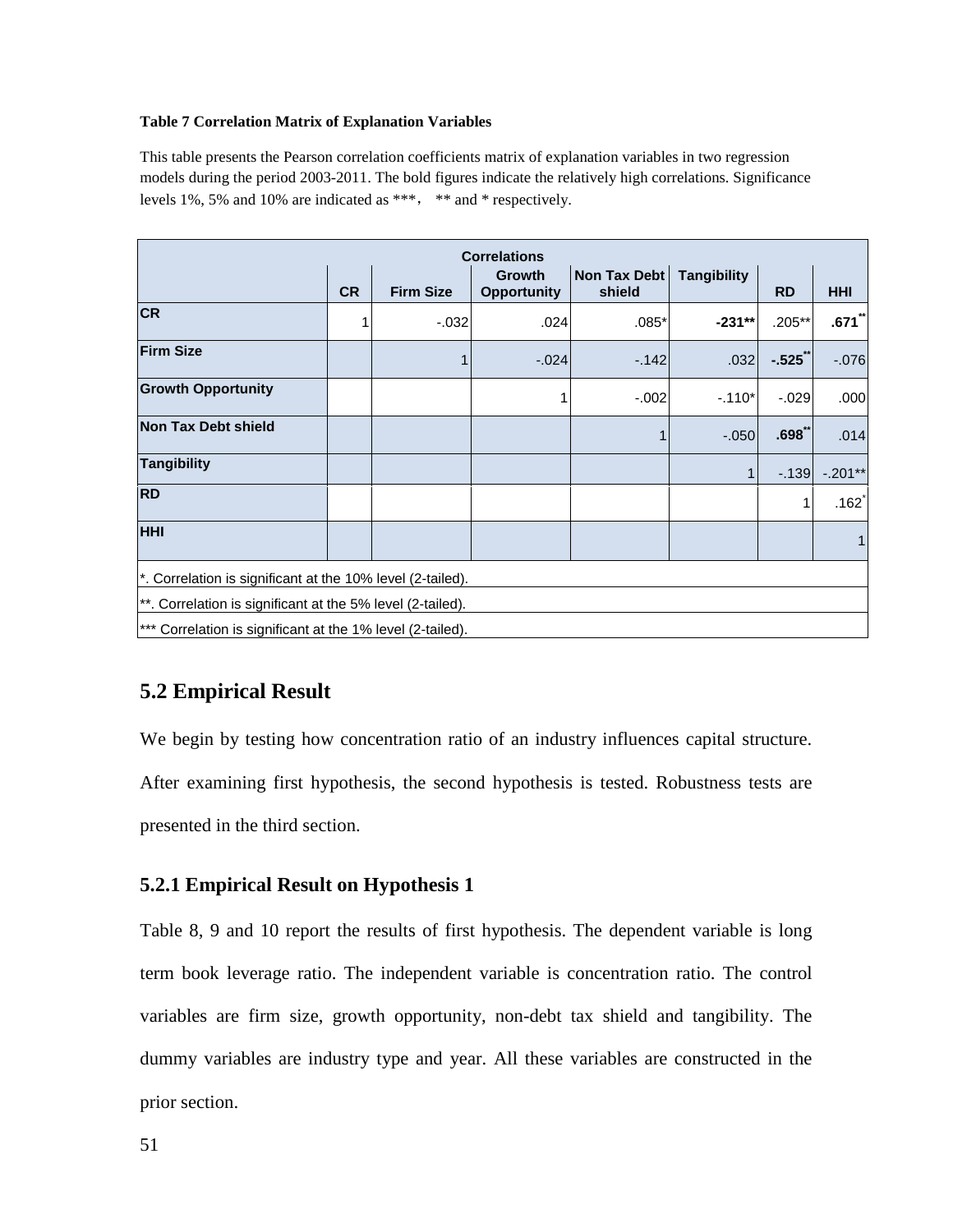**Table 7 Correlation Matrix of Explanation Variables**

This table presents the Pearson correlation coefficients matrix of explanation variables in two regression models during the period 2003-2011. The bold figures indicate the relatively high correlations. Significance levels 1%, 5% and 10% are indicated as ***， ** and * respectively.

| Correlations | | | | | | | |
|---|---|---|---|---|---|---|---|
| | CR | Firm Size | Growth Opportunity | Non Tax Debt shield | Tangibility | RD | HHI |
| **CR** | 1 | -.032 | .024 | .085* | **-231**** | .205** | **.671**** |
| **Firm Size** | | 1 | -.024 | -.142 | .032 | **-.525**** | -.076 |
| **Growth Opportunity** | | | 1 | -.002 | -.110* | -.029 | .000 |
| **Non Tax Debt shield** | | | | 1 | -.050 | **.698**** | .014 |
| **Tangibility** | | | | | 1 | -.139 | -.201** |
| **RD** | | | | | | 1 | .162* |
| **HHI** | | | | | | | 1 |

*. Correlation is significant at the 10% level (2-tailed).

**. Correlation is significant at the 5% level (2-tailed).

*** Correlation is significant at the 1% level (2-tailed).

## 5.2 Empirical Result

We begin by testing how concentration ratio of an industry influences capital structure. After examining first hypothesis, the second hypothesis is tested. Robustness tests are presented in the third section.

### 5.2.1 Empirical Result on Hypothesis 1

Table 8, 9 and 10 report the results of first hypothesis. The dependent variable is long term book leverage ratio. The independent variable is concentration ratio. The control variables are firm size, growth opportunity, non-debt tax shield and tangibility. The dummy variables are industry type and year. All these variables are constructed in the prior section.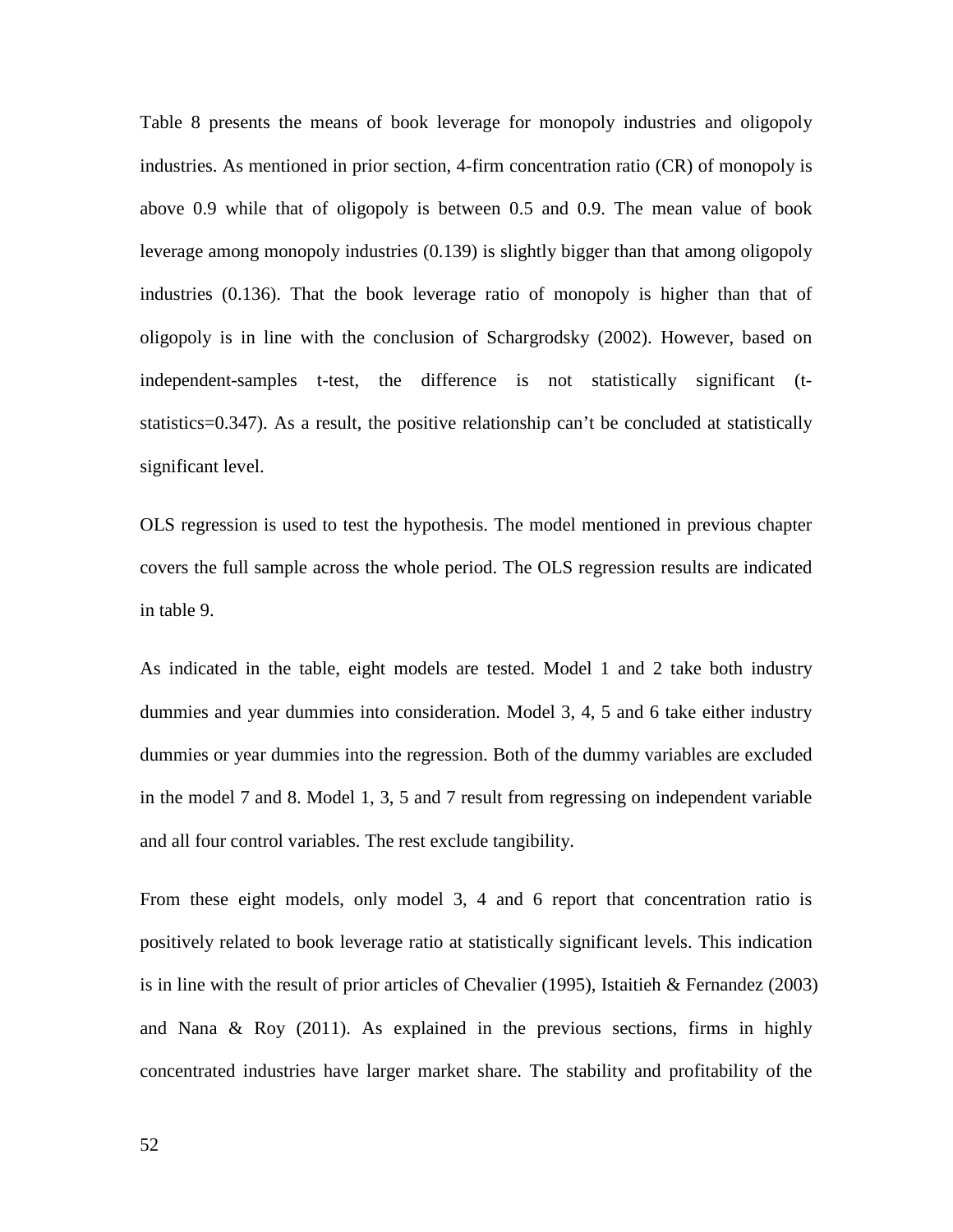Table 8 presents the means of book leverage for monopoly industries and oligopoly industries. As mentioned in prior section, 4-firm concentration ratio (CR) of monopoly is above 0.9 while that of oligopoly is between 0.5 and 0.9. The mean value of book leverage among monopoly industries (0.139) is slightly bigger than that among oligopoly industries (0.136). That the book leverage ratio of monopoly is higher than that of oligopoly is in line with the conclusion of Schargrodsky (2002). However, based on independent-samples t-test, the difference is not statistically significant (t-statistics=0.347). As a result, the positive relationship can't be concluded at statistically significant level.

OLS regression is used to test the hypothesis. The model mentioned in previous chapter covers the full sample across the whole period. The OLS regression results are indicated in table 9.

As indicated in the table, eight models are tested. Model 1 and 2 take both industry dummies and year dummies into consideration. Model 3, 4, 5 and 6 take either industry dummies or year dummies into the regression. Both of the dummy variables are excluded in the model 7 and 8. Model 1, 3, 5 and 7 result from regressing on independent variable and all four control variables. The rest exclude tangibility.

From these eight models, only model 3, 4 and 6 report that concentration ratio is positively related to book leverage ratio at statistically significant levels. This indication is in line with the result of prior articles of Chevalier (1995), Istaitieh & Fernandez (2003) and Nana & Roy (2011). As explained in the previous sections, firms in highly concentrated industries have larger market share. The stability and profitability of the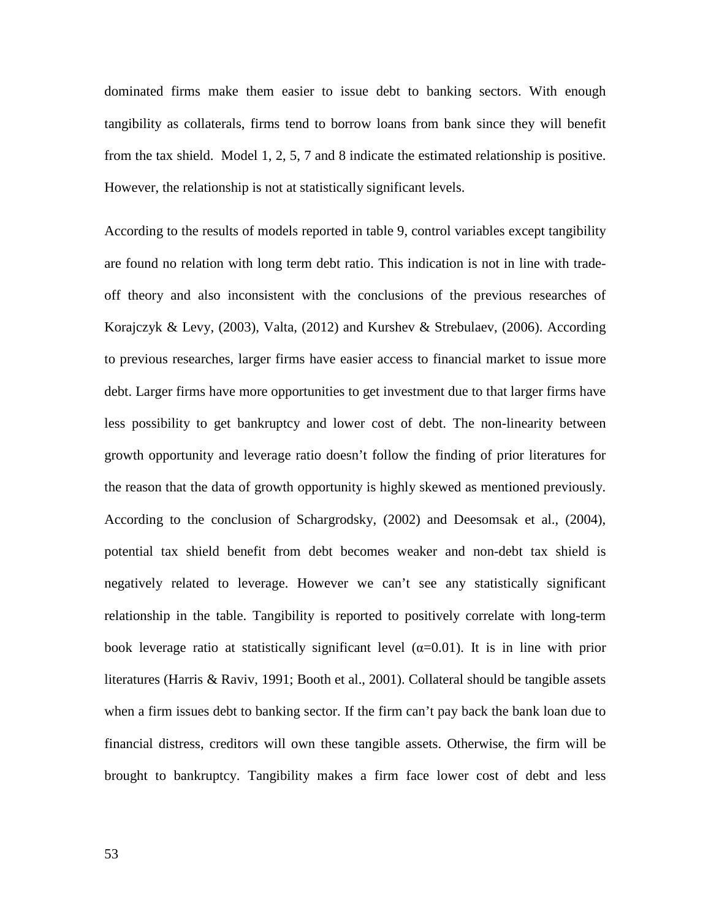dominated firms make them easier to issue debt to banking sectors. With enough tangibility as collaterals, firms tend to borrow loans from bank since they will benefit from the tax shield. Model 1, 2, 5, 7 and 8 indicate the estimated relationship is positive. However, the relationship is not at statistically significant levels.

According to the results of models reported in table 9, control variables except tangibility are found no relation with long term debt ratio. This indication is not in line with trade-off theory and also inconsistent with the conclusions of the previous researches of Korajczyk & Levy, (2003), Valta, (2012) and Kurshev & Strebulaev, (2006). According to previous researches, larger firms have easier access to financial market to issue more debt. Larger firms have more opportunities to get investment due to that larger firms have less possibility to get bankruptcy and lower cost of debt. The non-linearity between growth opportunity and leverage ratio doesn't follow the finding of prior literatures for the reason that the data of growth opportunity is highly skewed as mentioned previously. According to the conclusion of Schargrodsky, (2002) and Deesomsak et al., (2004), potential tax shield benefit from debt becomes weaker and non-debt tax shield is negatively related to leverage. However we can't see any statistically significant relationship in the table. Tangibility is reported to positively correlate with long-term book leverage ratio at statistically significant level ($\alpha$=0.01). It is in line with prior literatures (Harris & Raviv, 1991; Booth et al., 2001). Collateral should be tangible assets when a firm issues debt to banking sector. If the firm can't pay back the bank loan due to financial distress, creditors will own these tangible assets. Otherwise, the firm will be brought to bankruptcy. Tangibility makes a firm face lower cost of debt and less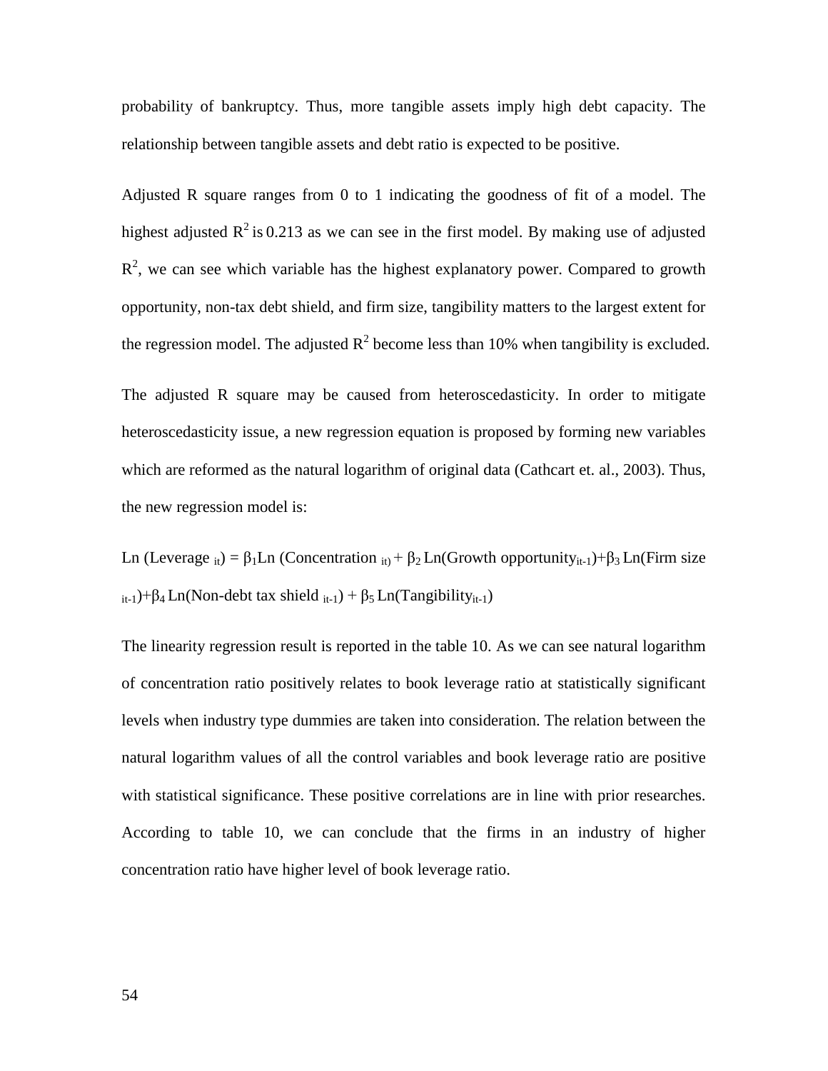probability of bankruptcy. Thus, more tangible assets imply high debt capacity. The relationship between tangible assets and debt ratio is expected to be positive.

Adjusted R square ranges from 0 to 1 indicating the goodness of fit of a model. The highest adjusted $R^2$ is 0.213 as we can see in the first model. By making use of adjusted $R^2$, we can see which variable has the highest explanatory power. Compared to growth opportunity, non-tax debt shield, and firm size, tangibility matters to the largest extent for the regression model. The adjusted $R^2$ become less than 10% when tangibility is excluded.

The adjusted R square may be caused from heteroscedasticity. In order to mitigate heteroscedasticity issue, a new regression equation is proposed by forming new variables which are reformed as the natural logarithm of original data (Cathcart et. al., 2003). Thus, the new regression model is:

$$\text{Ln}(\text{Leverage}_{it}) = \beta_1 \text{Ln}(\text{Concentration}_{it}) + \beta_2 \text{Ln}(\text{Growth opportunity}_{it-1}) + \beta_3 \text{Ln}(\text{Firm size}_{it-1}) + \beta_4 \text{Ln}(\text{Non-debt tax shield}_{it-1}) + \beta_5 \text{Ln}(\text{Tangibility}_{it-1})$$

The linearity regression result is reported in the table 10. As we can see natural logarithm of concentration ratio positively relates to book leverage ratio at statistically significant levels when industry type dummies are taken into consideration. The relation between the natural logarithm values of all the control variables and book leverage ratio are positive with statistical significance. These positive correlations are in line with prior researches. According to table 10, we can conclude that the firms in an industry of higher concentration ratio have higher level of book leverage ratio.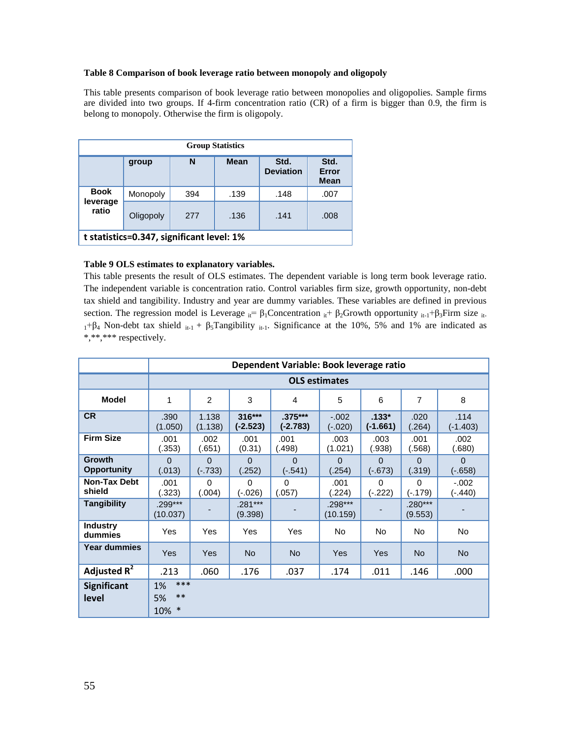**Table 8 Comparison of book leverage ratio between monopoly and oligopoly**

This table presents comparison of book leverage ratio between monopolies and oligopolies. Sample firms are divided into two groups. If 4-firm concentration ratio (CR) of a firm is bigger than 0.9, the firm is belong to monopoly. Otherwise the firm is oligopoly.

| Group Statistics | | | | | |
|---|---|---|---|---|---|
| | group | N | Mean | Std. Deviation | Std. Error Mean |
| Book leverage ratio | Monopoly | 394 | .139 | .148 | .007 |
| | Oligopoly | 277 | .136 | .141 | .008 |
| **t statistics=0.347, significant level: 1%** | | | | | |

**Table 9 OLS estimates to explanatory variables.**

This table presents the result of OLS estimates. The dependent variable is long term book leverage ratio. The independent variable is concentration ratio. Control variables firm size, growth opportunity, non-debt tax shield and tangibility. Industry and year are dummy variables. These variables are defined in previous section. The regression model is Leverage $_{it}$= $\beta_1$Concentration $_{it}$+ $\beta_2$Growth opportunity $_{it-1}$+$\beta_3$Firm size $_{it-1}$+$\beta_4$ Non-debt tax shield $_{it-1}$ + $\beta_5$Tangibility $_{it-1}$. Significance at the 10%, 5% and 1% are indicated as *,**,*** respectively.

| | Dependent Variable: Book leverage ratio | | | | | | | |
|---|---|---|---|---|---|---|---|---|
| | OLS estimates | | | | | | | |
| **Model** | 1 | 2 | 3 | 4 | 5 | 6 | 7 | 8 |
| **CR** | .390 (1.050) | 1.138 (1.138) | **316*** (-2.523)** | **.375*** (-2.783)** | -.002 (-.020) | **.133* (-1.661)** | .020 (.264) | .114 (-1.403) |
| **Firm Size** | .001 (.353) | .002 (.651) | .001 (0.31) | .001 (.498) | .003 (1.021) | .003 (.938) | .001 (.568) | .002 (.680) |
| **Growth Opportunity** | 0 (.013) | 0 (-.733) | 0 (.252) | 0 (-.541) | 0 (.254) | 0 (-.673) | 0 (.319) | 0 (-.658) |
| **Non-Tax Debt shield** | .001 (.323) | 0 (.004) | 0 (-.026) | 0 (.057) | .001 (.224) | 0 (-.222) | 0 (-.179) | -.002 (-.440) |
| **Tangibility** | .299*** (10.037) | - | .281*** (9.398) | - | .298*** (10.159) | - | .280*** (9.553) | - |
| **Industry dummies** | Yes | Yes | Yes | Yes | No | No | No | No |
| **Year dummies** | Yes | Yes | No | No | Yes | Yes | No | No |
| **Adjusted $R^2$** | .213 | .060 | .176 | .037 | .174 | .011 | .146 | .000 |
| **Significant level** | 1% *** <br> 5% ** <br> 10% * | | | | | | | |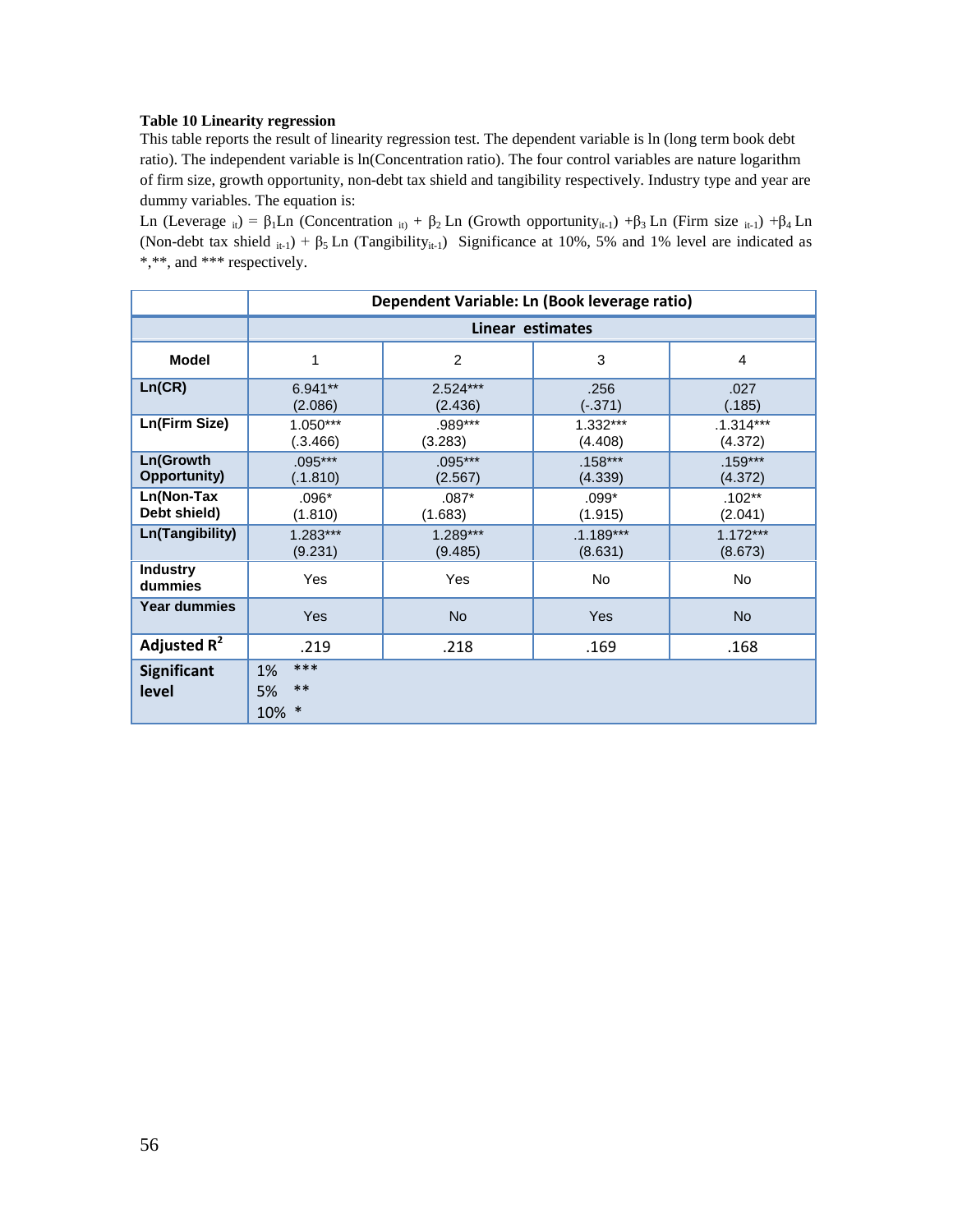**Table 10 Linearity regression**

This table reports the result of linearity regression test. The dependent variable is ln (long term book debt ratio). The independent variable is ln(Concentration ratio). The four control variables are nature logarithm of firm size, growth opportunity, non-debt tax shield and tangibility respectively. Industry type and year are dummy variables. The equation is:

Ln (Leverage $_{it}$) = $\beta_1$Ln (Concentration $_{it}$) + $\beta_2$ Ln (Growth opportunity$_{it-1}$) +$\beta_3$ Ln (Firm size $_{it-1}$) +$\beta_4$ Ln (Non-debt tax shield $_{it-1}$) + $\beta_5$ Ln (Tangibility$_{it-1}$) Significance at 10%, 5% and 1% level are indicated as *,**, and *** respectively.

| | Dependent Variable: Ln (Book leverage ratio) | | | |
|---|---|---|---|---|
| | Linear estimates | | | |
| **Model** | 1 | 2 | 3 | 4 |
| **Ln(CR)** | 6.941** (2.086) | 2.524*** (2.436) | .256 (-.371) | .027 (.185) |
| **Ln(Firm Size)** | 1.050*** (.3.466) | .989*** (3.283) | 1.332*** (4.408) | .1.314*** (4.372) |
| **Ln(Growth Opportunity)** | .095*** (.1.810) | .095*** (2.567) | .158*** (4.339) | .159*** (4.372) |
| **Ln(Non-Tax Debt shield)** | .096* (1.810) | .087* (1.683) | .099* (1.915) | .102** (2.041) |
| **Ln(Tangibility)** | 1.283*** (9.231) | 1.289*** (9.485) | .1.189*** (8.631) | 1.172*** (8.673) |
| **Industry dummies** | Yes | Yes | No | No |
| **Year dummies** | Yes | No | Yes | No |
| **Adjusted $R^2$** | .219 | .218 | .169 | .168 |
| **Significant level** | 1% *** 5% ** 10% * | | | |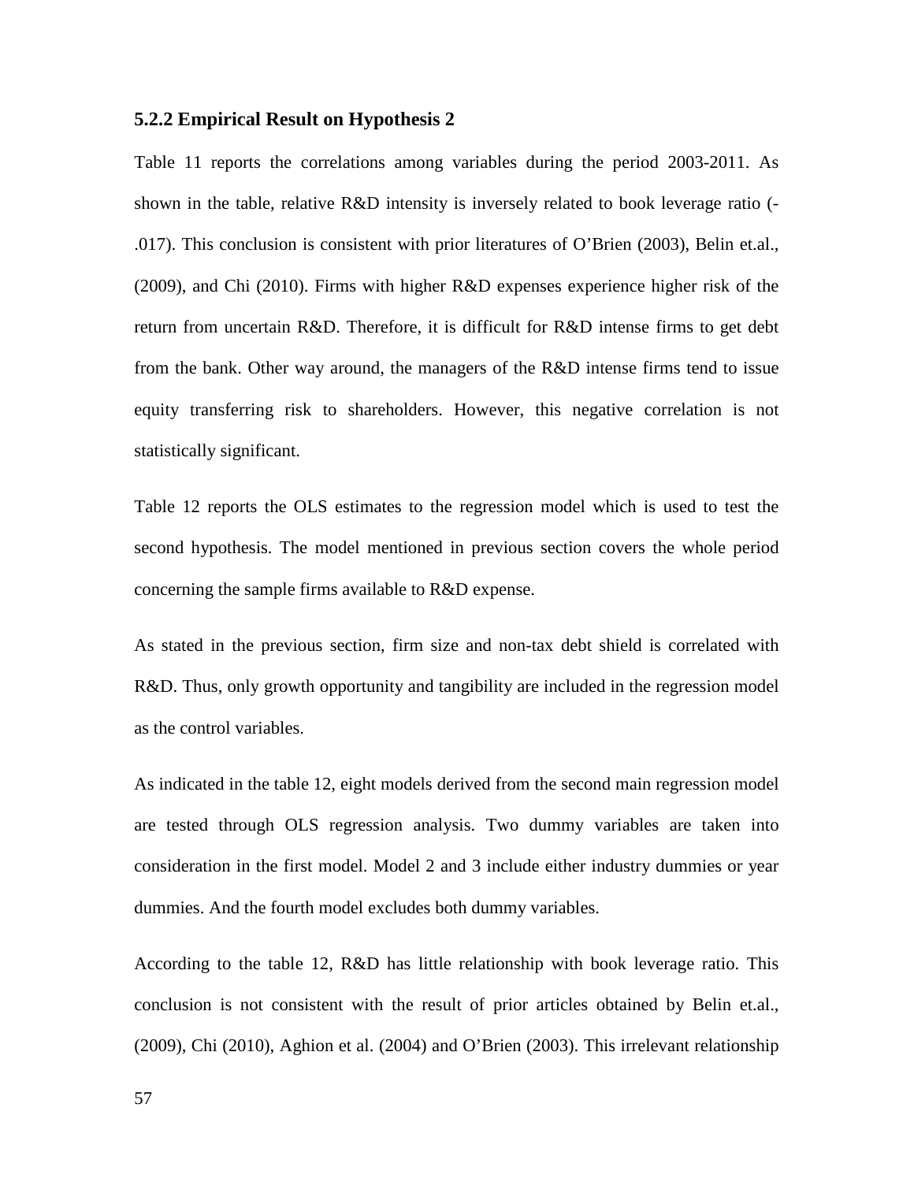### 5.2.2 Empirical Result on Hypothesis 2

Table 11 reports the correlations among variables during the period 2003-2011. As shown in the table, relative R&D intensity is inversely related to book leverage ratio (-.017). This conclusion is consistent with prior literatures of O'Brien (2003), Belin et.al., (2009), and Chi (2010). Firms with higher R&D expenses experience higher risk of the return from uncertain R&D. Therefore, it is difficult for R&D intense firms to get debt from the bank. Other way around, the managers of the R&D intense firms tend to issue equity transferring risk to shareholders. However, this negative correlation is not statistically significant.

Table 12 reports the OLS estimates to the regression model which is used to test the second hypothesis. The model mentioned in previous section covers the whole period concerning the sample firms available to R&D expense.

As stated in the previous section, firm size and non-tax debt shield is correlated with R&D. Thus, only growth opportunity and tangibility are included in the regression model as the control variables.

As indicated in the table 12, eight models derived from the second main regression model are tested through OLS regression analysis. Two dummy variables are taken into consideration in the first model. Model 2 and 3 include either industry dummies or year dummies. And the fourth model excludes both dummy variables.

According to the table 12, R&D has little relationship with book leverage ratio. This conclusion is not consistent with the result of prior articles obtained by Belin et.al., (2009), Chi (2010), Aghion et al. (2004) and O'Brien (2003). This irrelevant relationship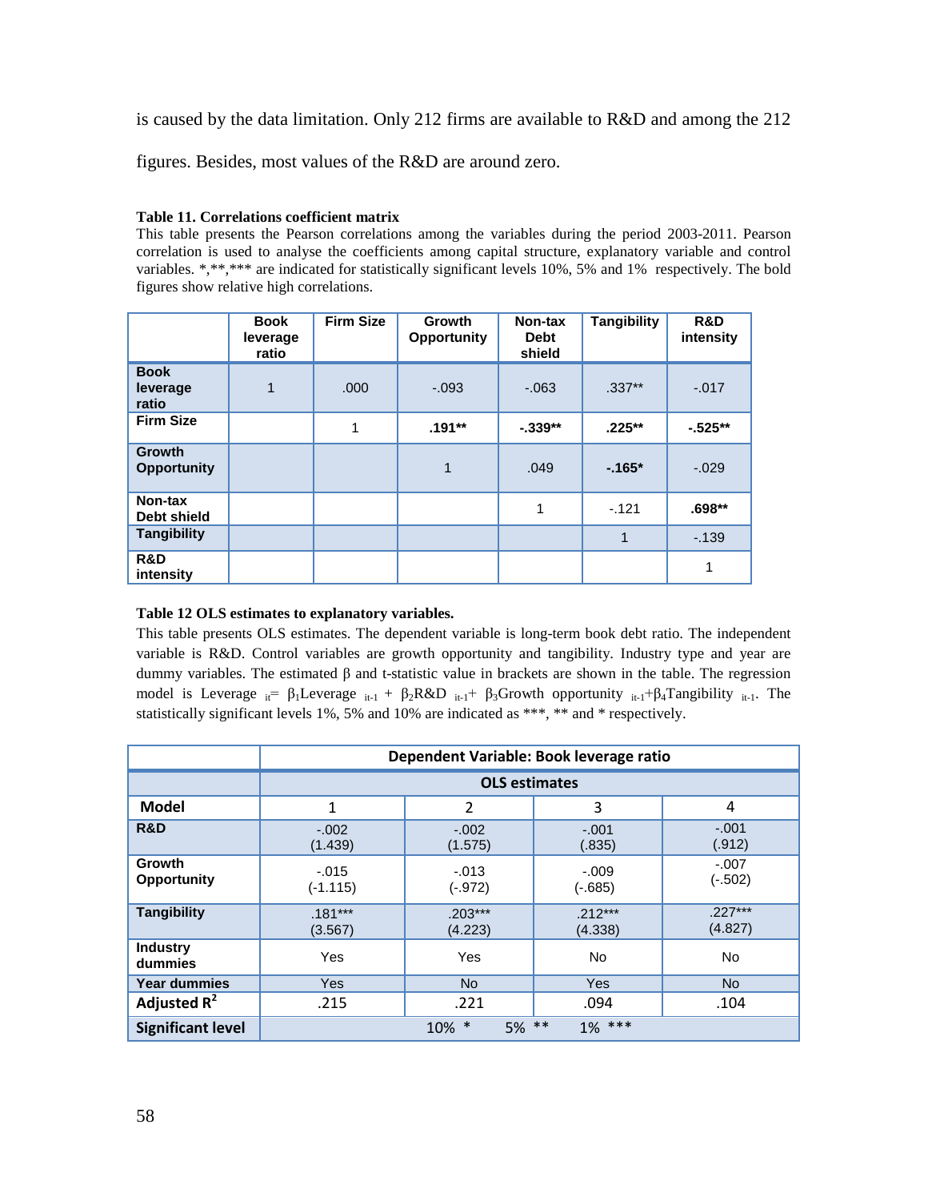is caused by the data limitation. Only 212 firms are available to R&D and among the 212 figures. Besides, most values of the R&D are around zero.

**Table 11. Correlations coefficient matrix**

This table presents the Pearson correlations among the variables during the period 2003-2011. Pearson correlation is used to analyse the coefficients among capital structure, explanatory variable and control variables. *,**,*** are indicated for statistically significant levels 10%, 5% and 1% respectively. The bold figures show relative high correlations.

| | Book leverage ratio | Firm Size | Growth Opportunity | Non-tax Debt shield | Tangibility | R&D intensity |
|---|---|---|---|---|---|---|
| **Book leverage ratio** | 1 | .000 | -.093 | -.063 | .337** | -.017 |
| **Firm Size** | | 1 | **.191**** | **-.339**** | **.225**** | **-.525**** |
| **Growth Opportunity** | | | 1 | .049 | **-.165*** | -.029 |
| **Non-tax Debt shield** | | | | 1 | -.121 | **.698**** |
| **Tangibility** | | | | | 1 | -.139 |
| **R&D intensity** | | | | | | 1 |

**Table 12 OLS estimates to explanatory variables.**

This table presents OLS estimates. The dependent variable is long-term book debt ratio. The independent variable is R&D. Control variables are growth opportunity and tangibility. Industry type and year are dummy variables. The estimated β and t-statistic value in brackets are shown in the table. The regression model is $\text{Leverage}_{it} = \beta_1 \text{Leverage}_{it-1} + \beta_2 \text{R\&D}_{it-1} + \beta_3 \text{Growth opportunity}_{it-1} + \beta_4 \text{Tangibility}_{it-1}$. The statistically significant levels 1%, 5% and 10% are indicated as ***, ** and * respectively.

| | Dependent Variable: Book leverage ratio | | | |
|---|---|---|---|---|
| | OLS estimates | | | |
| **Model** | 1 | 2 | 3 | 4 |
| **R&D** | -.002 (1.439) | -.002 (1.575) | -.001 (.835) | -.001 (.912) |
| **Growth Opportunity** | -.015 (-1.115) | -.013 (-.972) | -.009 (-.685) | -.007 (-.502) |
| **Tangibility** | .181*** (3.567) | .203*** (4.223) | .212*** (4.338) | .227*** (4.827) |
| **Industry dummies** | Yes | Yes | No | No |
| **Year dummies** | Yes | No | Yes | No |
| **Adjusted $R^2$** | .215 | .221 | .094 | .104 |
| **Significant level** | 10% * 5% ** 1% *** | | | |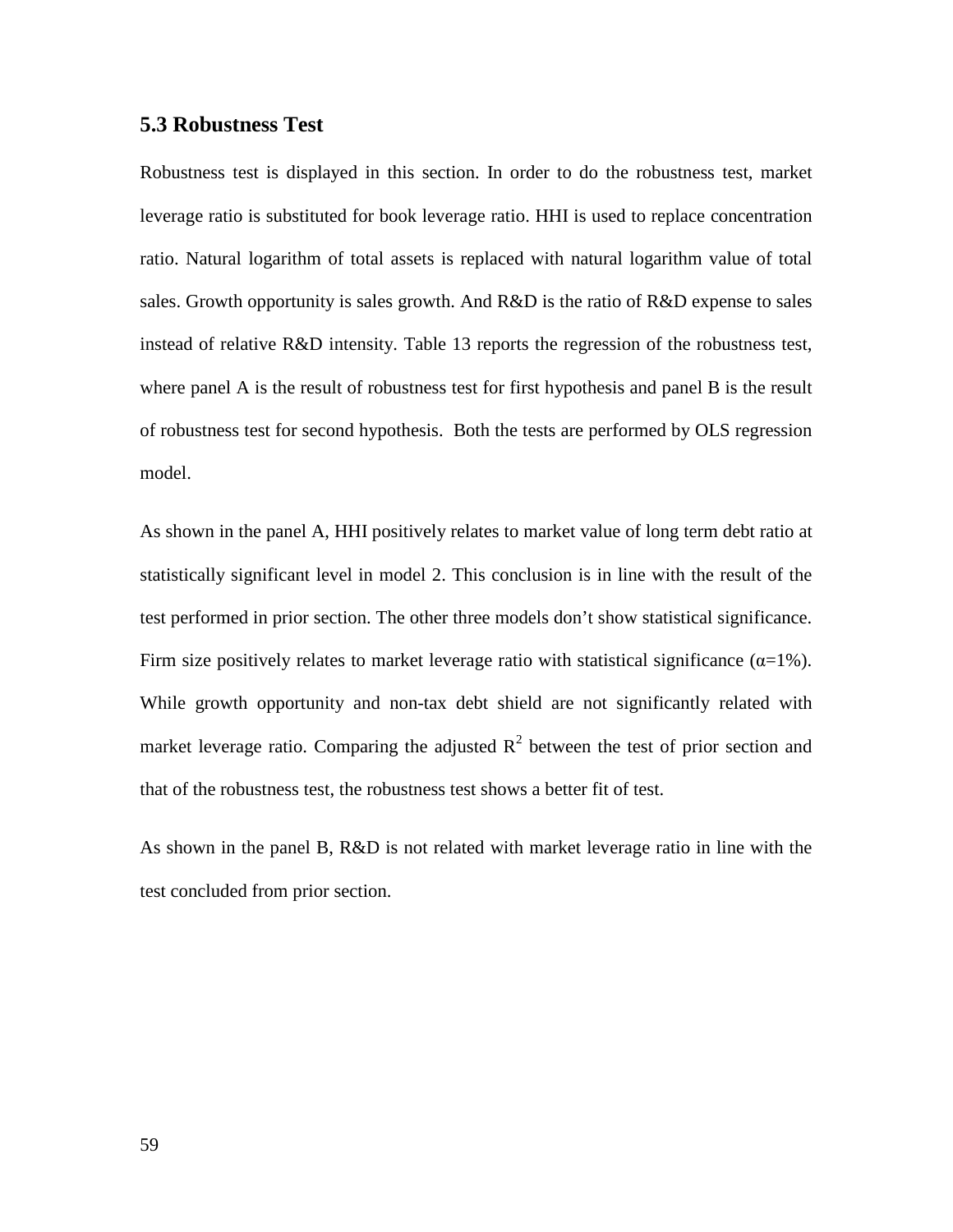### 5.3 Robustness Test

Robustness test is displayed in this section. In order to do the robustness test, market leverage ratio is substituted for book leverage ratio. HHI is used to replace concentration ratio. Natural logarithm of total assets is replaced with natural logarithm value of total sales. Growth opportunity is sales growth. And R&D is the ratio of R&D expense to sales instead of relative R&D intensity. Table 13 reports the regression of the robustness test, where panel A is the result of robustness test for first hypothesis and panel B is the result of robustness test for second hypothesis. Both the tests are performed by OLS regression model.

As shown in the panel A, HHI positively relates to market value of long term debt ratio at statistically significant level in model 2. This conclusion is in line with the result of the test performed in prior section. The other three models don't show statistical significance. Firm size positively relates to market leverage ratio with statistical significance ($\alpha$=1%). While growth opportunity and non-tax debt shield are not significantly related with market leverage ratio. Comparing the adjusted $R^2$ between the test of prior section and that of the robustness test, the robustness test shows a better fit of test.

As shown in the panel B, R&D is not related with market leverage ratio in line with the test concluded from prior section.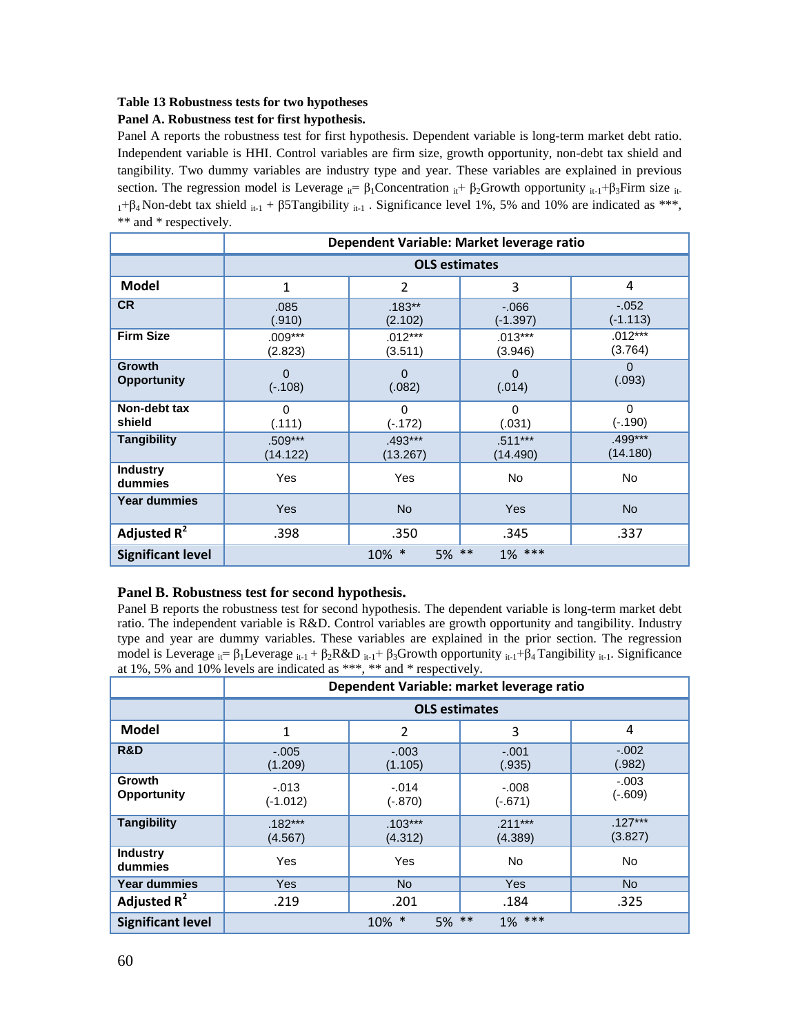**Table 13 Robustness tests for two hypotheses**

**Panel A. Robustness test for first hypothesis.**

Panel A reports the robustness test for first hypothesis. Dependent variable is long-term market debt ratio. Independent variable is HHI. Control variables are firm size, growth opportunity, non-debt tax shield and tangibility. Two dummy variables are industry type and year. These variables are explained in previous section. The regression model is Leverage $_{it}$= $\beta_1$Concentration $_{it}$+ $\beta_2$Growth opportunity $_{it-1}$+$\beta_3$Firm size $_{it-1}$+$\beta_4$ Non-debt tax shield $_{it-1}$ + β5Tangibility $_{it-1}$ . Significance level 1%, 5% and 10% are indicated as ***, ** and * respectively.

| | Dependent Variable: Market leverage ratio | | | |
|---|---|---|---|---|
| | OLS estimates | | | |
| **Model** | 1 | 2 | 3 | 4 |
| **CR** | .085<br>(.910) | .183**<br>(2.102) | -.066<br>(-1.397) | -.052<br>(-1.113) |
| **Firm Size** | .009***<br>(2.823) | .012***<br>(3.511) | .013***<br>(3.946) | .012***<br>(3.764) |
| **Growth Opportunity** | 0<br>(-.108) | 0<br>(.082) | 0<br>(.014) | 0<br>(.093) |
| **Non-debt tax shield** | 0<br>(.111) | 0<br>(-.172) | 0<br>(.031) | 0<br>(-.190) |
| **Tangibility** | .509***<br>(14.122) | .493***<br>(13.267) | .511***<br>(14.490) | .499***<br>(14.180) |
| **Industry dummies** | Yes | Yes | No | No |
| **Year dummies** | Yes | No | Yes | No |
| **Adjusted $R^2$** | .398 | .350 | .345 | .337 |
| **Significant level** | 10% * | 5% ** | 1% *** | |

**Panel B. Robustness test for second hypothesis.**

Panel B reports the robustness test for second hypothesis. The dependent variable is long-term market debt ratio. The independent variable is R&D. Control variables are growth opportunity and tangibility. Industry type and year are dummy variables. These variables are explained in the prior section. The regression model is Leverage $_{it}$= $\beta_1$Leverage $_{it-1}$ + $\beta_2$R&D $_{it-1}$+ $\beta_3$Growth opportunity $_{it-1}$+$\beta_4$ Tangibility $_{it-1}$. Significance at 1%, 5% and 10% levels are indicated as ***, ** and * respectively.

| | Dependent Variable: market leverage ratio | | | |
|---|---|---|---|---|
| | OLS estimates | | | |
| **Model** | 1 | 2 | 3 | 4 |
| **R&D** | -.005<br>(1.209) | -.003<br>(1.105) | -.001<br>(.935) | -.002<br>(.982) |
| **Growth Opportunity** | -.013<br>(-1.012) | -.014<br>(-.870) | -.008<br>(-.671) | -.003<br>(-.609) |
| **Tangibility** | .182***<br>(4.567) | .103***<br>(4.312) | .211***<br>(4.389) | .127***<br>(3.827) |
| **Industry dummies** | Yes | Yes | No | No |
| **Year dummies** | Yes | No | Yes | No |
| **Adjusted $R^2$** | .219 | .201 | .184 | .325 |
| **Significant level** | 10% * | 5% ** | 1% *** | |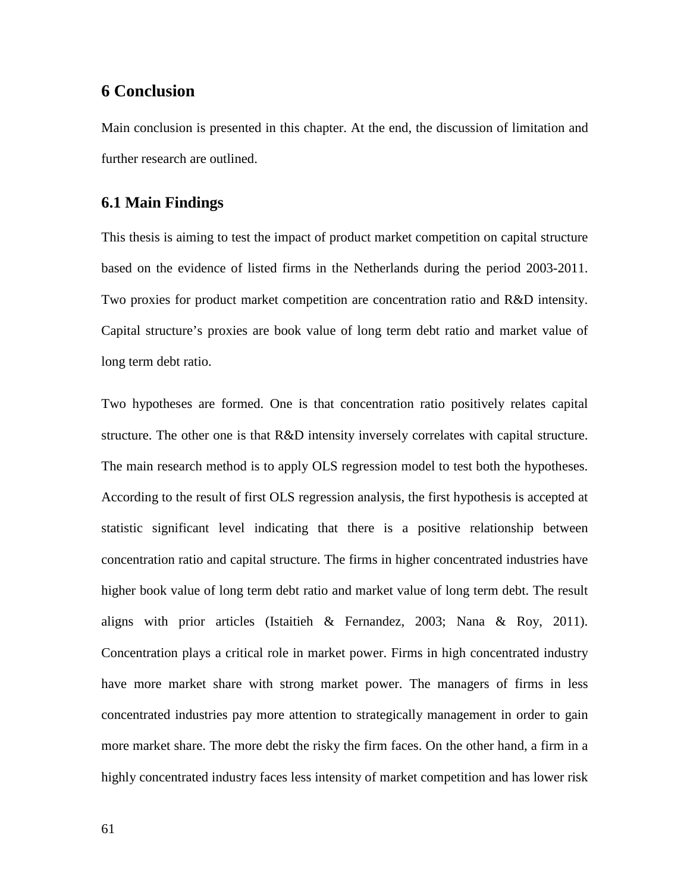# 6 Conclusion

Main conclusion is presented in this chapter. At the end, the discussion of limitation and further research are outlined.

## 6.1 Main Findings

This thesis is aiming to test the impact of product market competition on capital structure based on the evidence of listed firms in the Netherlands during the period 2003-2011. Two proxies for product market competition are concentration ratio and R&D intensity. Capital structure's proxies are book value of long term debt ratio and market value of long term debt ratio.

Two hypotheses are formed. One is that concentration ratio positively relates capital structure. The other one is that R&D intensity inversely correlates with capital structure. The main research method is to apply OLS regression model to test both the hypotheses. According to the result of first OLS regression analysis, the first hypothesis is accepted at statistic significant level indicating that there is a positive relationship between concentration ratio and capital structure. The firms in higher concentrated industries have higher book value of long term debt ratio and market value of long term debt. The result aligns with prior articles (Istaitieh & Fernandez, 2003; Nana & Roy, 2011). Concentration plays a critical role in market power. Firms in high concentrated industry have more market share with strong market power. The managers of firms in less concentrated industries pay more attention to strategically management in order to gain more market share. The more debt the risky the firm faces. On the other hand, a firm in a highly concentrated industry faces less intensity of market competition and has lower risk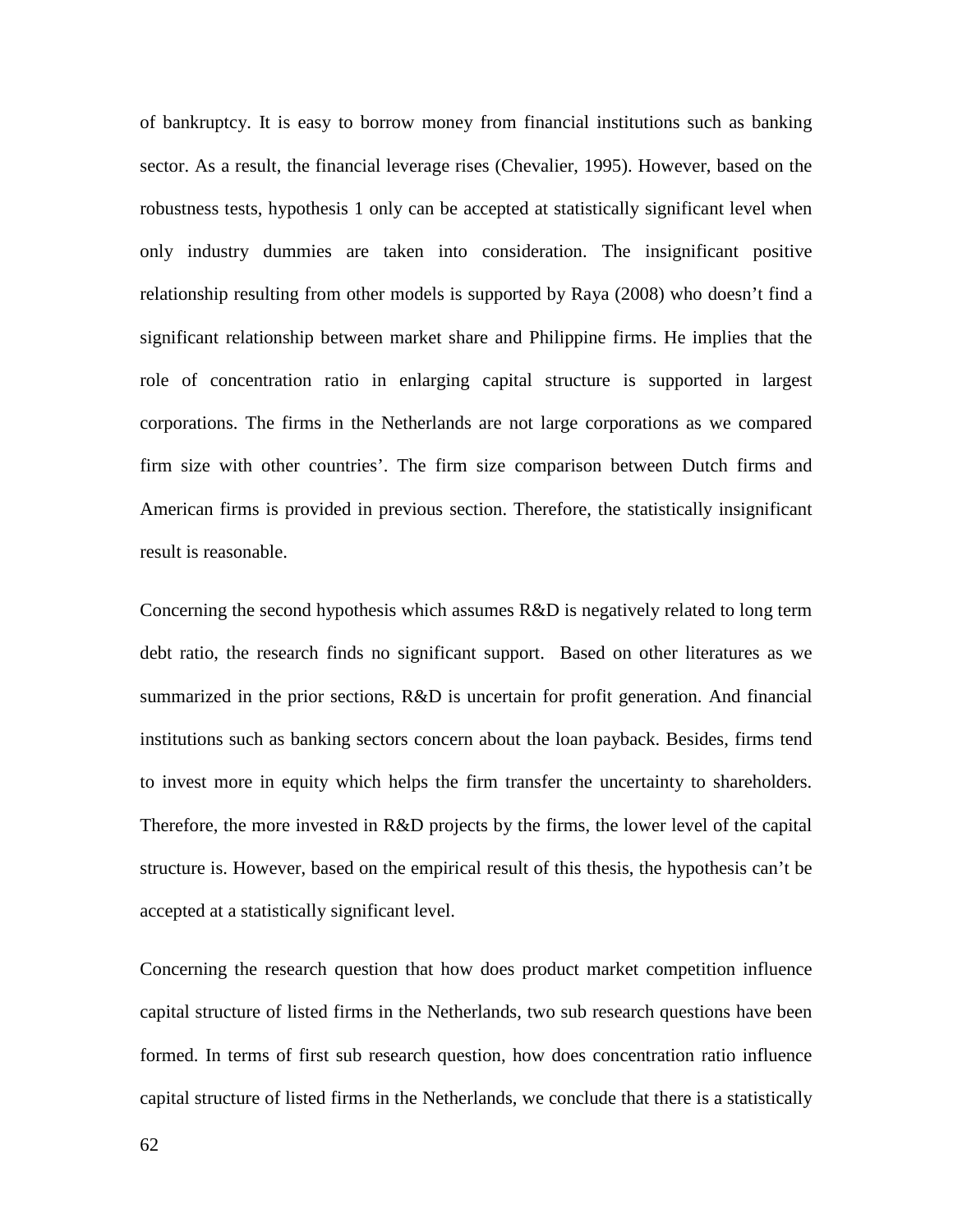of bankruptcy. It is easy to borrow money from financial institutions such as banking sector. As a result, the financial leverage rises (Chevalier, 1995). However, based on the robustness tests, hypothesis 1 only can be accepted at statistically significant level when only industry dummies are taken into consideration. The insignificant positive relationship resulting from other models is supported by Raya (2008) who doesn't find a significant relationship between market share and Philippine firms. He implies that the role of concentration ratio in enlarging capital structure is supported in largest corporations. The firms in the Netherlands are not large corporations as we compared firm size with other countries'. The firm size comparison between Dutch firms and American firms is provided in previous section. Therefore, the statistically insignificant result is reasonable.

Concerning the second hypothesis which assumes R&D is negatively related to long term debt ratio, the research finds no significant support. Based on other literatures as we summarized in the prior sections, R&D is uncertain for profit generation. And financial institutions such as banking sectors concern about the loan payback. Besides, firms tend to invest more in equity which helps the firm transfer the uncertainty to shareholders. Therefore, the more invested in R&D projects by the firms, the lower level of the capital structure is. However, based on the empirical result of this thesis, the hypothesis can't be accepted at a statistically significant level.

Concerning the research question that how does product market competition influence capital structure of listed firms in the Netherlands, two sub research questions have been formed. In terms of first sub research question, how does concentration ratio influence capital structure of listed firms in the Netherlands, we conclude that there is a statistically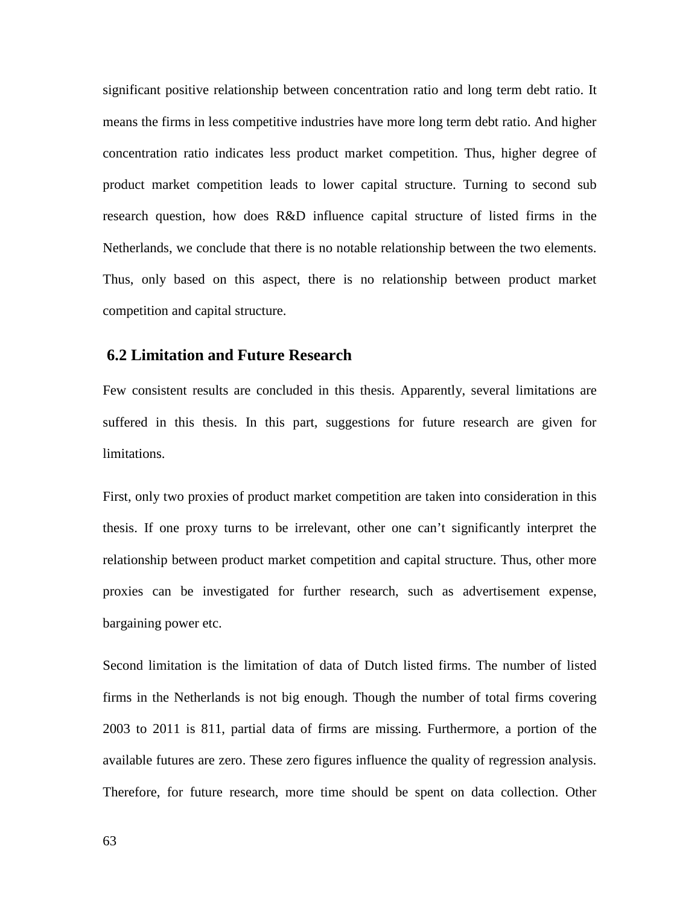significant positive relationship between concentration ratio and long term debt ratio. It means the firms in less competitive industries have more long term debt ratio. And higher concentration ratio indicates less product market competition. Thus, higher degree of product market competition leads to lower capital structure. Turning to second sub research question, how does R&D influence capital structure of listed firms in the Netherlands, we conclude that there is no notable relationship between the two elements. Thus, only based on this aspect, there is no relationship between product market competition and capital structure.

## 6.2 Limitation and Future Research

Few consistent results are concluded in this thesis. Apparently, several limitations are suffered in this thesis. In this part, suggestions for future research are given for limitations.

First, only two proxies of product market competition are taken into consideration in this thesis. If one proxy turns to be irrelevant, other one can't significantly interpret the relationship between product market competition and capital structure. Thus, other more proxies can be investigated for further research, such as advertisement expense, bargaining power etc.

Second limitation is the limitation of data of Dutch listed firms. The number of listed firms in the Netherlands is not big enough. Though the number of total firms covering 2003 to 2011 is 811, partial data of firms are missing. Furthermore, a portion of the available futures are zero. These zero figures influence the quality of regression analysis. Therefore, for future research, more time should be spent on data collection. Other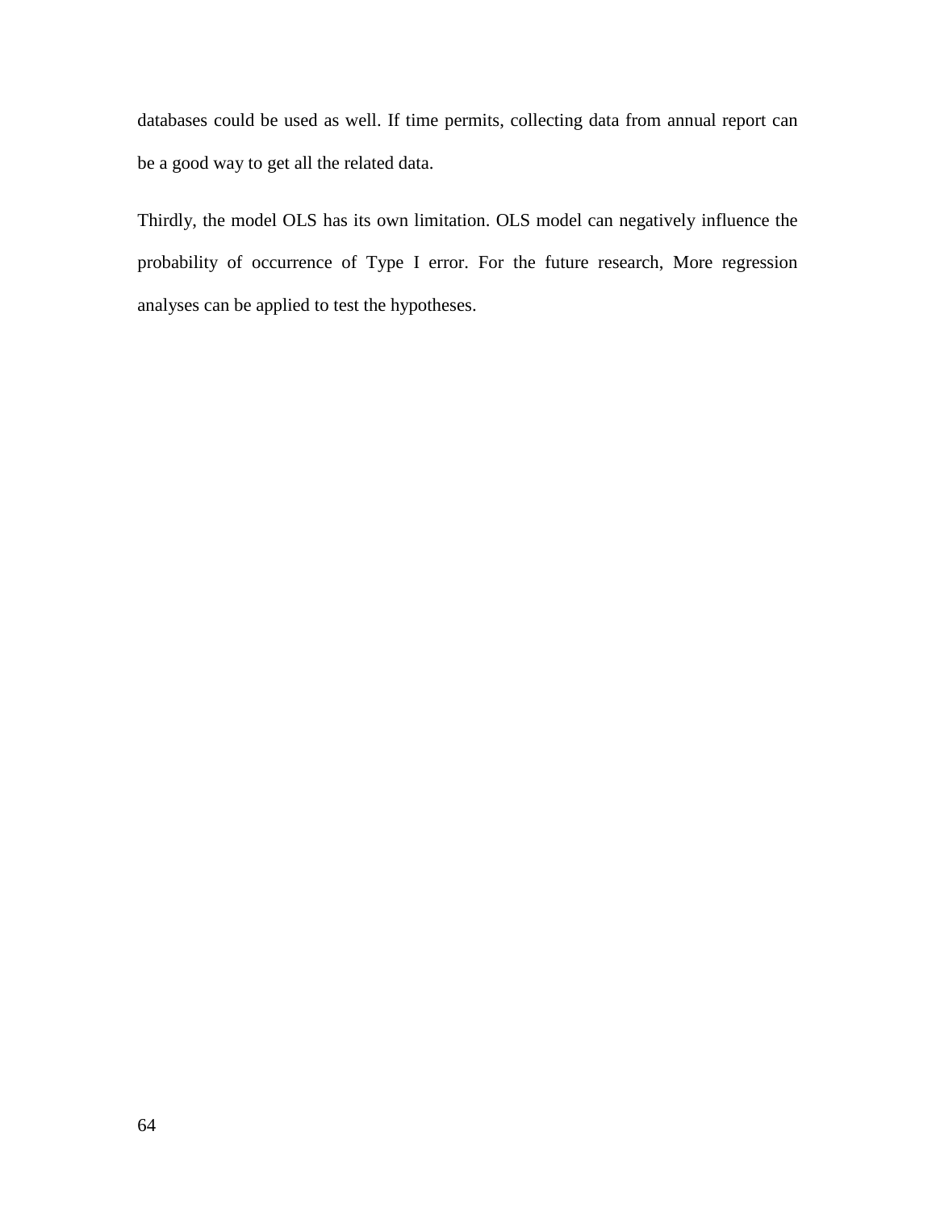databases could be used as well. If time permits, collecting data from annual report can be a good way to get all the related data.

Thirdly, the model OLS has its own limitation. OLS model can negatively influence the probability of occurrence of Type I error. For the future research, More regression analyses can be applied to test the hypotheses.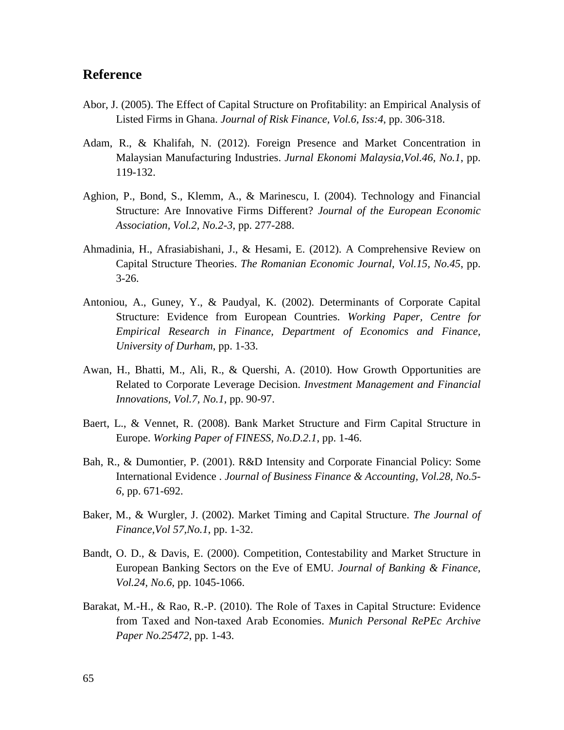## Reference

Abor, J. (2005). The Effect of Capital Structure on Profitability: an Empirical Analysis of Listed Firms in Ghana. *Journal of Risk Finance, Vol.6, Iss:4*, pp. 306-318.

Adam, R., & Khalifah, N. (2012). Foreign Presence and Market Concentration in Malaysian Manufacturing Industries. *Jurnal Ekonomi Malaysia,Vol.46, No.1*, pp. 119-132.

Aghion, P., Bond, S., Klemm, A., & Marinescu, I. (2004). Technology and Financial Structure: Are Innovative Firms Different? *Journal of the European Economic Association, Vol.2, No.2-3*, pp. 277-288.

Ahmadinia, H., Afrasiabishani, J., & Hesami, E. (2012). A Comprehensive Review on Capital Structure Theories. *The Romanian Economic Journal, Vol.15, No.45*, pp. 3-26.

Antoniou, A., Guney, Y., & Paudyal, K. (2002). Determinants of Corporate Capital Structure: Evidence from European Countries. *Working Paper, Centre for Empirical Research in Finance, Department of Economics and Finance, University of Durham*, pp. 1-33.

Awan, H., Bhatti, M., Ali, R., & Quershi, A. (2010). How Growth Opportunities are Related to Corporate Leverage Decision. *Investment Management and Financial Innovations, Vol.7, No.1*, pp. 90-97.

Baert, L., & Vennet, R. (2008). Bank Market Structure and Firm Capital Structure in Europe. *Working Paper of FINESS, No.D.2.1*, pp. 1-46.

Bah, R., & Dumontier, P. (2001). R&D Intensity and Corporate Financial Policy: Some International Evidence . *Journal of Business Finance & Accounting, Vol.28, No.5-6*, pp. 671-692.

Baker, M., & Wurgler, J. (2002). Market Timing and Capital Structure. *The Journal of Finance,Vol 57,No.1*, pp. 1-32.

Bandt, O. D., & Davis, E. (2000). Competition, Contestability and Market Structure in European Banking Sectors on the Eve of EMU. *Journal of Banking & Finance, Vol.24, No.6*, pp. 1045-1066.

Barakat, M.-H., & Rao, R.-P. (2010). The Role of Taxes in Capital Structure: Evidence from Taxed and Non-taxed Arab Economies. *Munich Personal RePEc Archive Paper No.25472*, pp. 1-43.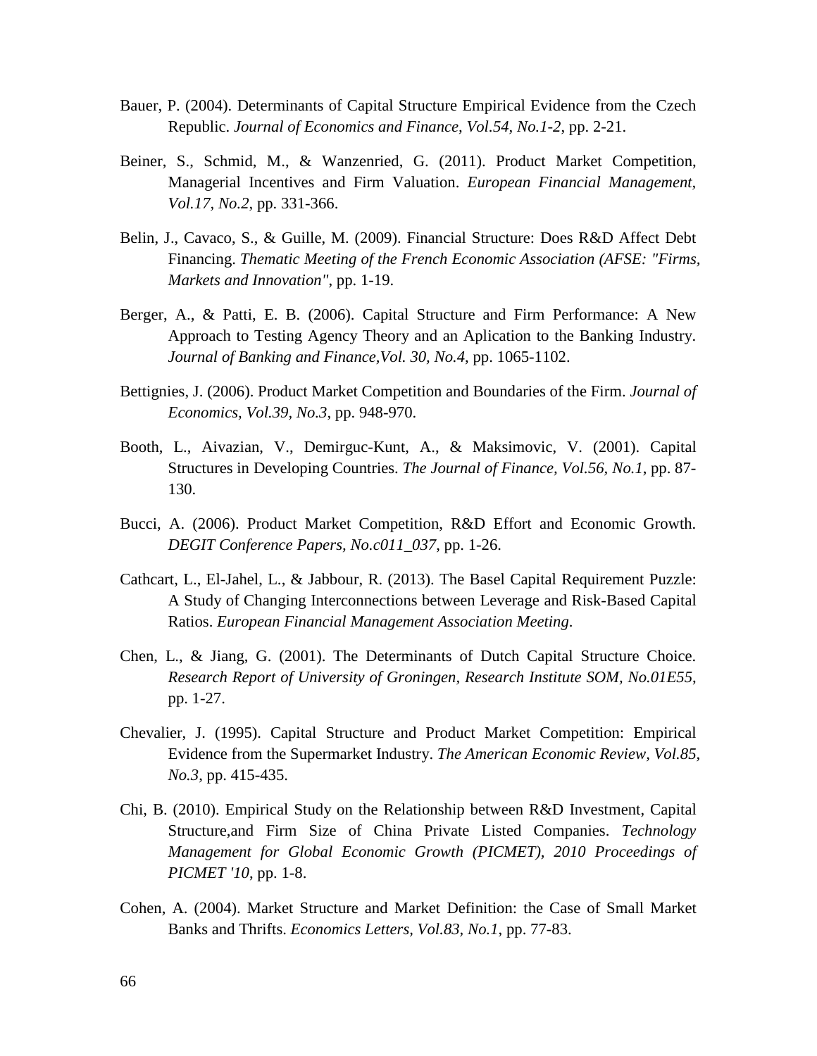Bauer, P. (2004). Determinants of Capital Structure Empirical Evidence from the Czech Republic. *Journal of Economics and Finance, Vol.54, No.1-2*, pp. 2-21.

Beiner, S., Schmid, M., & Wanzenried, G. (2011). Product Market Competition, Managerial Incentives and Firm Valuation. *European Financial Management, Vol.17, No.2*, pp. 331-366.

Belin, J., Cavaco, S., & Guille, M. (2009). Financial Structure: Does R&D Affect Debt Financing. *Thematic Meeting of the French Economic Association (AFSE: "Firms, Markets and Innovation"*, pp. 1-19.

Berger, A., & Patti, E. B. (2006). Capital Structure and Firm Performance: A New Approach to Testing Agency Theory and an Aplication to the Banking Industry. *Journal of Banking and Finance,Vol. 30, No.4*, pp. 1065-1102.

Bettignies, J. (2006). Product Market Competition and Boundaries of the Firm. *Journal of Economics, Vol.39, No.3*, pp. 948-970.

Booth, L., Aivazian, V., Demirguc-Kunt, A., & Maksimovic, V. (2001). Capital Structures in Developing Countries. *The Journal of Finance, Vol.56, No.1*, pp. 87-130.

Bucci, A. (2006). Product Market Competition, R&D Effort and Economic Growth. *DEGIT Conference Papers, No.c011_037*, pp. 1-26.

Cathcart, L., El-Jahel, L., & Jabbour, R. (2013). The Basel Capital Requirement Puzzle: A Study of Changing Interconnections between Leverage and Risk-Based Capital Ratios. *European Financial Management Association Meeting*.

Chen, L., & Jiang, G. (2001). The Determinants of Dutch Capital Structure Choice. *Research Report of University of Groningen, Research Institute SOM, No.01E55*, pp. 1-27.

Chevalier, J. (1995). Capital Structure and Product Market Competition: Empirical Evidence from the Supermarket Industry. *The American Economic Review, Vol.85, No.3*, pp. 415-435.

Chi, B. (2010). Empirical Study on the Relationship between R&D Investment, Capital Structure,and Firm Size of China Private Listed Companies. *Technology Management for Global Economic Growth (PICMET), 2010 Proceedings of PICMET '10*, pp. 1-8.

Cohen, A. (2004). Market Structure and Market Definition: the Case of Small Market Banks and Thrifts. *Economics Letters, Vol.83, No.1*, pp. 77-83.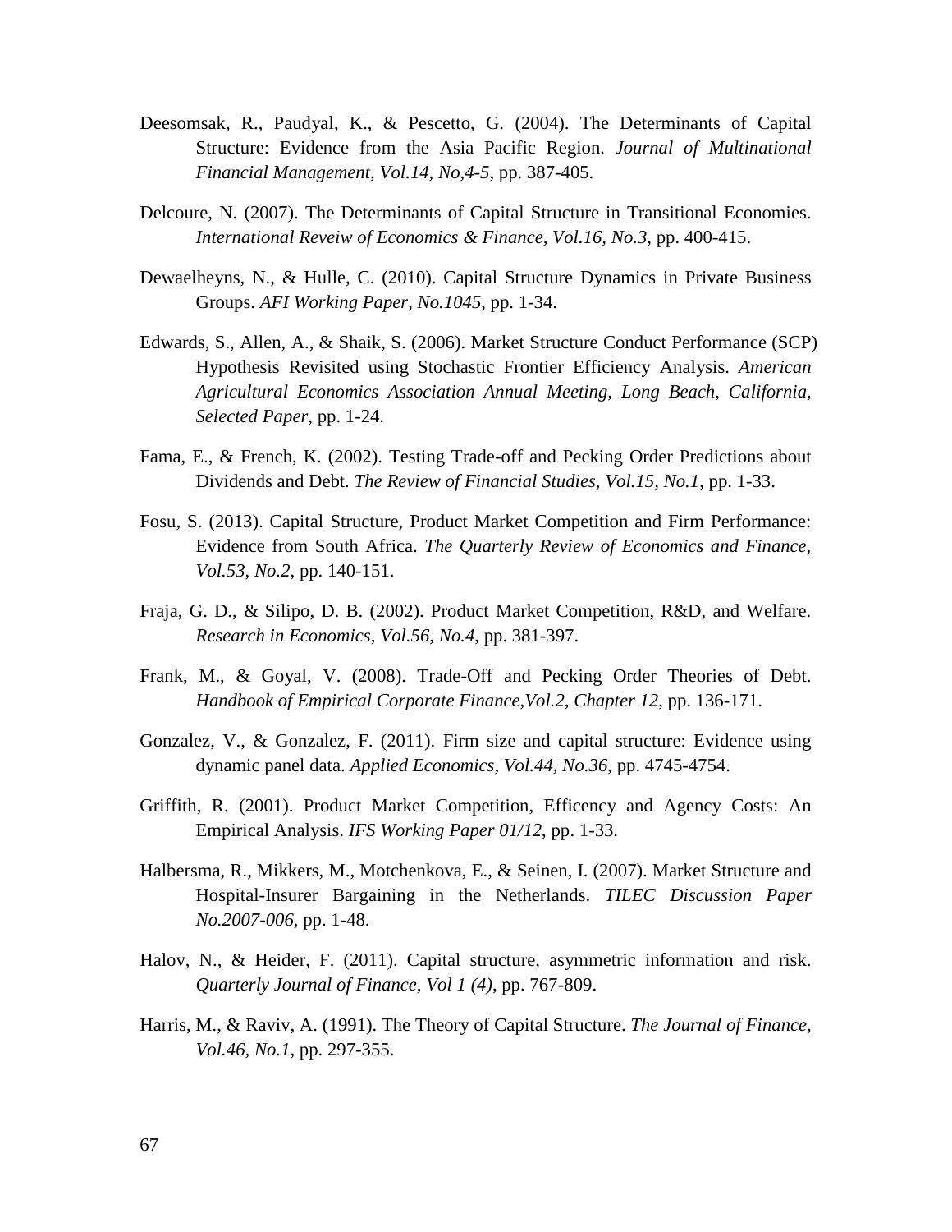Deesomsak, R., Paudyal, K., & Pescetto, G. (2004). The Determinants of Capital Structure: Evidence from the Asia Pacific Region. *Journal of Multinational Financial Management, Vol.14, No,4-5*, pp. 387-405.

Delcoure, N. (2007). The Determinants of Capital Structure in Transitional Economies. *International Reveiw of Economics & Finance, Vol.16, No.3*, pp. 400-415.

Dewaelheyns, N., & Hulle, C. (2010). Capital Structure Dynamics in Private Business Groups. *AFI Working Paper, No.1045*, pp. 1-34.

Edwards, S., Allen, A., & Shaik, S. (2006). Market Structure Conduct Performance (SCP) Hypothesis Revisited using Stochastic Frontier Efficiency Analysis. *American Agricultural Economics Association Annual Meeting, Long Beach, California, Selected Paper*, pp. 1-24.

Fama, E., & French, K. (2002). Testing Trade-off and Pecking Order Predictions about Dividends and Debt. *The Review of Financial Studies, Vol.15, No.1*, pp. 1-33.

Fosu, S. (2013). Capital Structure, Product Market Competition and Firm Performance: Evidence from South Africa. *The Quarterly Review of Economics and Finance, Vol.53, No.2*, pp. 140-151.

Fraja, G. D., & Silipo, D. B. (2002). Product Market Competition, R&D, and Welfare. *Research in Economics, Vol.56, No.4*, pp. 381-397.

Frank, M., & Goyal, V. (2008). Trade-Off and Pecking Order Theories of Debt. *Handbook of Empirical Corporate Finance,Vol.2, Chapter 12*, pp. 136-171.

Gonzalez, V., & Gonzalez, F. (2011). Firm size and capital structure: Evidence using dynamic panel data. *Applied Economics, Vol.44, No.36*, pp. 4745-4754.

Griffith, R. (2001). Product Market Competition, Efficency and Agency Costs: An Empirical Analysis. *IFS Working Paper 01/12*, pp. 1-33.

Halbersma, R., Mikkers, M., Motchenkova, E., & Seinen, I. (2007). Market Structure and Hospital-Insurer Bargaining in the Netherlands. *TILEC Discussion Paper No.2007-006*, pp. 1-48.

Halov, N., & Heider, F. (2011). Capital structure, asymmetric information and risk. *Quarterly Journal of Finance, Vol 1 (4)*, pp. 767-809.

Harris, M., & Raviv, A. (1991). The Theory of Capital Structure. *The Journal of Finance, Vol.46, No.1*, pp. 297-355.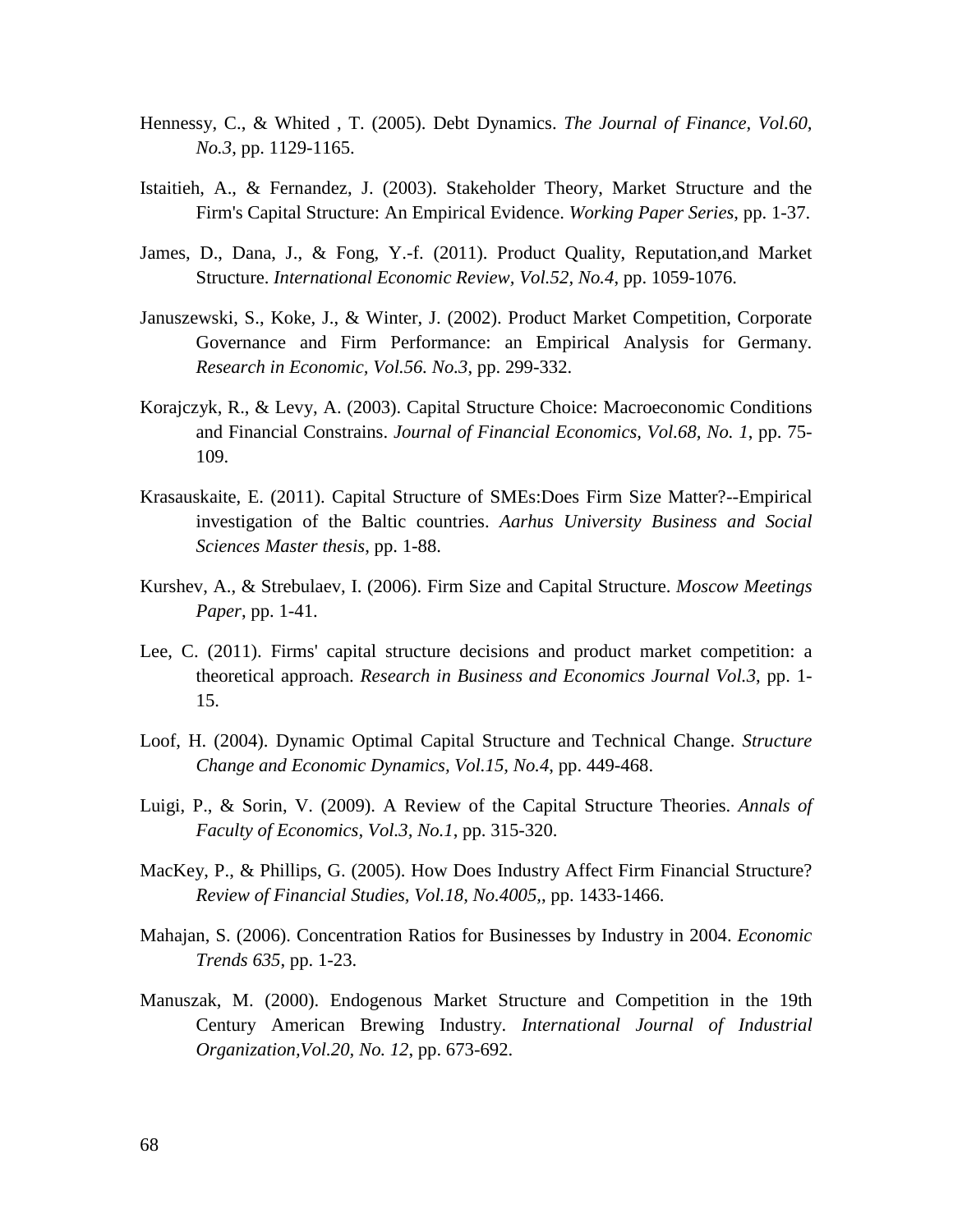Hennessy, C., & Whited , T. (2005). Debt Dynamics. *The Journal of Finance, Vol.60, No.3*, pp. 1129-1165.

Istaitieh, A., & Fernandez, J. (2003). Stakeholder Theory, Market Structure and the Firm's Capital Structure: An Empirical Evidence. *Working Paper Series*, pp. 1-37.

James, D., Dana, J., & Fong, Y.-f. (2011). Product Quality, Reputation,and Market Structure. *International Economic Review, Vol.52, No.4*, pp. 1059-1076.

Januszewski, S., Koke, J., & Winter, J. (2002). Product Market Competition, Corporate Governance and Firm Performance: an Empirical Analysis for Germany. *Research in Economic, Vol.56. No.3*, pp. 299-332.

Korajczyk, R., & Levy, A. (2003). Capital Structure Choice: Macroeconomic Conditions and Financial Constrains. *Journal of Financial Economics, Vol.68, No. 1*, pp. 75-109.

Krasauskaite, E. (2011). Capital Structure of SMEs:Does Firm Size Matter?--Empirical investigation of the Baltic countries. *Aarhus University Business and Social Sciences Master thesis*, pp. 1-88.

Kurshev, A., & Strebulaev, I. (2006). Firm Size and Capital Structure. *Moscow Meetings Paper*, pp. 1-41.

Lee, C. (2011). Firms' capital structure decisions and product market competition: a theoretical approach. *Research in Business and Economics Journal Vol.3*, pp. 1-15.

Loof, H. (2004). Dynamic Optimal Capital Structure and Technical Change. *Structure Change and Economic Dynamics, Vol.15, No.4*, pp. 449-468.

Luigi, P., & Sorin, V. (2009). A Review of the Capital Structure Theories. *Annals of Faculty of Economics, Vol.3, No.1*, pp. 315-320.

MacKey, P., & Phillips, G. (2005). How Does Industry Affect Firm Financial Structure? *Review of Financial Studies, Vol.18, No.4005,*, pp. 1433-1466.

Mahajan, S. (2006). Concentration Ratios for Businesses by Industry in 2004. *Economic Trends 635*, pp. 1-23.

Manuszak, M. (2000). Endogenous Market Structure and Competition in the 19th Century American Brewing Industry. *International Journal of Industrial Organization,Vol.20, No. 12*, pp. 673-692.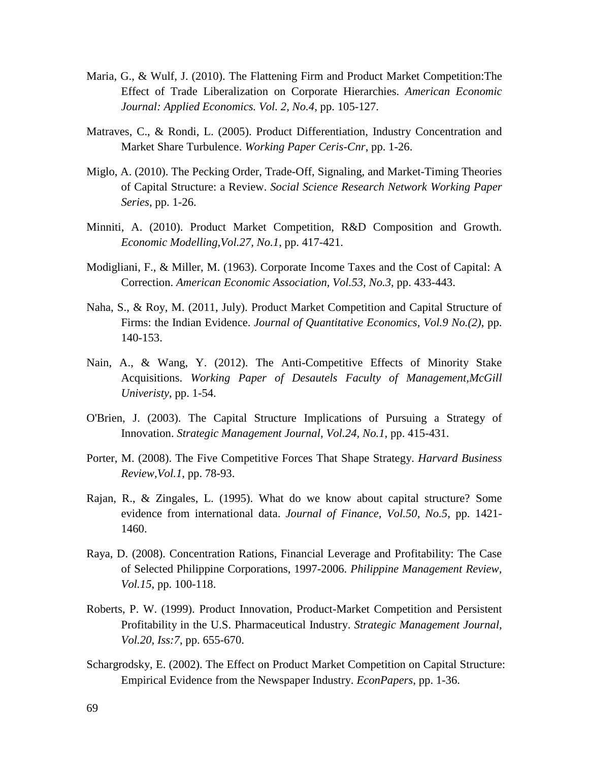Maria, G., & Wulf, J. (2010). The Flattening Firm and Product Market Competition:The Effect of Trade Liberalization on Corporate Hierarchies. *American Economic Journal: Applied Economics. Vol. 2, No.4*, pp. 105-127.

Matraves, C., & Rondi, L. (2005). Product Differentiation, Industry Concentration and Market Share Turbulence. *Working Paper Ceris-Cnr*, pp. 1-26.

Miglo, A. (2010). The Pecking Order, Trade-Off, Signaling, and Market-Timing Theories of Capital Structure: a Review. *Social Science Research Network Working Paper Series*, pp. 1-26.

Minniti, A. (2010). Product Market Competition, R&D Composition and Growth. *Economic Modelling,Vol.27, No.1*, pp. 417-421.

Modigliani, F., & Miller, M. (1963). Corporate Income Taxes and the Cost of Capital: A Correction. *American Economic Association, Vol.53, No.3*, pp. 433-443.

Naha, S., & Roy, M. (2011, July). Product Market Competition and Capital Structure of Firms: the Indian Evidence. *Journal of Quantitative Economics, Vol.9 No.(2)*, pp. 140-153.

Nain, A., & Wang, Y. (2012). The Anti-Competitive Effects of Minority Stake Acquisitions. *Working Paper of Desautels Faculty of Management,McGill Univeristy*, pp. 1-54.

O'Brien, J. (2003). The Capital Structure Implications of Pursuing a Strategy of Innovation. *Strategic Management Journal, Vol.24, No.1*, pp. 415-431.

Porter, M. (2008). The Five Competitive Forces That Shape Strategy. *Harvard Business Review,Vol.1*, pp. 78-93.

Rajan, R., & Zingales, L. (1995). What do we know about capital structure? Some evidence from international data. *Journal of Finance, Vol.50, No.5*, pp. 1421-1460.

Raya, D. (2008). Concentration Rations, Financial Leverage and Profitability: The Case of Selected Philippine Corporations, 1997-2006. *Philippine Management Review, Vol.15*, pp. 100-118.

Roberts, P. W. (1999). Product Innovation, Product-Market Competition and Persistent Profitability in the U.S. Pharmaceutical Industry. *Strategic Management Journal, Vol.20, Iss:7*, pp. 655-670.

Schargrodsky, E. (2002). The Effect on Product Market Competition on Capital Structure: Empirical Evidence from the Newspaper Industry. *EconPapers*, pp. 1-36.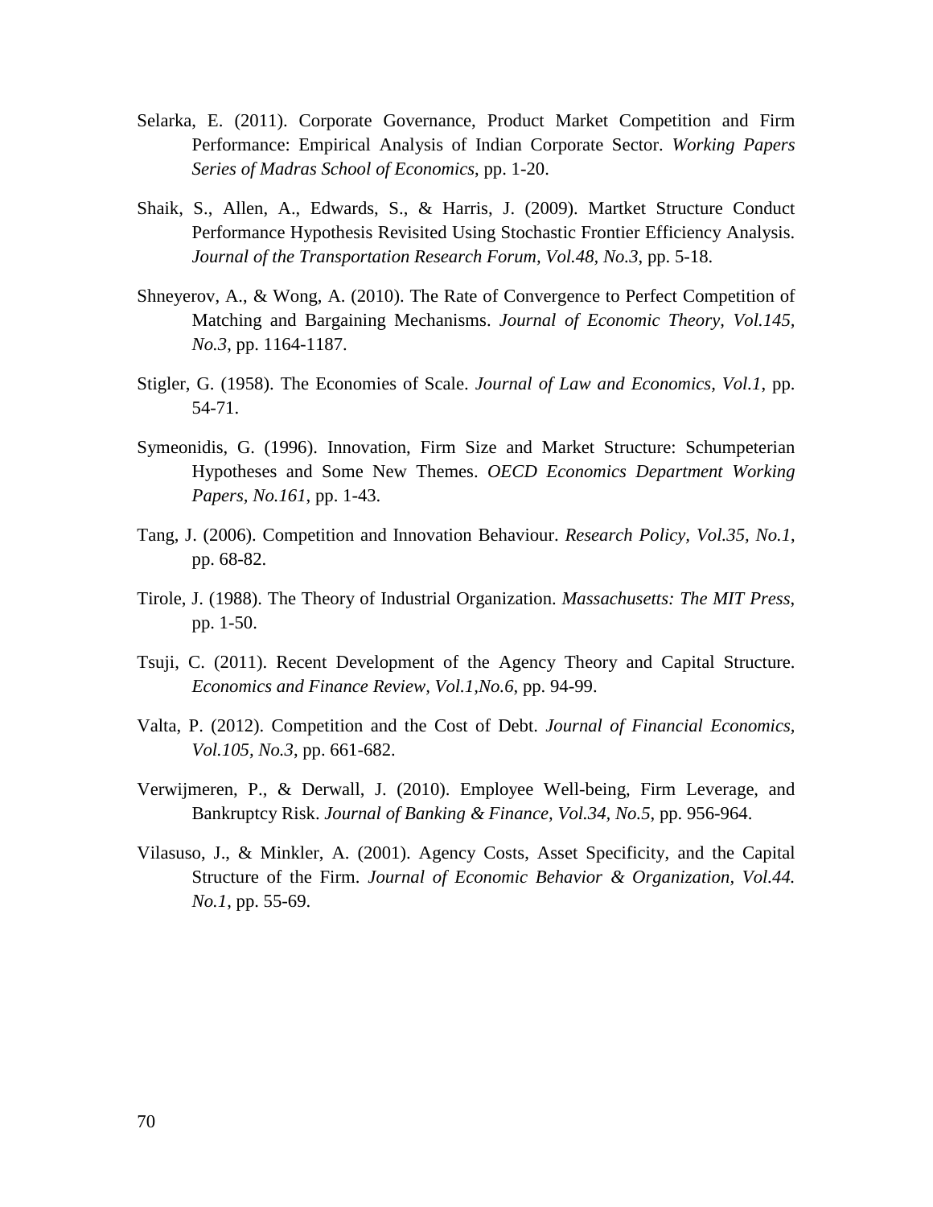Selarka, E. (2011). Corporate Governance, Product Market Competition and Firm Performance: Empirical Analysis of Indian Corporate Sector. *Working Papers Series of Madras School of Economics*, pp. 1-20.

Shaik, S., Allen, A., Edwards, S., & Harris, J. (2009). Martket Structure Conduct Performance Hypothesis Revisited Using Stochastic Frontier Efficiency Analysis. *Journal of the Transportation Research Forum, Vol.48, No.3*, pp. 5-18.

Shneyerov, A., & Wong, A. (2010). The Rate of Convergence to Perfect Competition of Matching and Bargaining Mechanisms. *Journal of Economic Theory, Vol.145, No.3*, pp. 1164-1187.

Stigler, G. (1958). The Economies of Scale. *Journal of Law and Economics, Vol.1*, pp. 54-71.

Symeonidis, G. (1996). Innovation, Firm Size and Market Structure: Schumpeterian Hypotheses and Some New Themes. *OECD Economics Department Working Papers, No.161*, pp. 1-43.

Tang, J. (2006). Competition and Innovation Behaviour. *Research Policy, Vol.35, No.1*, pp. 68-82.

Tirole, J. (1988). The Theory of Industrial Organization. *Massachusetts: The MIT Press*, pp. 1-50.

Tsuji, C. (2011). Recent Development of the Agency Theory and Capital Structure. *Economics and Finance Review, Vol.1,No.6*, pp. 94-99.

Valta, P. (2012). Competition and the Cost of Debt. *Journal of Financial Economics, Vol.105, No.3*, pp. 661-682.

Verwijmeren, P., & Derwall, J. (2010). Employee Well-being, Firm Leverage, and Bankruptcy Risk. *Journal of Banking & Finance, Vol.34, No.5*, pp. 956-964.

Vilasuso, J., & Minkler, A. (2001). Agency Costs, Asset Specificity, and the Capital Structure of the Firm. *Journal of Economic Behavior & Organization, Vol.44. No.1*, pp. 55-69.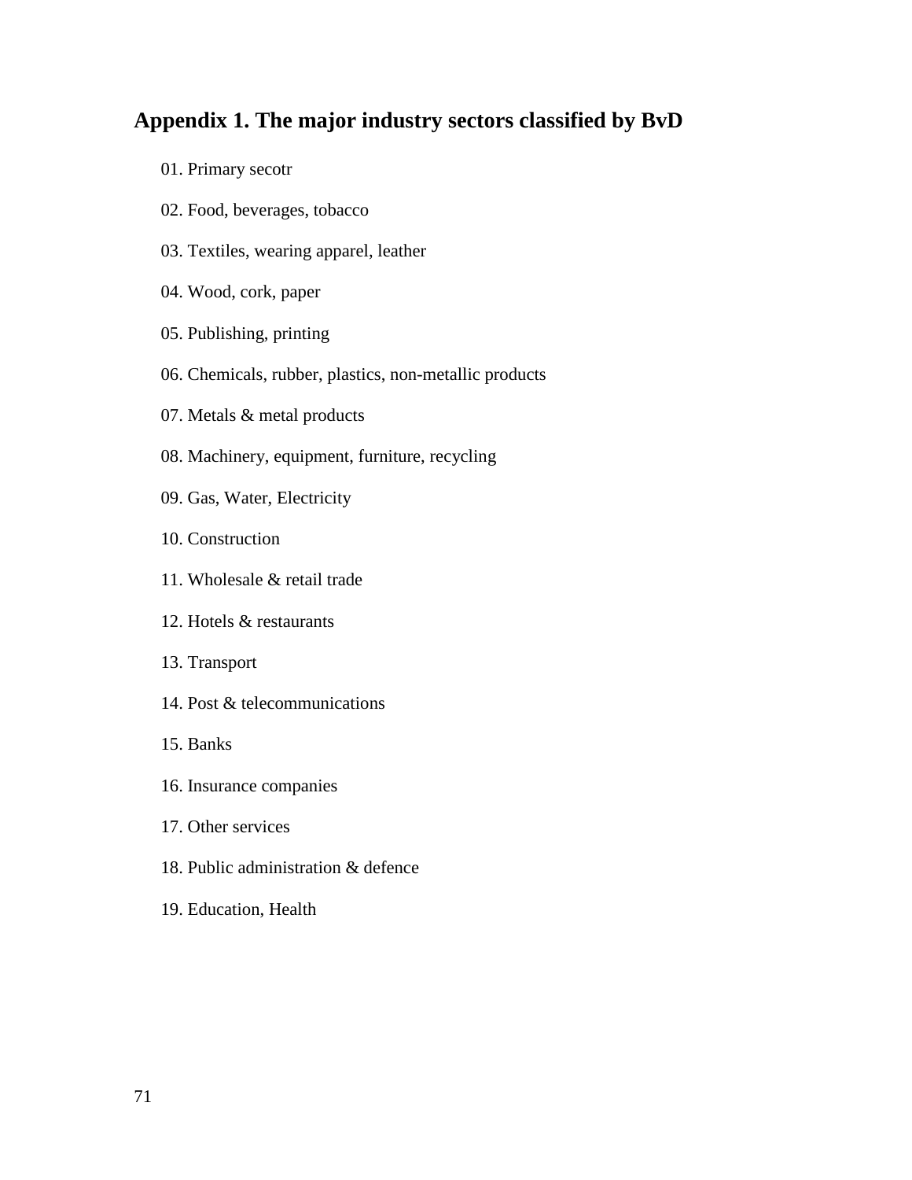## Appendix 1. The major industry sectors classified by BvD

01. Primary secotr

02. Food, beverages, tobacco

03. Textiles, wearing apparel, leather

04. Wood, cork, paper

05. Publishing, printing

06. Chemicals, rubber, plastics, non-metallic products

07. Metals & metal products

08. Machinery, equipment, furniture, recycling

09. Gas, Water, Electricity

10. Construction

11. Wholesale & retail trade

12. Hotels & restaurants

13. Transport

14. Post & telecommunications

15. Banks

16. Insurance companies

17. Other services

18. Public administration & defence

19. Education, Health